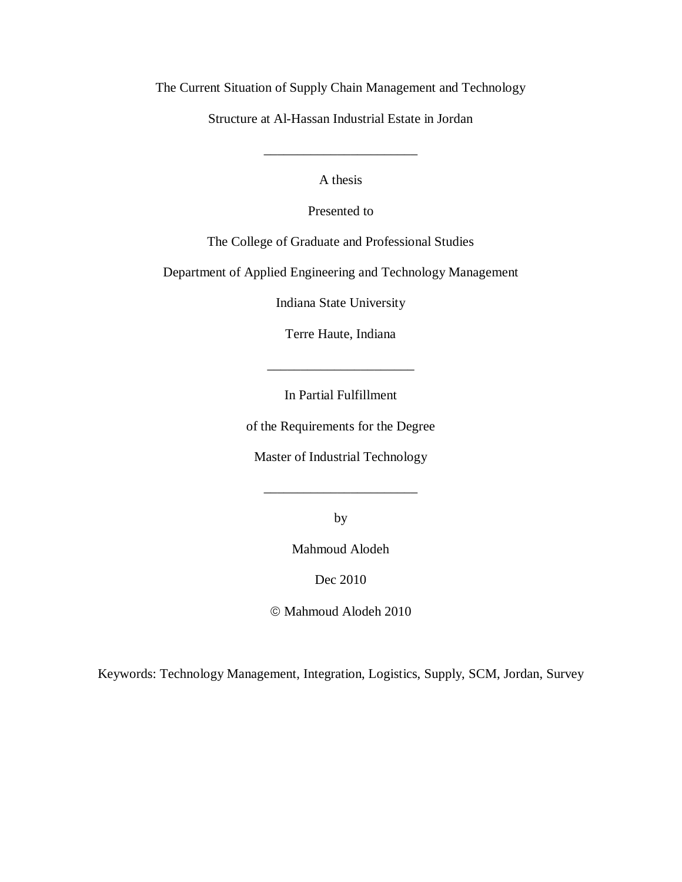# The Current Situation of Supply Chain Management and Technology Structure at Al-Hassan Industrial Estate in Jordan

---

A thesis

Presented to

The College of Graduate and Professional Studies

Department of Applied Engineering and Technology Management

Indiana State University

Terre Haute, Indiana

---

In Partial Fulfillment

of the Requirements for the Degree

Master of Industrial Technology

---

by

Mahmoud Alodeh

Dec 2010

© Mahmoud Alodeh 2010

Keywords: Technology Management, Integration, Logistics, Supply, SCM, Jordan, Survey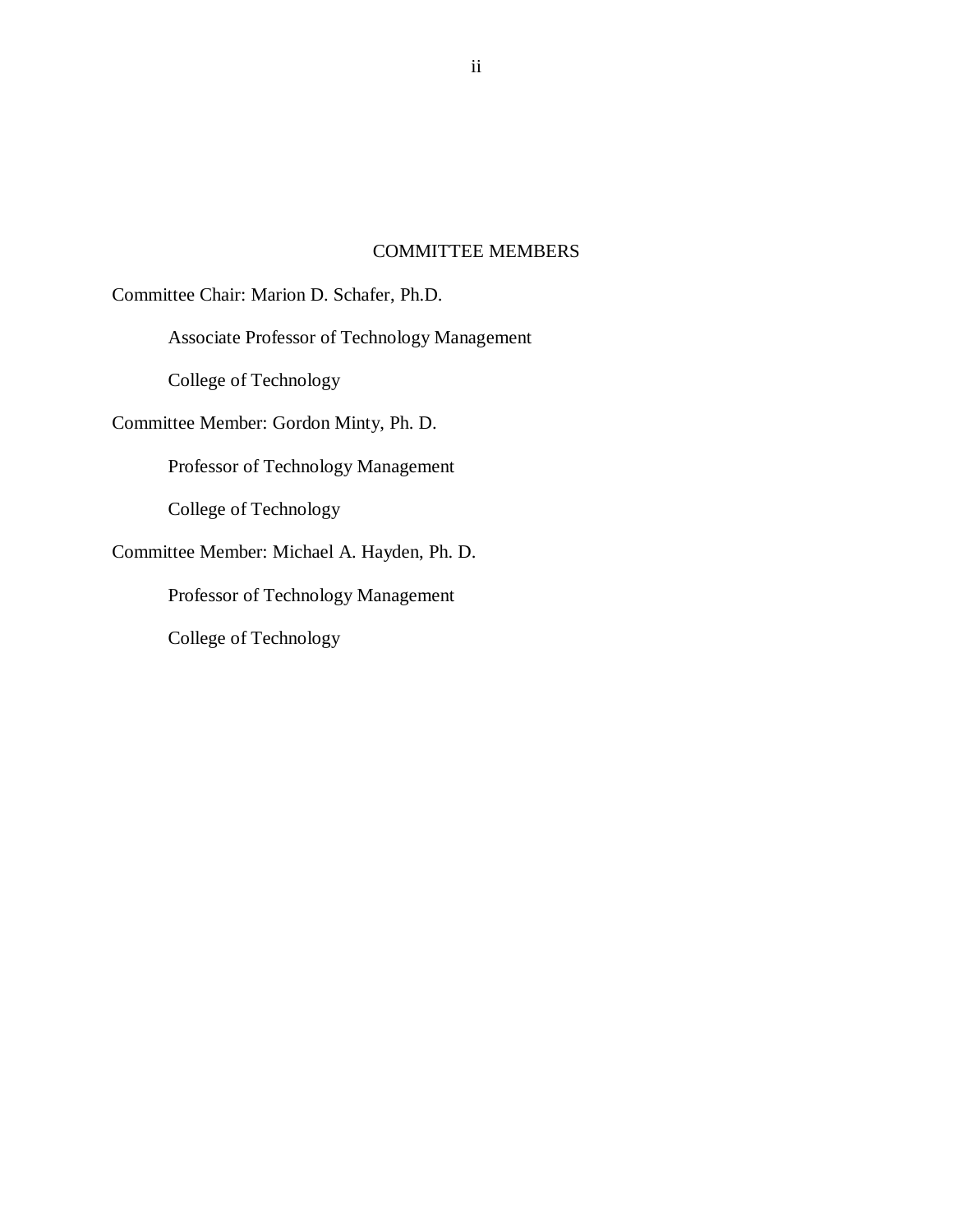# COMMITTEE MEMBERS

Committee Chair: Marion D. Schafer, Ph.D.

Associate Professor of Technology Management

College of Technology

Committee Member: Gordon Minty, Ph. D.

Professor of Technology Management

College of Technology

Committee Member: Michael A. Hayden, Ph. D.

Professor of Technology Management

College of Technology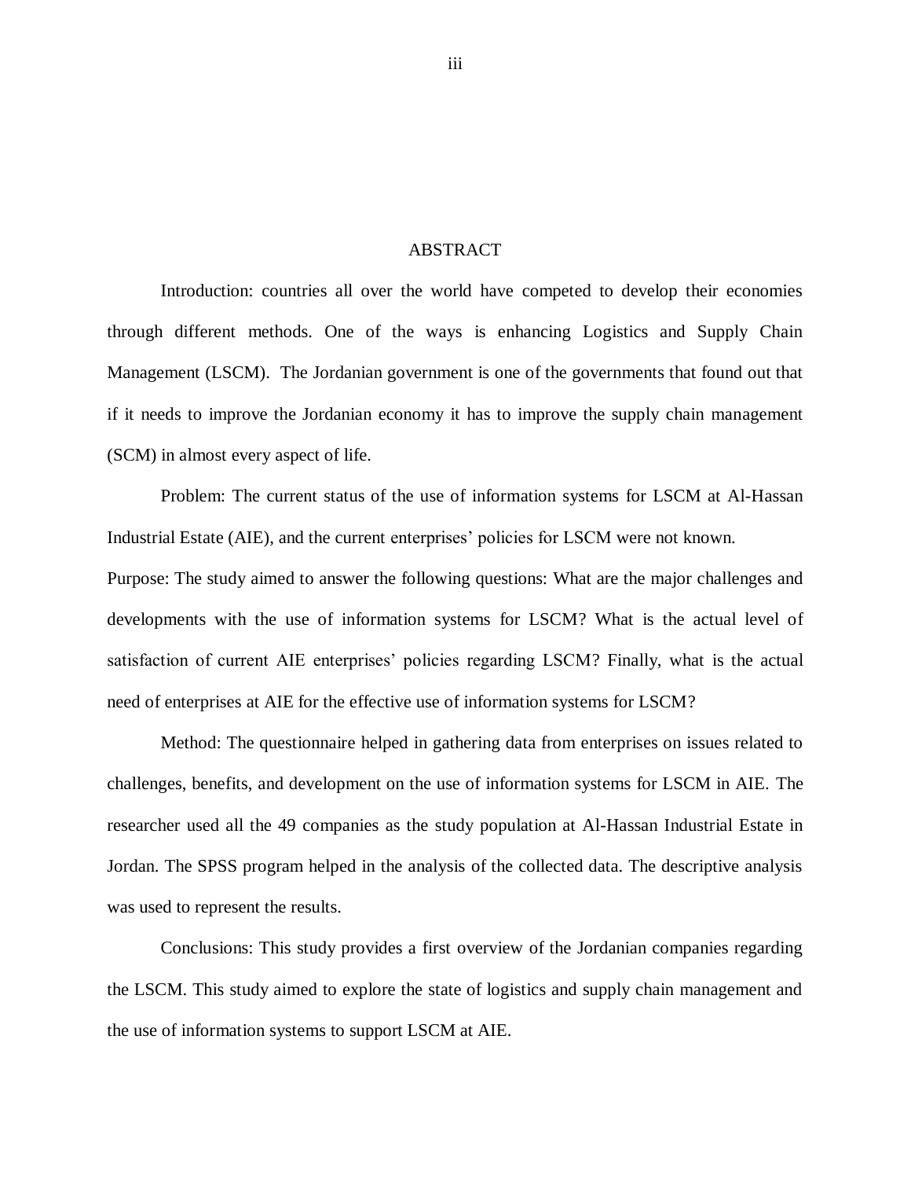# ABSTRACT

Introduction: countries all over the world have competed to develop their economies through different methods. One of the ways is enhancing Logistics and Supply Chain Management (LSCM). The Jordanian government is one of the governments that found out that if it needs to improve the Jordanian economy it has to improve the supply chain management (SCM) in almost every aspect of life.

Problem: The current status of the use of information systems for LSCM at Al-Hassan Industrial Estate (AIE), and the current enterprises' policies for LSCM were not known.

Purpose: The study aimed to answer the following questions: What are the major challenges and developments with the use of information systems for LSCM? What is the actual level of satisfaction of current AIE enterprises' policies regarding LSCM? Finally, what is the actual need of enterprises at AIE for the effective use of information systems for LSCM?

Method: The questionnaire helped in gathering data from enterprises on issues related to challenges, benefits, and development on the use of information systems for LSCM in AIE. The researcher used all the 49 companies as the study population at Al-Hassan Industrial Estate in Jordan. The SPSS program helped in the analysis of the collected data. The descriptive analysis was used to represent the results.

Conclusions: This study provides a first overview of the Jordanian companies regarding the LSCM. This study aimed to explore the state of logistics and supply chain management and the use of information systems to support LSCM at AIE.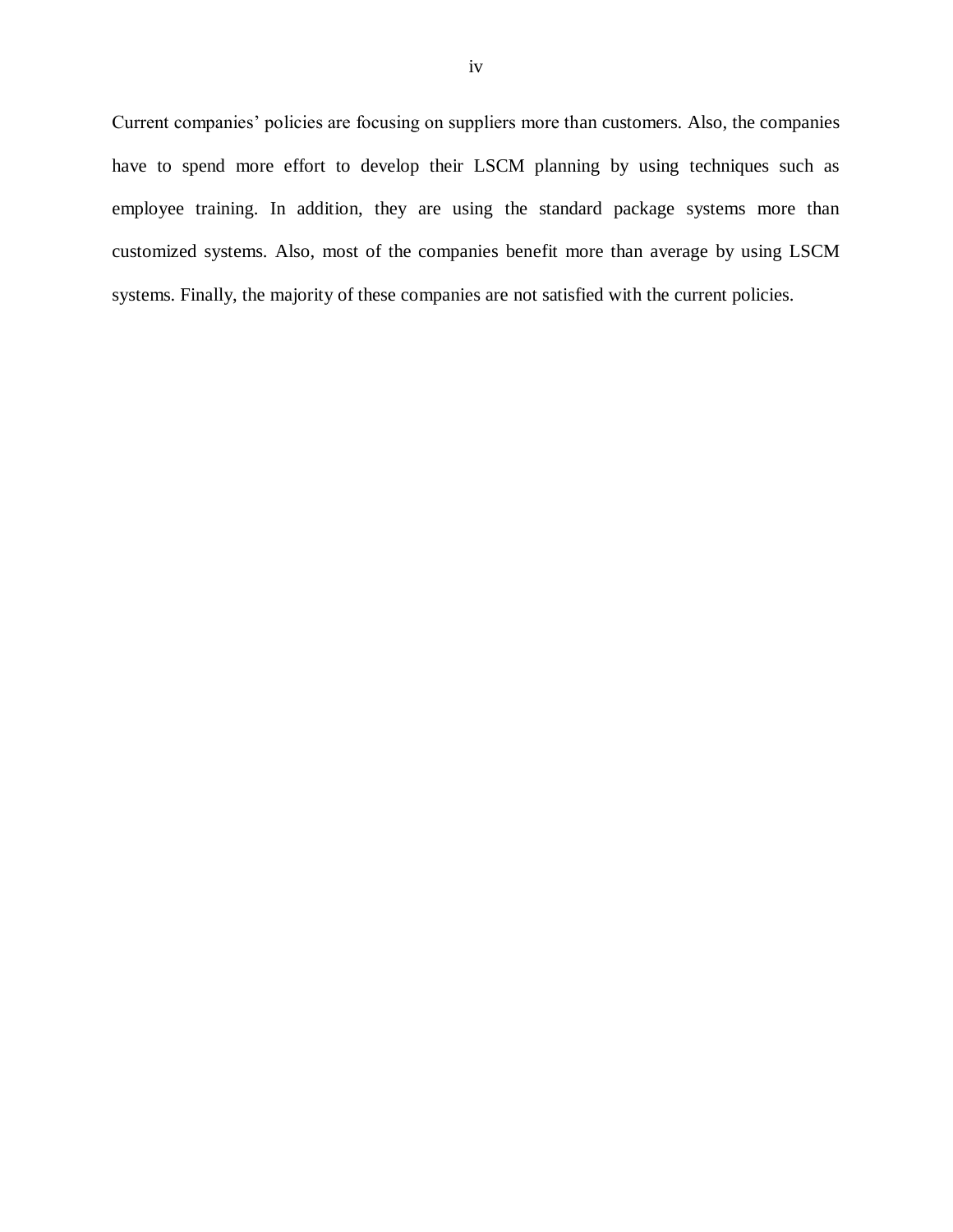Current companies' policies are focusing on suppliers more than customers. Also, the companies have to spend more effort to develop their LSCM planning by using techniques such as employee training. In addition, they are using the standard package systems more than customized systems. Also, most of the companies benefit more than average by using LSCM systems. Finally, the majority of these companies are not satisfied with the current policies.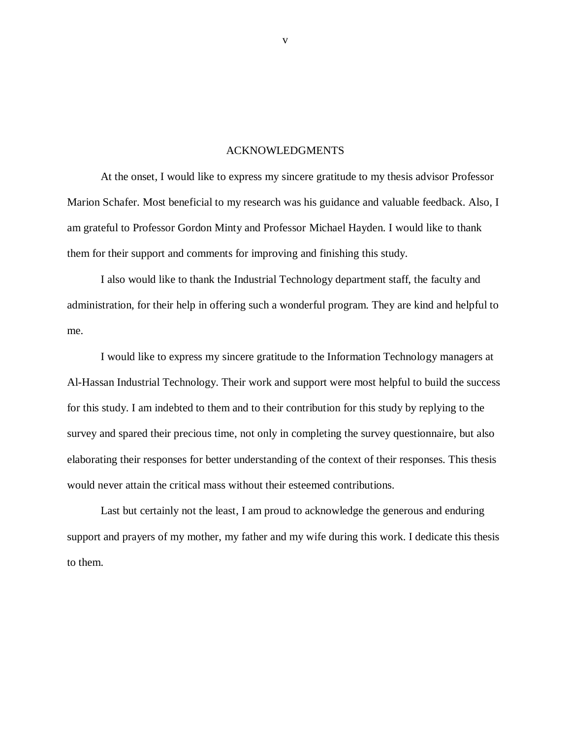# ACKNOWLEDGMENTS

At the onset, I would like to express my sincere gratitude to my thesis advisor Professor Marion Schafer. Most beneficial to my research was his guidance and valuable feedback. Also, I am grateful to Professor Gordon Minty and Professor Michael Hayden. I would like to thank them for their support and comments for improving and finishing this study.

I also would like to thank the Industrial Technology department staff, the faculty and administration, for their help in offering such a wonderful program. They are kind and helpful to me.

I would like to express my sincere gratitude to the Information Technology managers at Al-Hassan Industrial Technology. Their work and support were most helpful to build the success for this study. I am indebted to them and to their contribution for this study by replying to the survey and spared their precious time, not only in completing the survey questionnaire, but also elaborating their responses for better understanding of the context of their responses. This thesis would never attain the critical mass without their esteemed contributions.

Last but certainly not the least, I am proud to acknowledge the generous and enduring support and prayers of my mother, my father and my wife during this work. I dedicate this thesis to them.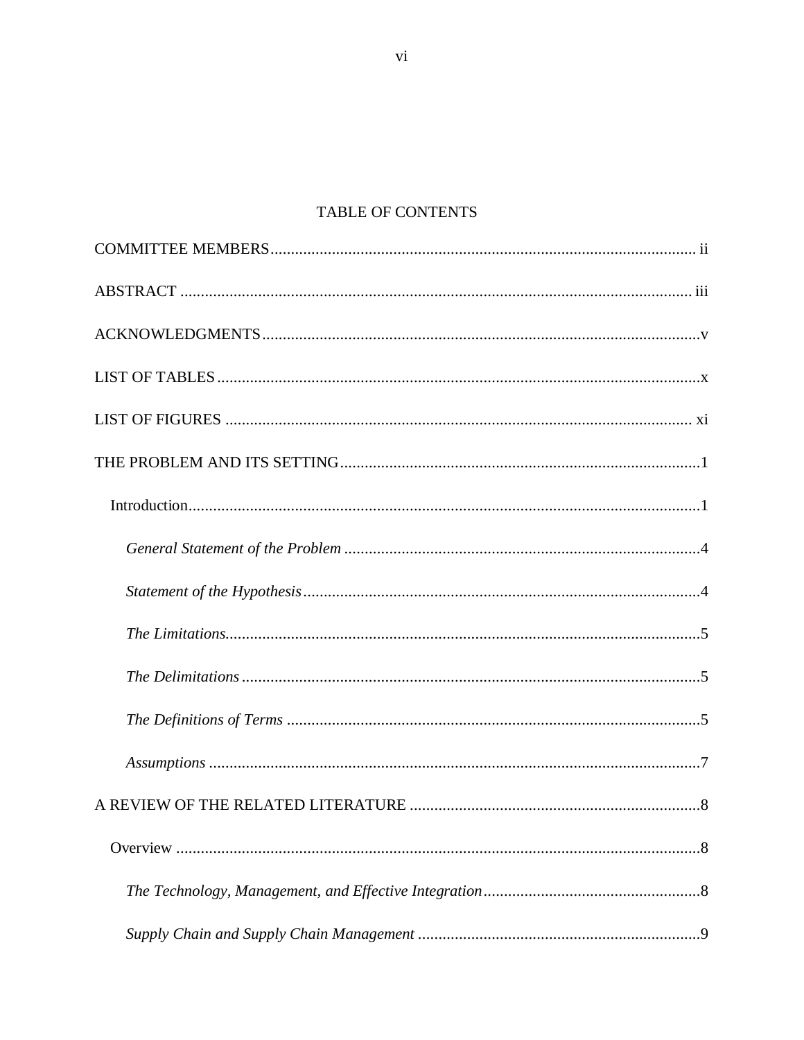# TABLE OF CONTENTS

COMMITTEE MEMBERS........................................................................................................ ii

ABSTRACT ............................................................................................................................ iii

ACKNOWLEDGMENTS..........................................................................................................v

LIST OF TABLES.....................................................................................................................x

LIST OF FIGURES ................................................................................................................. xi

THE PROBLEM AND ITS SETTING........................................................................................1

Introduction............................................................................................................................1

*General Statement of the Problem* .......................................................................................4

*Statement of the Hypothesis*................................................................................................4

*The Limitations*....................................................................................................................5

*The Delimitations*................................................................................................................5

*The Definitions of Terms* .....................................................................................................5

*Assumptions* ........................................................................................................................7

A REVIEW OF THE RELATED LITERATURE ......................................................................8

Overview ................................................................................................................................8

*The Technology, Management, and Effective Integration*.....................................................8

*Supply Chain and Supply Chain Management* .....................................................................9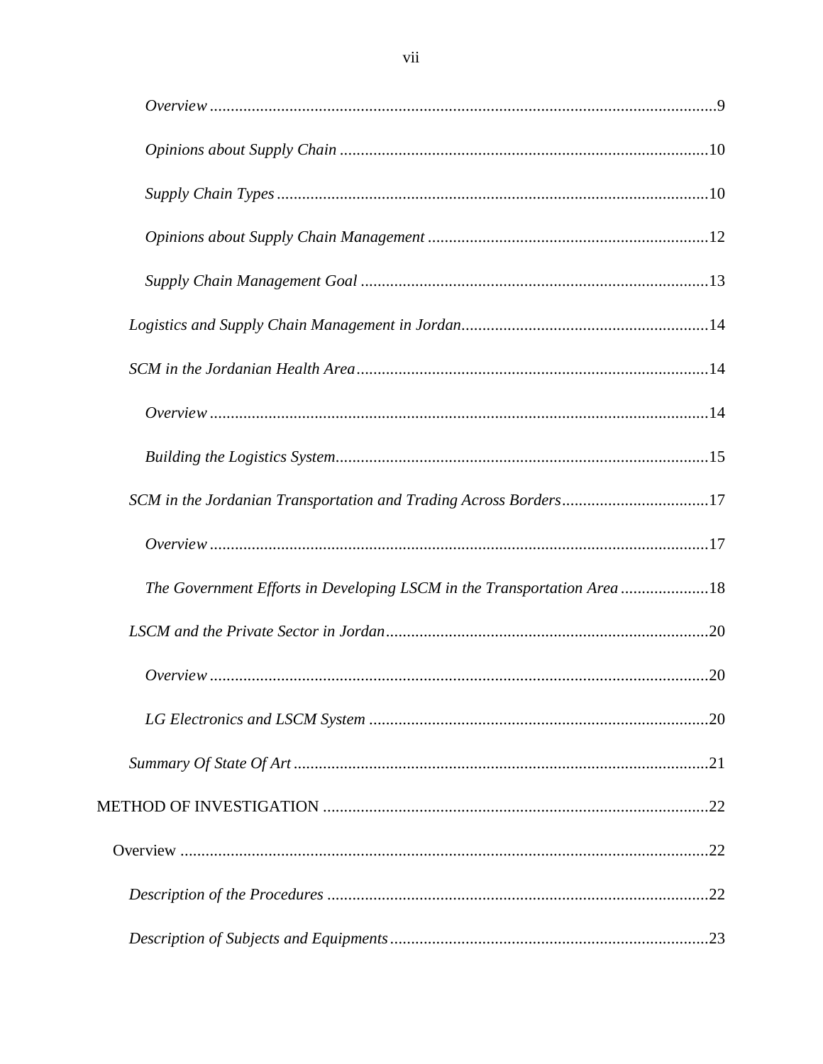*Overview* ........................................................................................................................9

*Opinions about Supply Chain* .......................................................................................10

*Supply Chain Types* ......................................................................................................10

*Opinions about Supply Chain Management* ..................................................................12

*Supply Chain Management Goal* ..................................................................................13

*Logistics and Supply Chain Management in Jordan*..........................................................14

*SCM in the Jordanian Health Area*...................................................................................14

*Overview* .......................................................................................................................14

*Building the Logistics System*........................................................................................15

*SCM in the Jordanian Transportation and Trading Across Borders*...................................17

*Overview* .......................................................................................................................17

*The Government Efforts in Developing LSCM in the Transportation Area* .....................18

*LSCM and the Private Sector in Jordan*............................................................................20

*Overview* .......................................................................................................................20

*LG Electronics and LSCM System* .................................................................................20

*Summary Of State Of Art* ..................................................................................................21

METHOD OF INVESTIGATION ...........................................................................................22

Overview .............................................................................................................................22

*Description of the Procedures* ..........................................................................................22

*Description of Subjects and Equipments*...........................................................................23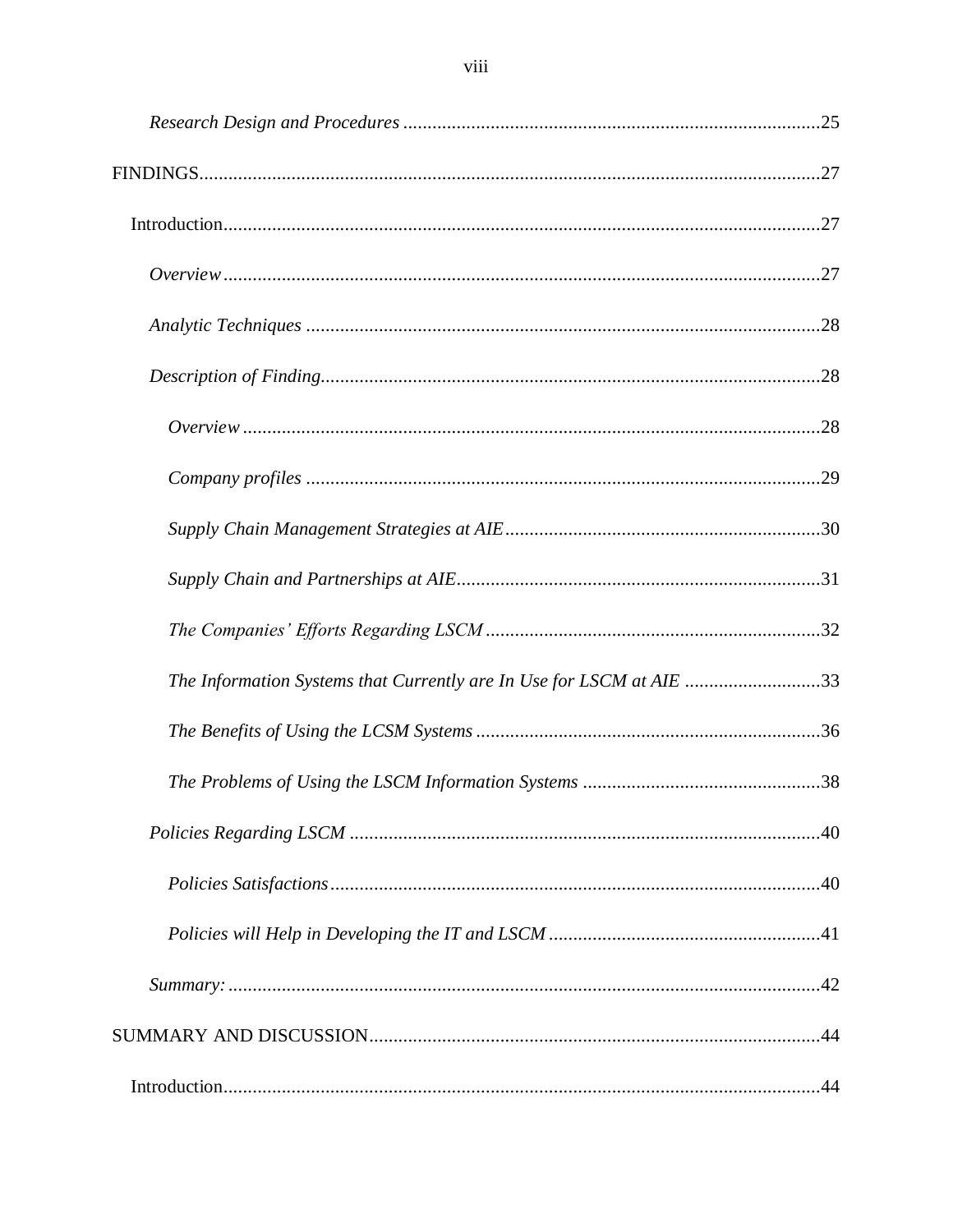*Research Design and Procedures* .......... 25

FINDINGS .......... 27

Introduction .......... 27

*Overview* .......... 27

*Analytic Techniques* .......... 28

*Description of Finding* .......... 28

*Overview* .......... 28

*Company profiles* .......... 29

*Supply Chain Management Strategies at AIE* .......... 30

*Supply Chain and Partnerships at AIE* .......... 31

*The Companies' Efforts Regarding LSCM* .......... 32

*The Information Systems that Currently are In Use for LSCM at AIE* .......... 33

*The Benefits of Using the LCSM Systems* .......... 36

*The Problems of Using the LSCM Information Systems* .......... 38

*Policies Regarding LSCM* .......... 40

*Policies Satisfactions* .......... 40

*Policies will Help in Developing the IT and LSCM* .......... 41

*Summary:* .......... 42

SUMMARY AND DISCUSSION .......... 44

Introduction .......... 44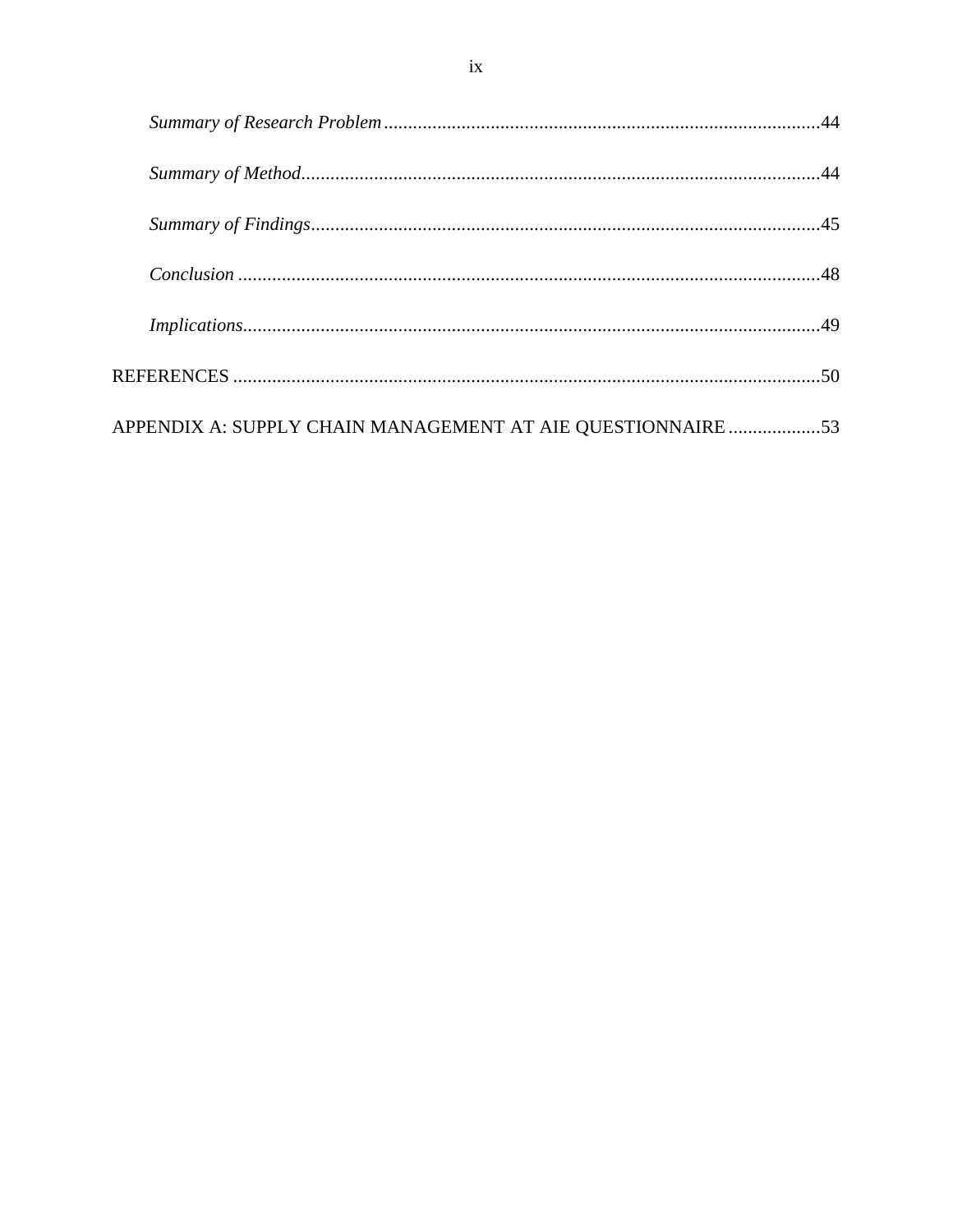*Summary of Research Problem* .......... 44

*Summary of Method* .......... 44

*Summary of Findings* .......... 45

*Conclusion* .......... 48

*Implications* .......... 49

REFERENCES .......... 50

APPENDIX A: SUPPLY CHAIN MANAGEMENT AT AIE QUESTIONNAIRE .......... 53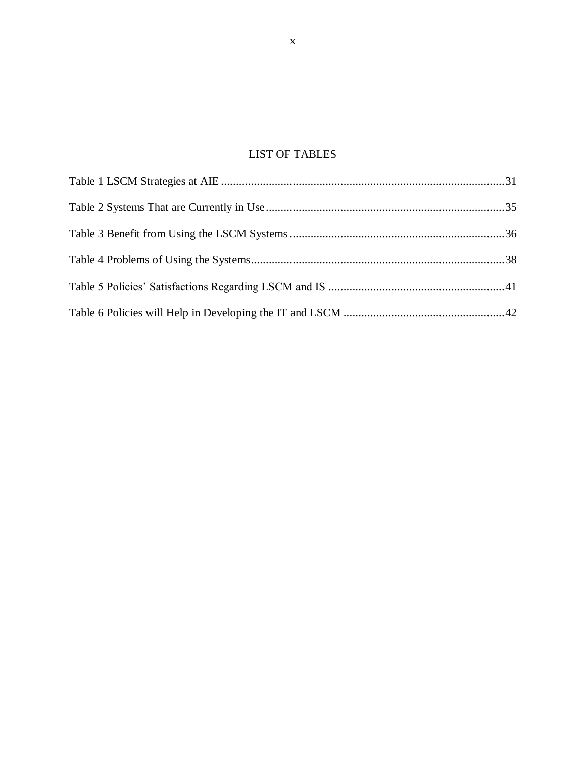# LIST OF TABLES

Table 1 LSCM Strategies at AIE ............................................................................................31

Table 2 Systems That are Currently in Use ..............................................................................35

Table 3 Benefit from Using the LSCM Systems .......................................................................36

Table 4 Problems of Using the Systems ....................................................................................38

Table 5 Policies' Satisfactions Regarding LSCM and IS ..........................................................41

Table 6 Policies will Help in Developing the IT and LSCM .....................................................42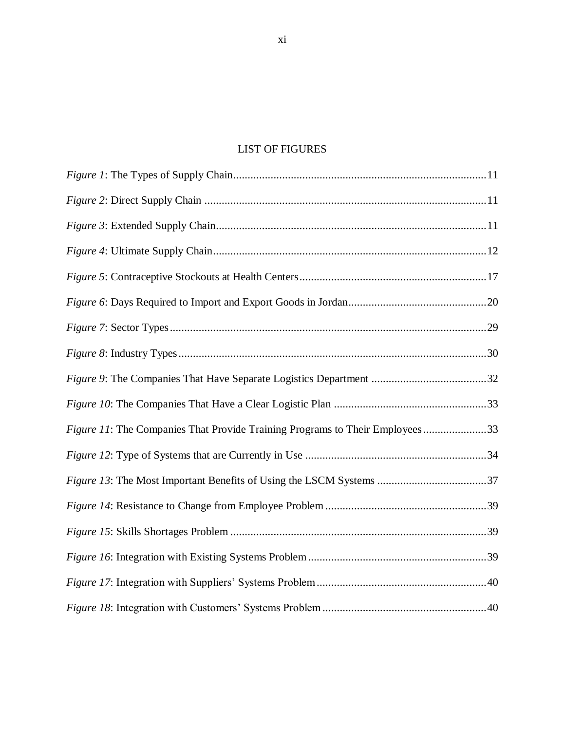# LIST OF FIGURES

*Figure 1*: The Types of Supply Chain ........................................ 11

*Figure 2*: Direct Supply Chain ........................................ 11

*Figure 3*: Extended Supply Chain ........................................ 11

*Figure 4*: Ultimate Supply Chain ........................................ 12

*Figure 5*: Contraceptive Stockouts at Health Centers ........................................ 17

*Figure 6*: Days Required to Import and Export Goods in Jordan ........................................ 20

*Figure 7*: Sector Types ........................................ 29

*Figure 8*: Industry Types ........................................ 30

*Figure 9*: The Companies That Have Separate Logistics Department ........................................ 32

*Figure 10*: The Companies That Have a Clear Logistic Plan ........................................ 33

*Figure 11*: The Companies That Provide Training Programs to Their Employees ........................................ 33

*Figure 12*: Type of Systems that are Currently in Use ........................................ 34

*Figure 13*: The Most Important Benefits of Using the LSCM Systems ........................................ 37

*Figure 14*: Resistance to Change from Employee Problem ........................................ 39

*Figure 15*: Skills Shortages Problem ........................................ 39

*Figure 16*: Integration with Existing Systems Problem ........................................ 39

*Figure 17*: Integration with Suppliers' Systems Problem ........................................ 40

*Figure 18*: Integration with Customers' Systems Problem ........................................ 40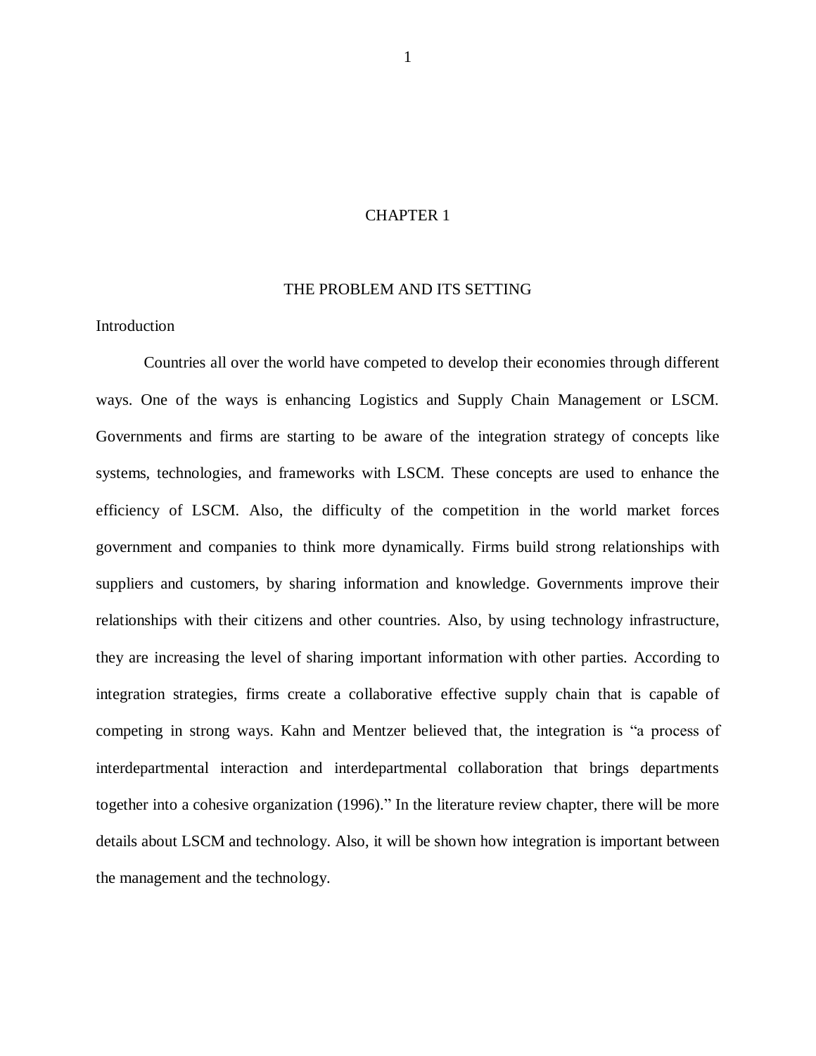# CHAPTER 1

## THE PROBLEM AND ITS SETTING

### Introduction

Countries all over the world have competed to develop their economies through different ways. One of the ways is enhancing Logistics and Supply Chain Management or LSCM. Governments and firms are starting to be aware of the integration strategy of concepts like systems, technologies, and frameworks with LSCM. These concepts are used to enhance the efficiency of LSCM. Also, the difficulty of the competition in the world market forces government and companies to think more dynamically. Firms build strong relationships with suppliers and customers, by sharing information and knowledge. Governments improve their relationships with their citizens and other countries. Also, by using technology infrastructure, they are increasing the level of sharing important information with other parties. According to integration strategies, firms create a collaborative effective supply chain that is capable of competing in strong ways. Kahn and Mentzer believed that, the integration is "a process of interdepartmental interaction and interdepartmental collaboration that brings departments together into a cohesive organization (1996)." In the literature review chapter, there will be more details about LSCM and technology. Also, it will be shown how integration is important between the management and the technology.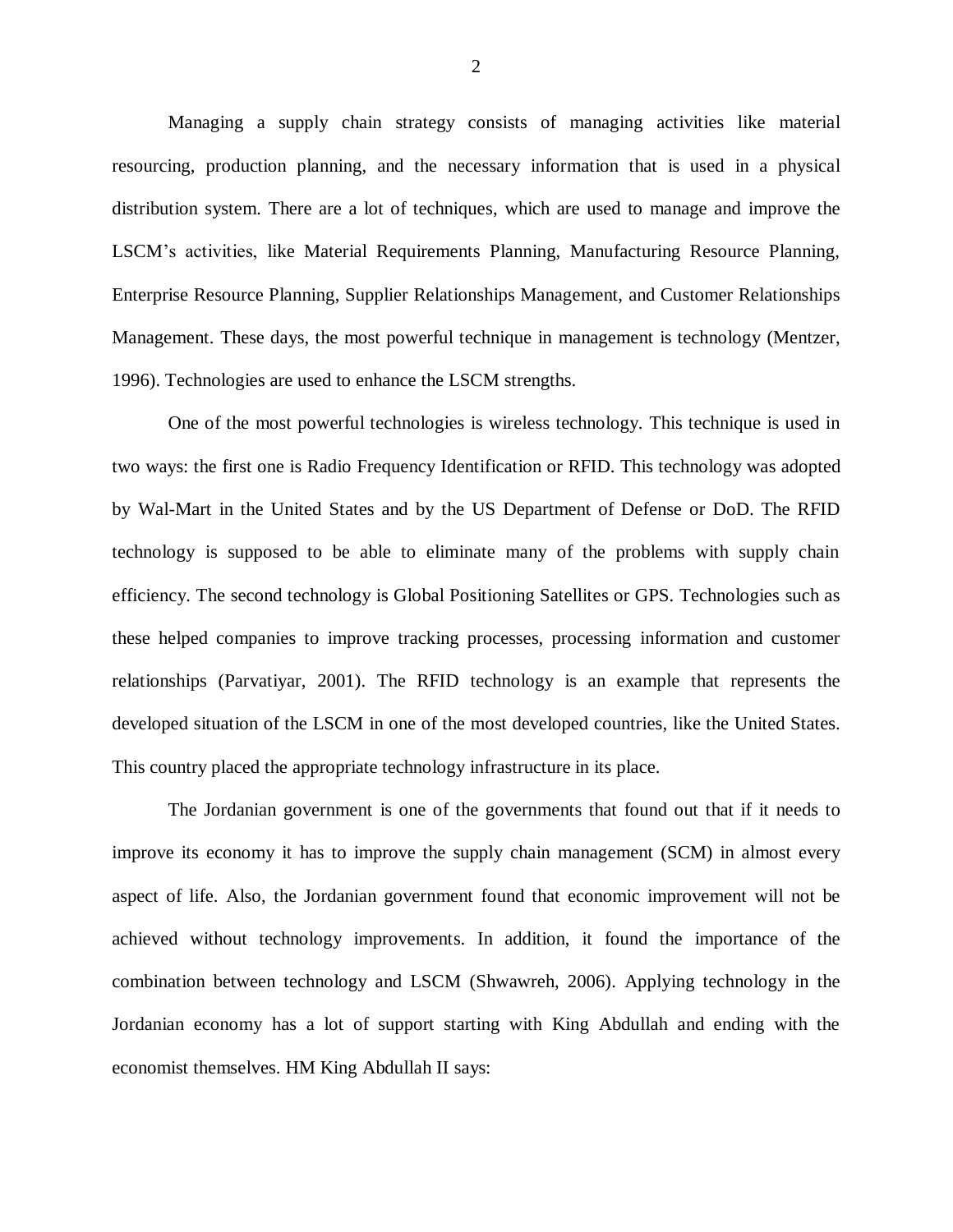Managing a supply chain strategy consists of managing activities like material resourcing, production planning, and the necessary information that is used in a physical distribution system. There are a lot of techniques, which are used to manage and improve the LSCM's activities, like Material Requirements Planning, Manufacturing Resource Planning, Enterprise Resource Planning, Supplier Relationships Management, and Customer Relationships Management. These days, the most powerful technique in management is technology (Mentzer, 1996). Technologies are used to enhance the LSCM strengths.

One of the most powerful technologies is wireless technology. This technique is used in two ways: the first one is Radio Frequency Identification or RFID. This technology was adopted by Wal-Mart in the United States and by the US Department of Defense or DoD. The RFID technology is supposed to be able to eliminate many of the problems with supply chain efficiency. The second technology is Global Positioning Satellites or GPS. Technologies such as these helped companies to improve tracking processes, processing information and customer relationships (Parvatiyar, 2001). The RFID technology is an example that represents the developed situation of the LSCM in one of the most developed countries, like the United States. This country placed the appropriate technology infrastructure in its place.

The Jordanian government is one of the governments that found out that if it needs to improve its economy it has to improve the supply chain management (SCM) in almost every aspect of life. Also, the Jordanian government found that economic improvement will not be achieved without technology improvements. In addition, it found the importance of the combination between technology and LSCM (Shwawreh, 2006). Applying technology in the Jordanian economy has a lot of support starting with King Abdullah and ending with the economist themselves. HM King Abdullah II says: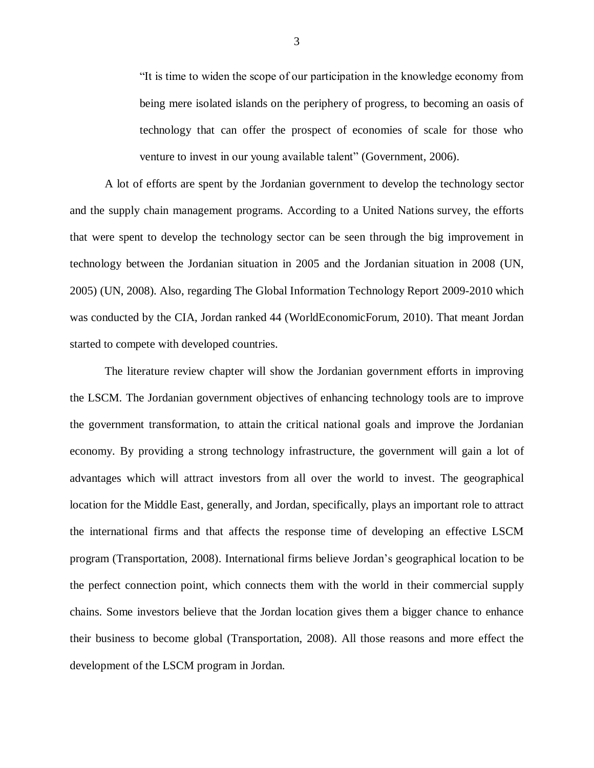> "It is time to widen the scope of our participation in the knowledge economy from being mere isolated islands on the periphery of progress, to becoming an oasis of technology that can offer the prospect of economies of scale for those who venture to invest in our young available talent" (Government, 2006).

A lot of efforts are spent by the Jordanian government to develop the technology sector and the supply chain management programs. According to a United Nations survey, the efforts that were spent to develop the technology sector can be seen through the big improvement in technology between the Jordanian situation in 2005 and the Jordanian situation in 2008 (UN, 2005) (UN, 2008). Also, regarding The Global Information Technology Report 2009-2010 which was conducted by the CIA, Jordan ranked 44 (WorldEconomicForum, 2010). That meant Jordan started to compete with developed countries.

The literature review chapter will show the Jordanian government efforts in improving the LSCM. The Jordanian government objectives of enhancing technology tools are to improve the government transformation, to attain the critical national goals and improve the Jordanian economy. By providing a strong technology infrastructure, the government will gain a lot of advantages which will attract investors from all over the world to invest. The geographical location for the Middle East, generally, and Jordan, specifically, plays an important role to attract the international firms and that affects the response time of developing an effective LSCM program (Transportation, 2008). International firms believe Jordan's geographical location to be the perfect connection point, which connects them with the world in their commercial supply chains. Some investors believe that the Jordan location gives them a bigger chance to enhance their business to become global (Transportation, 2008). All those reasons and more effect the development of the LSCM program in Jordan.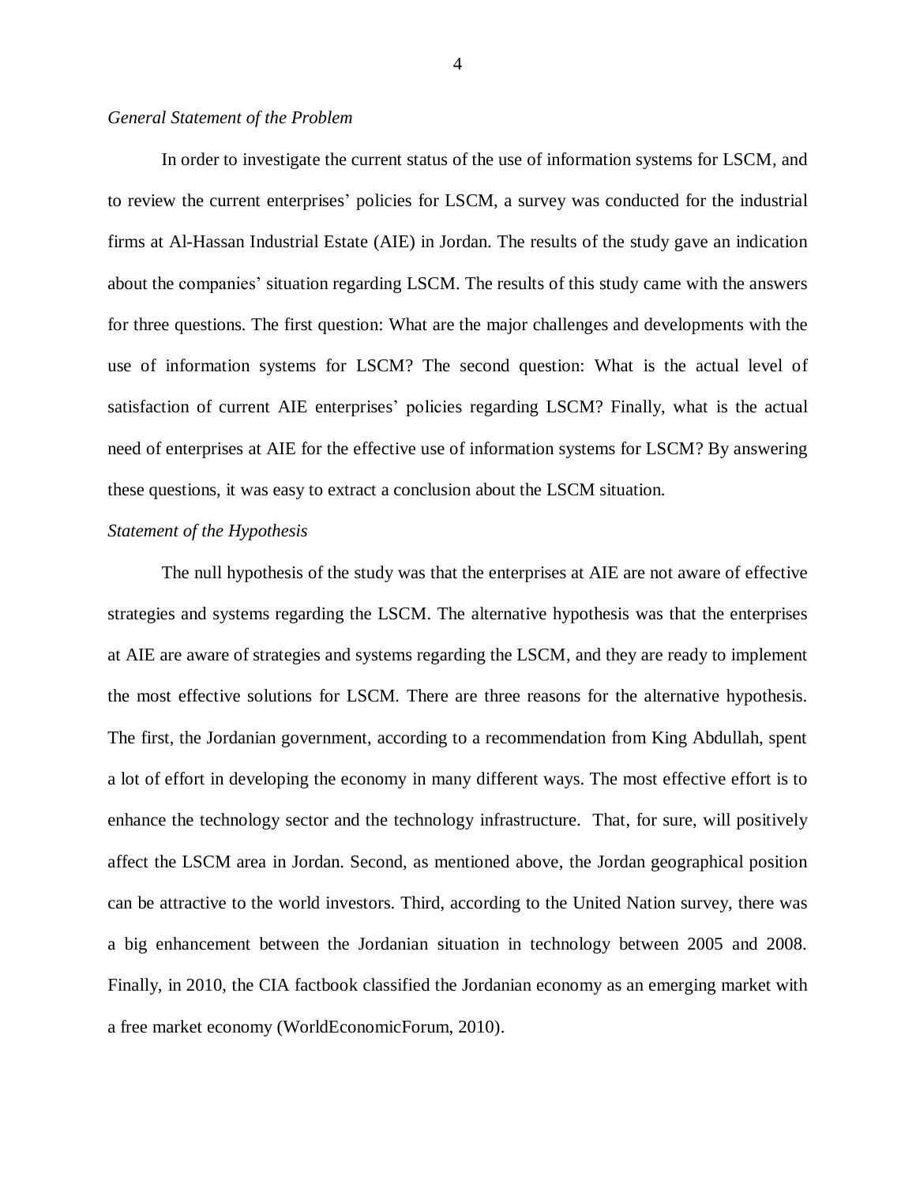*General Statement of the Problem*

In order to investigate the current status of the use of information systems for LSCM, and to review the current enterprises' policies for LSCM, a survey was conducted for the industrial firms at Al-Hassan Industrial Estate (AIE) in Jordan. The results of the study gave an indication about the companies' situation regarding LSCM. The results of this study came with the answers for three questions. The first question: What are the major challenges and developments with the use of information systems for LSCM? The second question: What is the actual level of satisfaction of current AIE enterprises' policies regarding LSCM? Finally, what is the actual need of enterprises at AIE for the effective use of information systems for LSCM? By answering these questions, it was easy to extract a conclusion about the LSCM situation.

*Statement of the Hypothesis*

The null hypothesis of the study was that the enterprises at AIE are not aware of effective strategies and systems regarding the LSCM. The alternative hypothesis was that the enterprises at AIE are aware of strategies and systems regarding the LSCM, and they are ready to implement the most effective solutions for LSCM. There are three reasons for the alternative hypothesis. The first, the Jordanian government, according to a recommendation from King Abdullah, spent a lot of effort in developing the economy in many different ways. The most effective effort is to enhance the technology sector and the technology infrastructure. That, for sure, will positively affect the LSCM area in Jordan. Second, as mentioned above, the Jordan geographical position can be attractive to the world investors. Third, according to the United Nation survey, there was a big enhancement between the Jordanian situation in technology between 2005 and 2008. Finally, in 2010, the CIA factbook classified the Jordanian economy as an emerging market with a free market economy (WorldEconomicForum, 2010).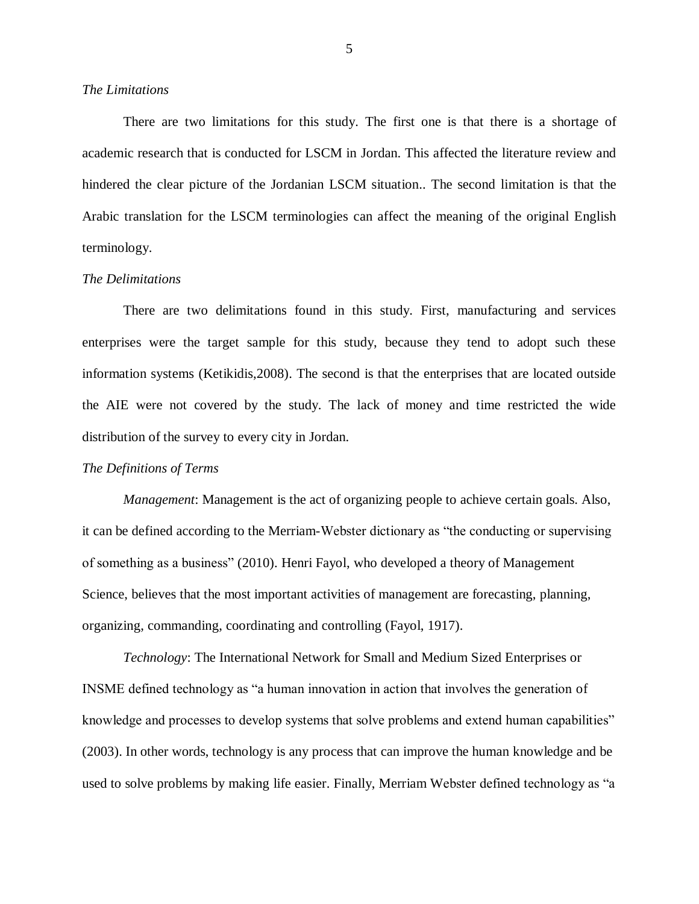*The Limitations*

There are two limitations for this study. The first one is that there is a shortage of academic research that is conducted for LSCM in Jordan. This affected the literature review and hindered the clear picture of the Jordanian LSCM situation.. The second limitation is that the Arabic translation for the LSCM terminologies can affect the meaning of the original English terminology.

*The Delimitations*

There are two delimitations found in this study. First, manufacturing and services enterprises were the target sample for this study, because they tend to adopt such these information systems (Ketikidis,2008). The second is that the enterprises that are located outside the AIE were not covered by the study. The lack of money and time restricted the wide distribution of the survey to every city in Jordan.

*The Definitions of Terms*

*Management*: Management is the act of organizing people to achieve certain goals. Also, it can be defined according to the Merriam-Webster dictionary as "the conducting or supervising of something as a business" (2010). Henri Fayol, who developed a theory of Management Science, believes that the most important activities of management are forecasting, planning, organizing, commanding, coordinating and controlling (Fayol, 1917).

*Technology*: The International Network for Small and Medium Sized Enterprises or INSME defined technology as "a human innovation in action that involves the generation of knowledge and processes to develop systems that solve problems and extend human capabilities" (2003). In other words, technology is any process that can improve the human knowledge and be used to solve problems by making life easier. Finally, Merriam Webster defined technology as "a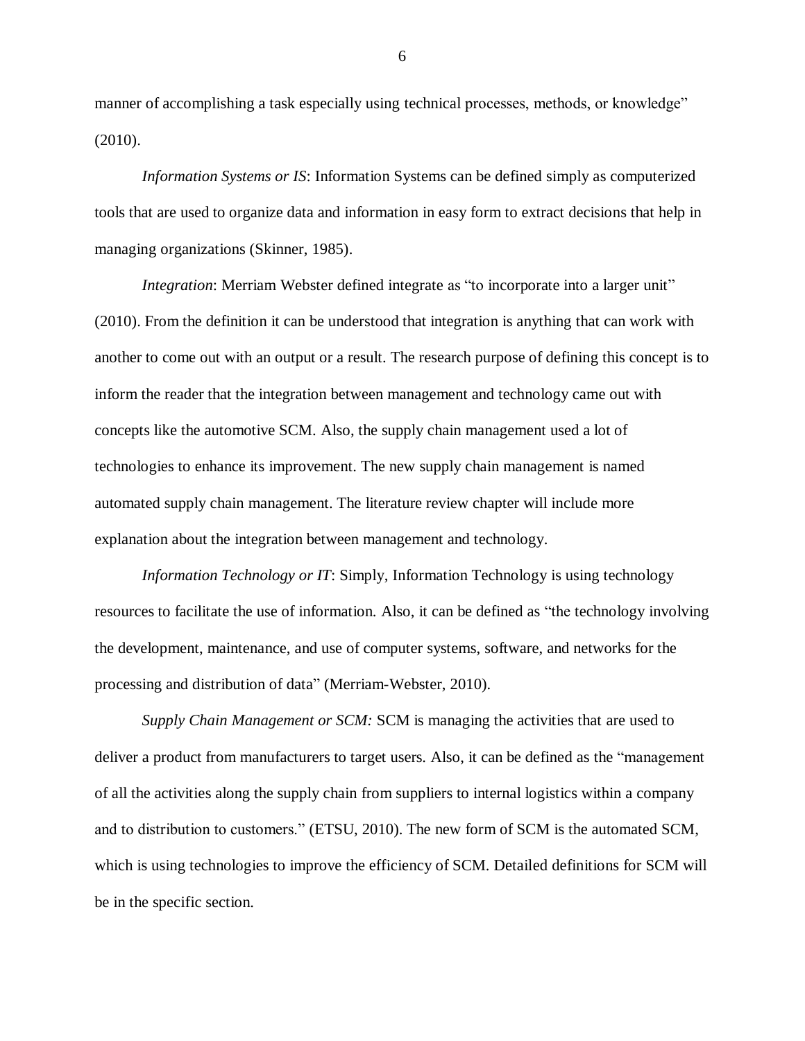manner of accomplishing a task especially using technical processes, methods, or knowledge" (2010).

*Information Systems or IS*: Information Systems can be defined simply as computerized tools that are used to organize data and information in easy form to extract decisions that help in managing organizations (Skinner, 1985).

*Integration*: Merriam Webster defined integrate as "to incorporate into a larger unit" (2010). From the definition it can be understood that integration is anything that can work with another to come out with an output or a result. The research purpose of defining this concept is to inform the reader that the integration between management and technology came out with concepts like the automotive SCM. Also, the supply chain management used a lot of technologies to enhance its improvement. The new supply chain management is named automated supply chain management. The literature review chapter will include more explanation about the integration between management and technology.

*Information Technology or IT*: Simply, Information Technology is using technology resources to facilitate the use of information. Also, it can be defined as "the technology involving the development, maintenance, and use of computer systems, software, and networks for the processing and distribution of data" (Merriam-Webster, 2010).

*Supply Chain Management or SCM:* SCM is managing the activities that are used to deliver a product from manufacturers to target users. Also, it can be defined as the "management of all the activities along the supply chain from suppliers to internal logistics within a company and to distribution to customers." (ETSU, 2010). The new form of SCM is the automated SCM, which is using technologies to improve the efficiency of SCM. Detailed definitions for SCM will be in the specific section.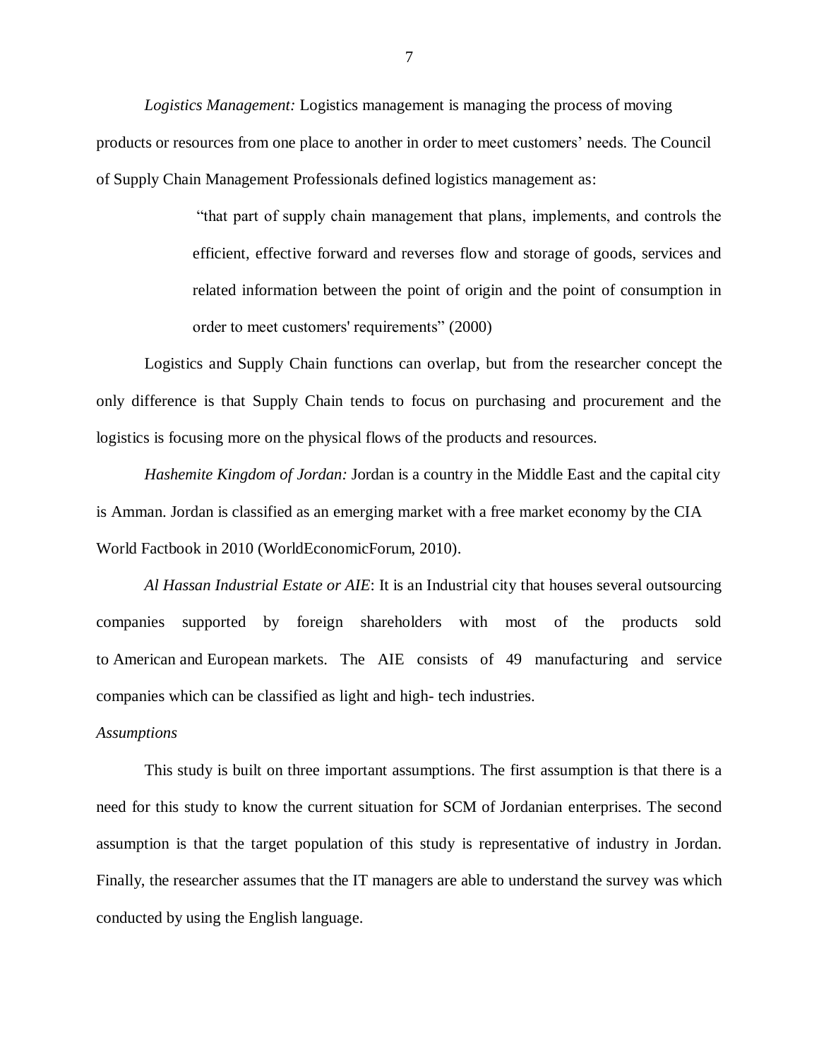*Logistics Management:* Logistics management is managing the process of moving products or resources from one place to another in order to meet customers' needs. The Council of Supply Chain Management Professionals defined logistics management as:

> "that part of supply chain management that plans, implements, and controls the efficient, effective forward and reverses flow and storage of goods, services and related information between the point of origin and the point of consumption in order to meet customers' requirements" (2000)

Logistics and Supply Chain functions can overlap, but from the researcher concept the only difference is that Supply Chain tends to focus on purchasing and procurement and the logistics is focusing more on the physical flows of the products and resources.

*Hashemite Kingdom of Jordan:* Jordan is a country in the Middle East and the capital city is Amman. Jordan is classified as an emerging market with a free market economy by the CIA World Factbook in 2010 (WorldEconomicForum, 2010).

*Al Hassan Industrial Estate or AIE*: It is an Industrial city that houses several outsourcing companies supported by foreign shareholders with most of the products sold to American and European markets. The AIE consists of 49 manufacturing and service companies which can be classified as light and high- tech industries.

*Assumptions*

This study is built on three important assumptions. The first assumption is that there is a need for this study to know the current situation for SCM of Jordanian enterprises. The second assumption is that the target population of this study is representative of industry in Jordan. Finally, the researcher assumes that the IT managers are able to understand the survey was which conducted by using the English language.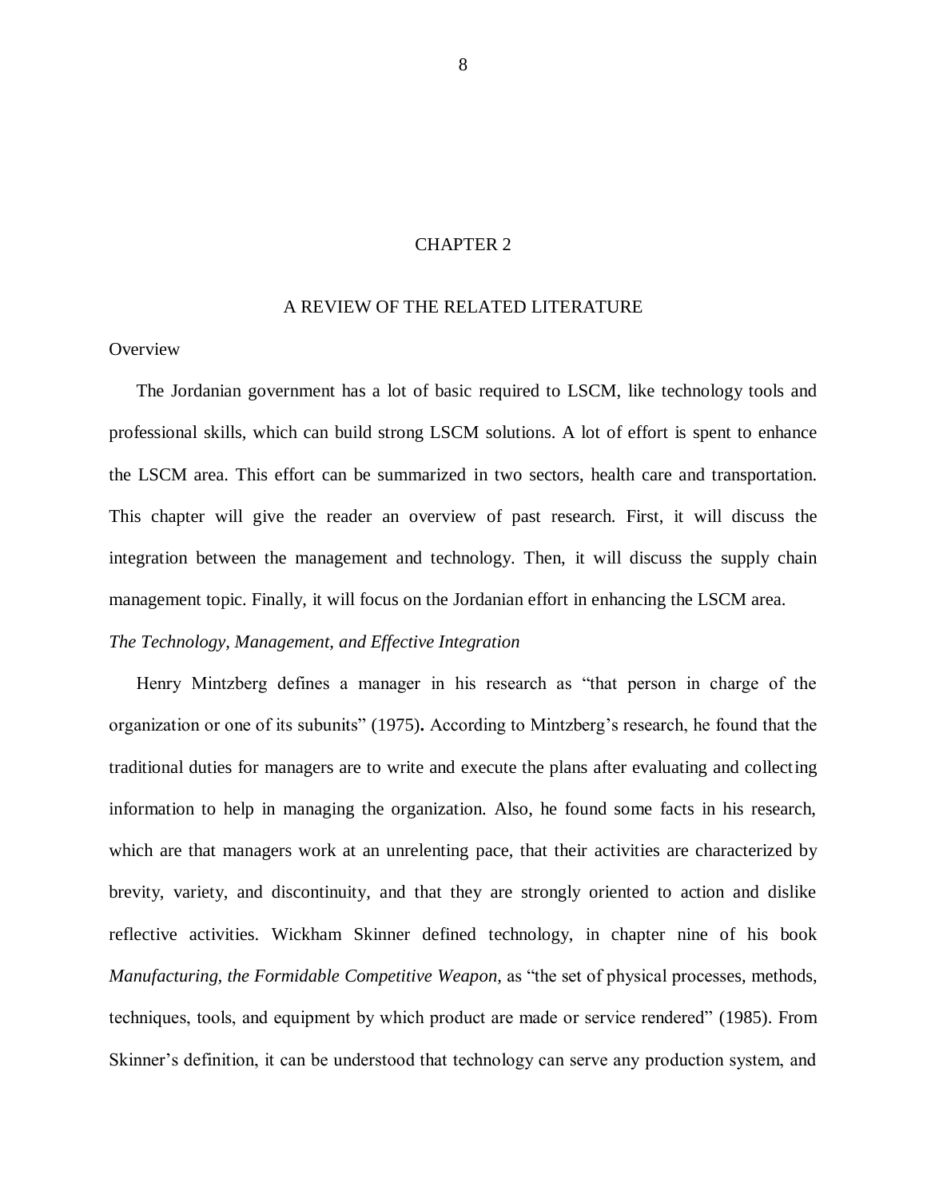# CHAPTER 2

## A REVIEW OF THE RELATED LITERATURE

### Overview

The Jordanian government has a lot of basic required to LSCM, like technology tools and professional skills, which can build strong LSCM solutions. A lot of effort is spent to enhance the LSCM area. This effort can be summarized in two sectors, health care and transportation. This chapter will give the reader an overview of past research. First, it will discuss the integration between the management and technology. Then, it will discuss the supply chain management topic. Finally, it will focus on the Jordanian effort in enhancing the LSCM area.

### *The Technology, Management, and Effective Integration*

Henry Mintzberg defines a manager in his research as "that person in charge of the organization or one of its subunits" (1975**).** According to Mintzberg's research, he found that the traditional duties for managers are to write and execute the plans after evaluating and collecting information to help in managing the organization. Also, he found some facts in his research, which are that managers work at an unrelenting pace, that their activities are characterized by brevity, variety, and discontinuity, and that they are strongly oriented to action and dislike reflective activities. Wickham Skinner defined technology, in chapter nine of his book *Manufacturing, the Formidable Competitive Weapon,* as "the set of physical processes, methods, techniques, tools, and equipment by which product are made or service rendered" (1985). From Skinner's definition, it can be understood that technology can serve any production system, and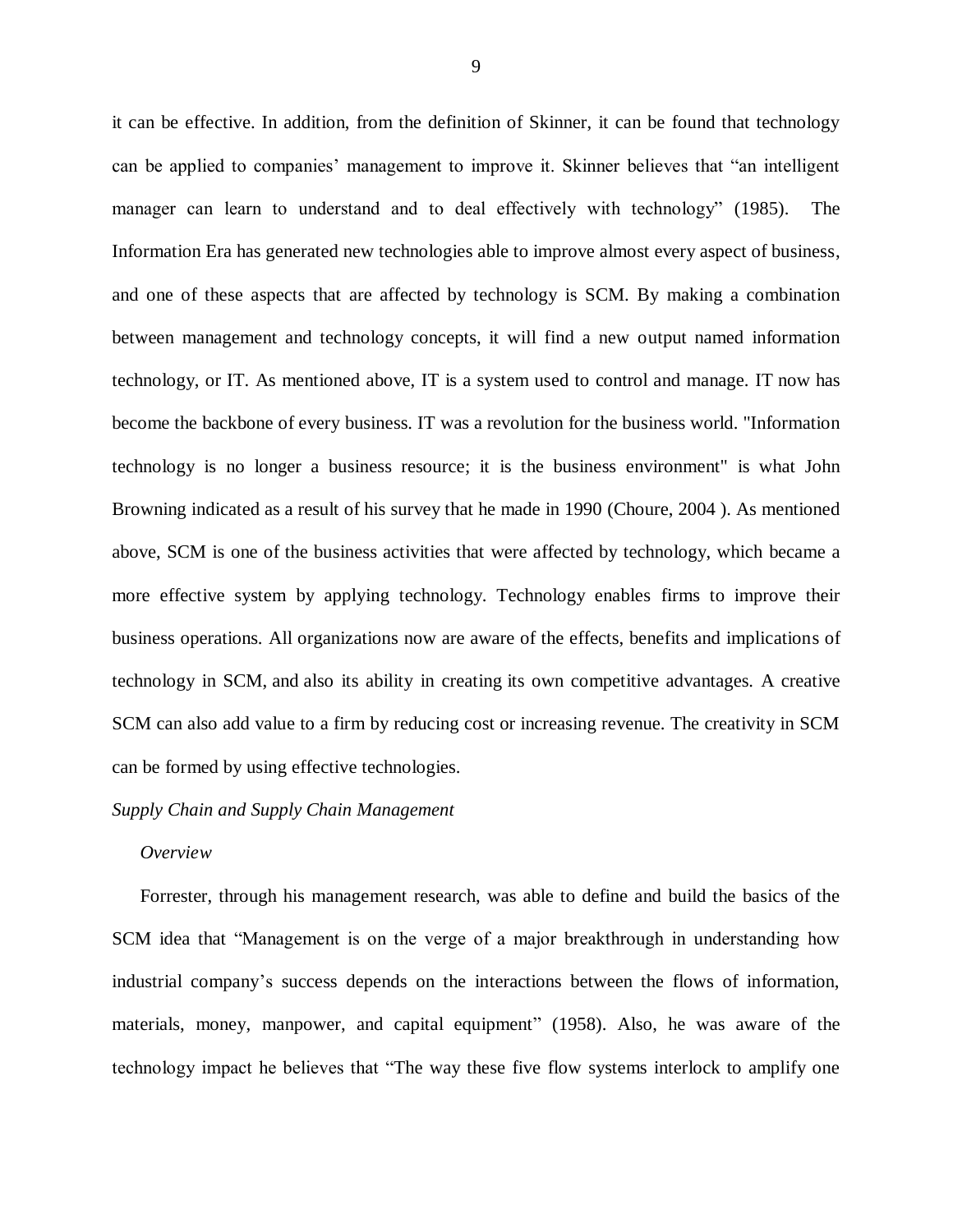it can be effective. In addition, from the definition of Skinner, it can be found that technology can be applied to companies' management to improve it. Skinner believes that "an intelligent manager can learn to understand and to deal effectively with technology" (1985). The Information Era has generated new technologies able to improve almost every aspect of business, and one of these aspects that are affected by technology is SCM. By making a combination between management and technology concepts, it will find a new output named information technology, or IT. As mentioned above, IT is a system used to control and manage. IT now has become the backbone of every business. IT was a revolution for the business world. "Information technology is no longer a business resource; it is the business environment" is what John Browning indicated as a result of his survey that he made in 1990 (Choure, 2004 ). As mentioned above, SCM is one of the business activities that were affected by technology, which became a more effective system by applying technology. Technology enables firms to improve their business operations. All organizations now are aware of the effects, benefits and implications of technology in SCM, and also its ability in creating its own competitive advantages. A creative SCM can also add value to a firm by reducing cost or increasing revenue. The creativity in SCM can be formed by using effective technologies.

### *Supply Chain and Supply Chain Management*

#### *Overview*

Forrester, through his management research, was able to define and build the basics of the SCM idea that "Management is on the verge of a major breakthrough in understanding how industrial company's success depends on the interactions between the flows of information, materials, money, manpower, and capital equipment" (1958). Also, he was aware of the technology impact he believes that "The way these five flow systems interlock to amplify one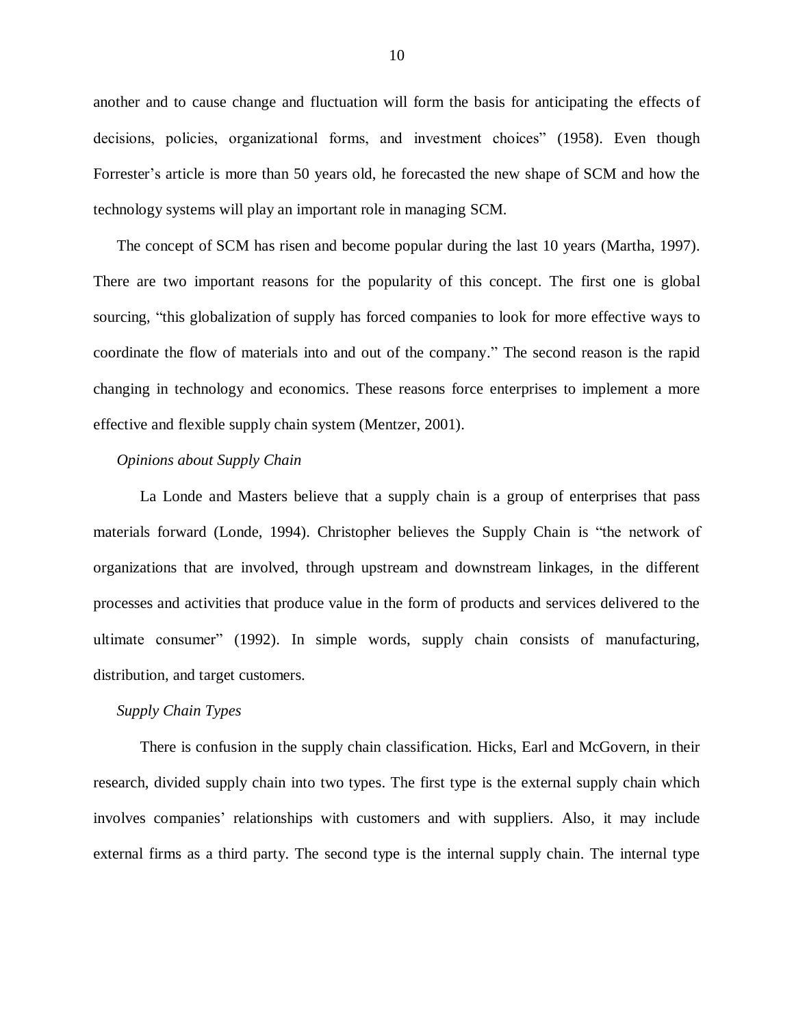another and to cause change and fluctuation will form the basis for anticipating the effects of decisions, policies, organizational forms, and investment choices" (1958). Even though Forrester's article is more than 50 years old, he forecasted the new shape of SCM and how the technology systems will play an important role in managing SCM.

The concept of SCM has risen and become popular during the last 10 years (Martha, 1997). There are two important reasons for the popularity of this concept. The first one is global sourcing, "this globalization of supply has forced companies to look for more effective ways to coordinate the flow of materials into and out of the company." The second reason is the rapid changing in technology and economics. These reasons force enterprises to implement a more effective and flexible supply chain system (Mentzer, 2001).

*Opinions about Supply Chain*

La Londe and Masters believe that a supply chain is a group of enterprises that pass materials forward (Londe, 1994). Christopher believes the Supply Chain is "the network of organizations that are involved, through upstream and downstream linkages, in the different processes and activities that produce value in the form of products and services delivered to the ultimate consumer" (1992). In simple words, supply chain consists of manufacturing, distribution, and target customers.

*Supply Chain Types*

There is confusion in the supply chain classification. Hicks, Earl and McGovern, in their research, divided supply chain into two types. The first type is the external supply chain which involves companies' relationships with customers and with suppliers. Also, it may include external firms as a third party. The second type is the internal supply chain. The internal type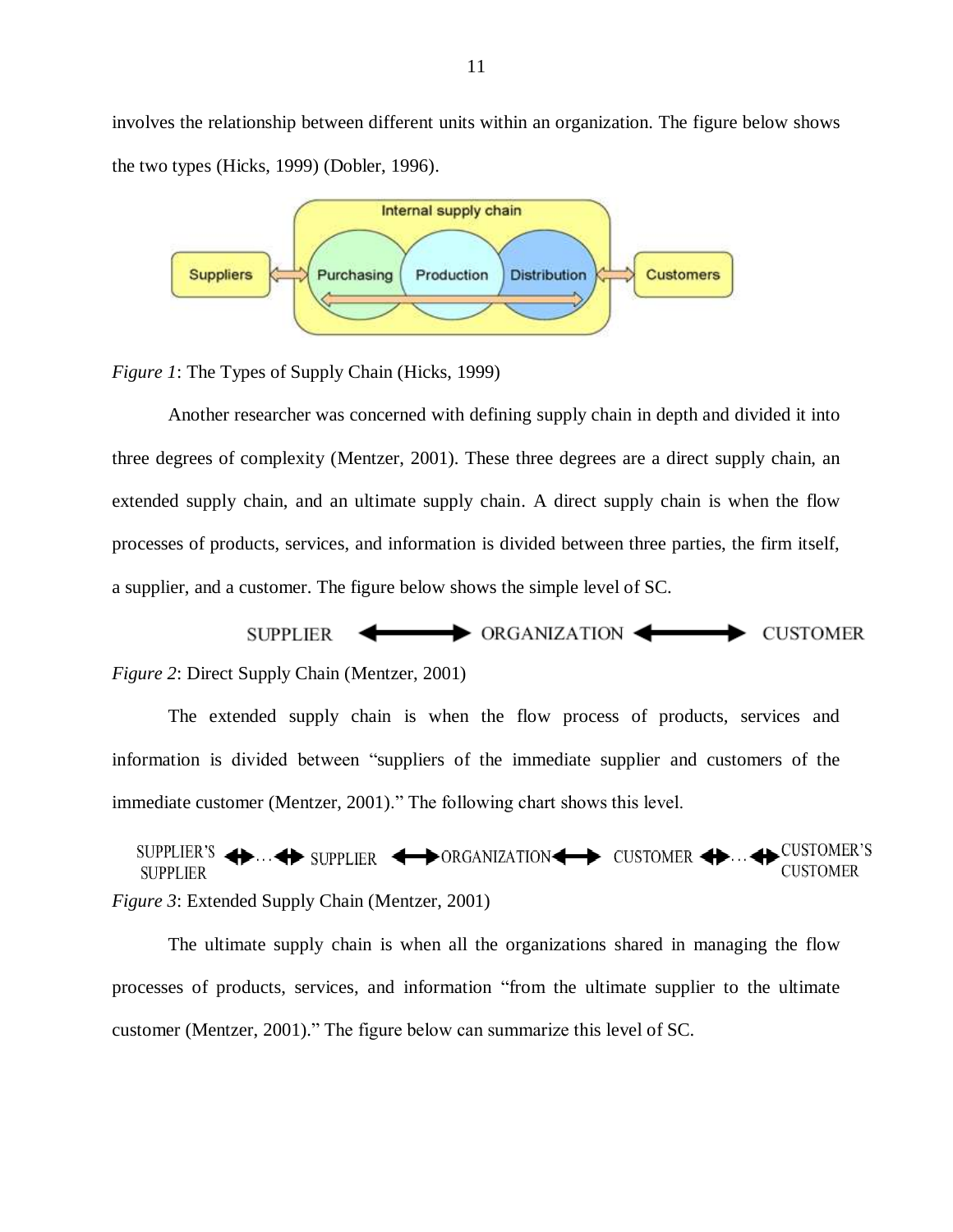involves the relationship between different units within an organization. The figure below shows the two types (Hicks, 1999) (Dobler, 1996).

*Figure 1*: The Types of Supply Chain (Hicks, 1999)

Another researcher was concerned with defining supply chain in depth and divided it into three degrees of complexity (Mentzer, 2001). These three degrees are a direct supply chain, an extended supply chain, and an ultimate supply chain. A direct supply chain is when the flow processes of products, services, and information is divided between three parties, the firm itself, a supplier, and a customer. The figure below shows the simple level of SC.

SUPPLIER ⟷ ORGANIZATION ⟷ CUSTOMER

*Figure 2*: Direct Supply Chain (Mentzer, 2001)

The extended supply chain is when the flow process of products, services and information is divided between "suppliers of the immediate supplier and customers of the immediate customer (Mentzer, 2001)." The following chart shows this level.

SUPPLIER'S SUPPLIER ⟷…⟷ SUPPLIER ⟷ ORGANIZATION ⟷ CUSTOMER ⟷…⟷ CUSTOMER'S CUSTOMER

*Figure 3*: Extended Supply Chain (Mentzer, 2001)

The ultimate supply chain is when all the organizations shared in managing the flow processes of products, services, and information "from the ultimate supplier to the ultimate customer (Mentzer, 2001)." The figure below can summarize this level of SC.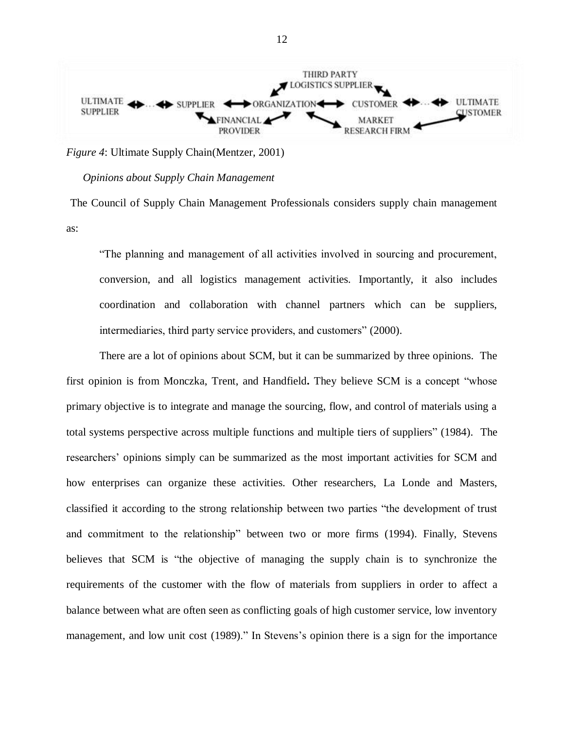*Figure 4*: Ultimate Supply Chain(Mentzer, 2001)

*Opinions about Supply Chain Management*

The Council of Supply Chain Management Professionals considers supply chain management as:

> "The planning and management of all activities involved in sourcing and procurement, conversion, and all logistics management activities. Importantly, it also includes coordination and collaboration with channel partners which can be suppliers, intermediaries, third party service providers, and customers" (2000).

There are a lot of opinions about SCM, but it can be summarized by three opinions. The first opinion is from Monczka, Trent, and Handfield**.** They believe SCM is a concept "whose primary objective is to integrate and manage the sourcing, flow, and control of materials using a total systems perspective across multiple functions and multiple tiers of suppliers" (1984). The researchers' opinions simply can be summarized as the most important activities for SCM and how enterprises can organize these activities. Other researchers, La Londe and Masters, classified it according to the strong relationship between two parties "the development of trust and commitment to the relationship" between two or more firms (1994). Finally, Stevens believes that SCM is "the objective of managing the supply chain is to synchronize the requirements of the customer with the flow of materials from suppliers in order to affect a balance between what are often seen as conflicting goals of high customer service, low inventory management, and low unit cost (1989)." In Stevens's opinion there is a sign for the importance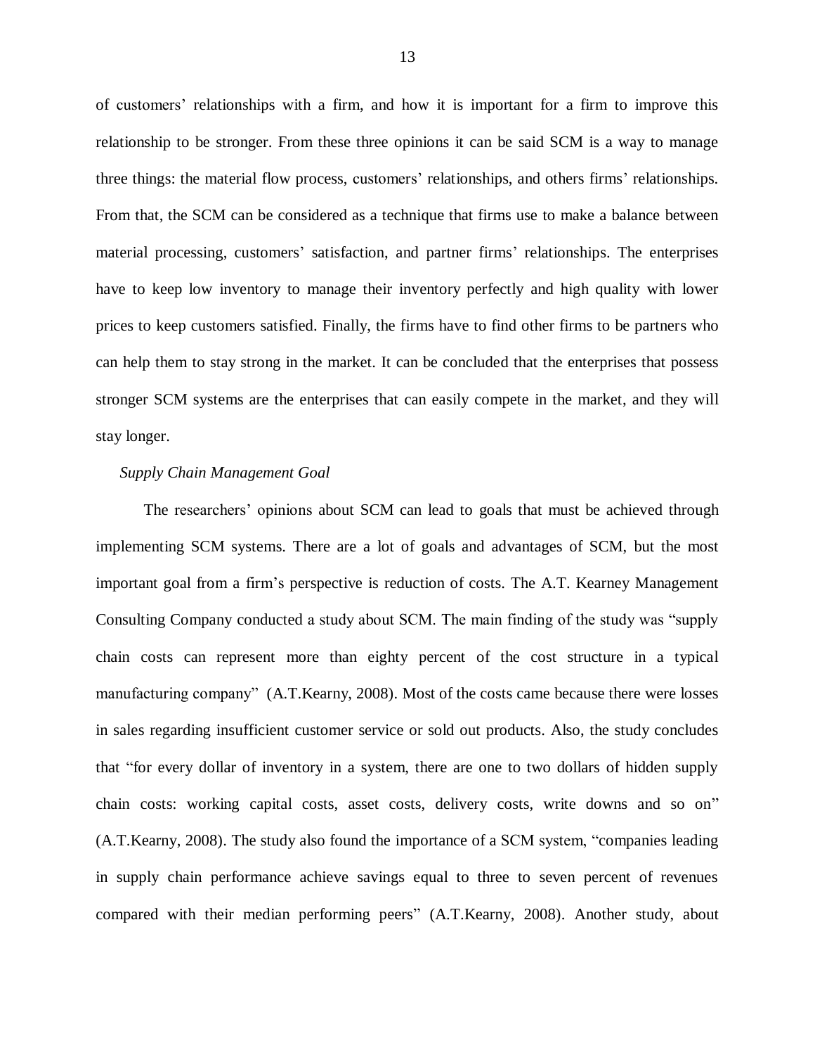of customers' relationships with a firm, and how it is important for a firm to improve this relationship to be stronger. From these three opinions it can be said SCM is a way to manage three things: the material flow process, customers' relationships, and others firms' relationships. From that, the SCM can be considered as a technique that firms use to make a balance between material processing, customers' satisfaction, and partner firms' relationships. The enterprises have to keep low inventory to manage their inventory perfectly and high quality with lower prices to keep customers satisfied. Finally, the firms have to find other firms to be partners who can help them to stay strong in the market. It can be concluded that the enterprises that possess stronger SCM systems are the enterprises that can easily compete in the market, and they will stay longer.

*Supply Chain Management Goal*

The researchers' opinions about SCM can lead to goals that must be achieved through implementing SCM systems. There are a lot of goals and advantages of SCM, but the most important goal from a firm's perspective is reduction of costs. The A.T. Kearney Management Consulting Company conducted a study about SCM. The main finding of the study was "supply chain costs can represent more than eighty percent of the cost structure in a typical manufacturing company" (A.T.Kearny, 2008). Most of the costs came because there were losses in sales regarding insufficient customer service or sold out products. Also, the study concludes that "for every dollar of inventory in a system, there are one to two dollars of hidden supply chain costs: working capital costs, asset costs, delivery costs, write downs and so on" (A.T.Kearny, 2008). The study also found the importance of a SCM system, "companies leading in supply chain performance achieve savings equal to three to seven percent of revenues compared with their median performing peers" (A.T.Kearny, 2008). Another study, about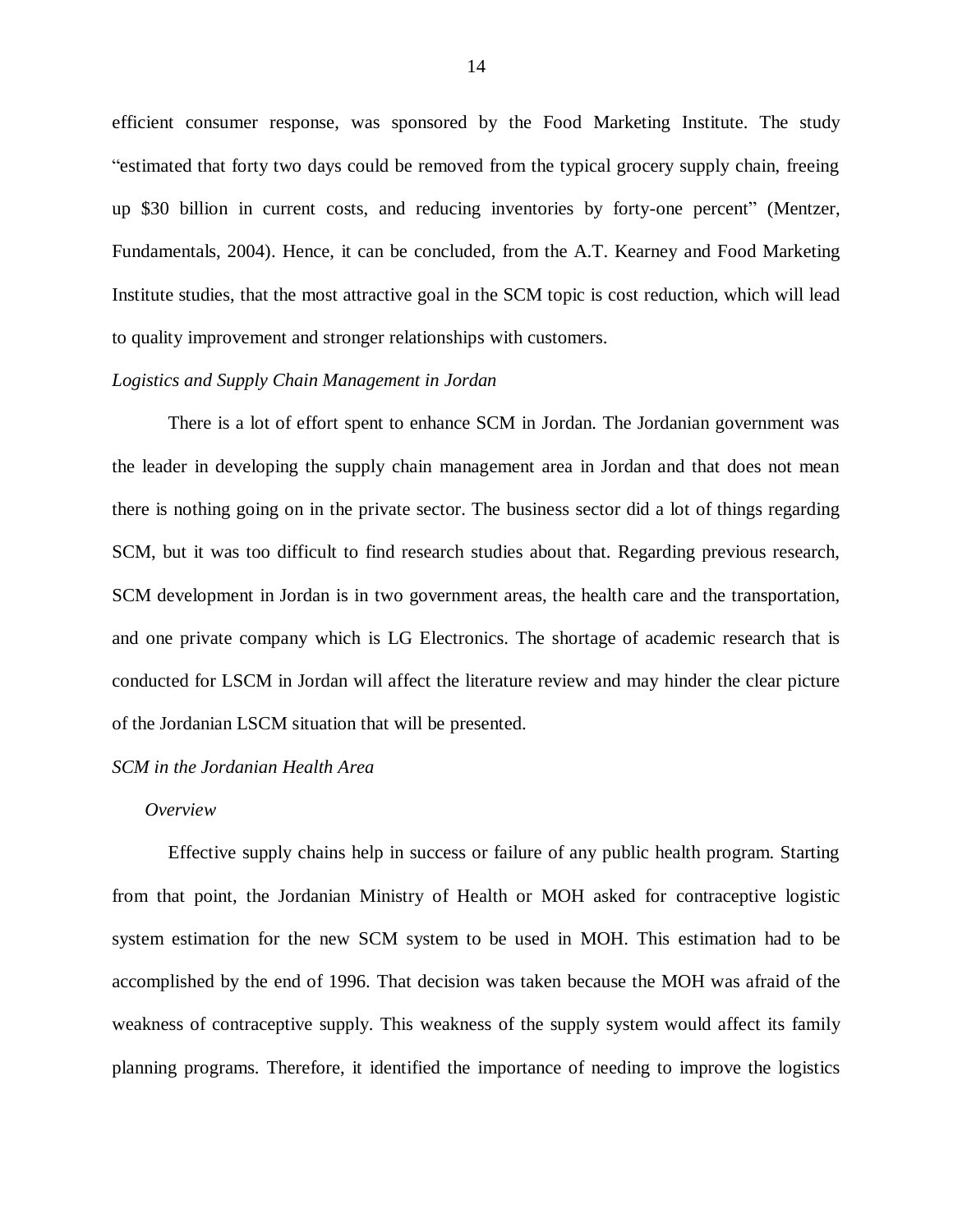efficient consumer response, was sponsored by the Food Marketing Institute. The study "estimated that forty two days could be removed from the typical grocery supply chain, freeing up $30 billion in current costs, and reducing inventories by forty-one percent" (Mentzer, Fundamentals, 2004). Hence, it can be concluded, from the A.T. Kearney and Food Marketing Institute studies, that the most attractive goal in the SCM topic is cost reduction, which will lead to quality improvement and stronger relationships with customers.

### *Logistics and Supply Chain Management in Jordan*

There is a lot of effort spent to enhance SCM in Jordan. The Jordanian government was the leader in developing the supply chain management area in Jordan and that does not mean there is nothing going on in the private sector. The business sector did a lot of things regarding SCM, but it was too difficult to find research studies about that. Regarding previous research, SCM development in Jordan is in two government areas, the health care and the transportation, and one private company which is LG Electronics. The shortage of academic research that is conducted for LSCM in Jordan will affect the literature review and may hinder the clear picture of the Jordanian LSCM situation that will be presented.

### *SCM in the Jordanian Health Area*

#### *Overview*

Effective supply chains help in success or failure of any public health program. Starting from that point, the Jordanian Ministry of Health or MOH asked for contraceptive logistic system estimation for the new SCM system to be used in MOH. This estimation had to be accomplished by the end of 1996. That decision was taken because the MOH was afraid of the weakness of contraceptive supply. This weakness of the supply system would affect its family planning programs. Therefore, it identified the importance of needing to improve the logistics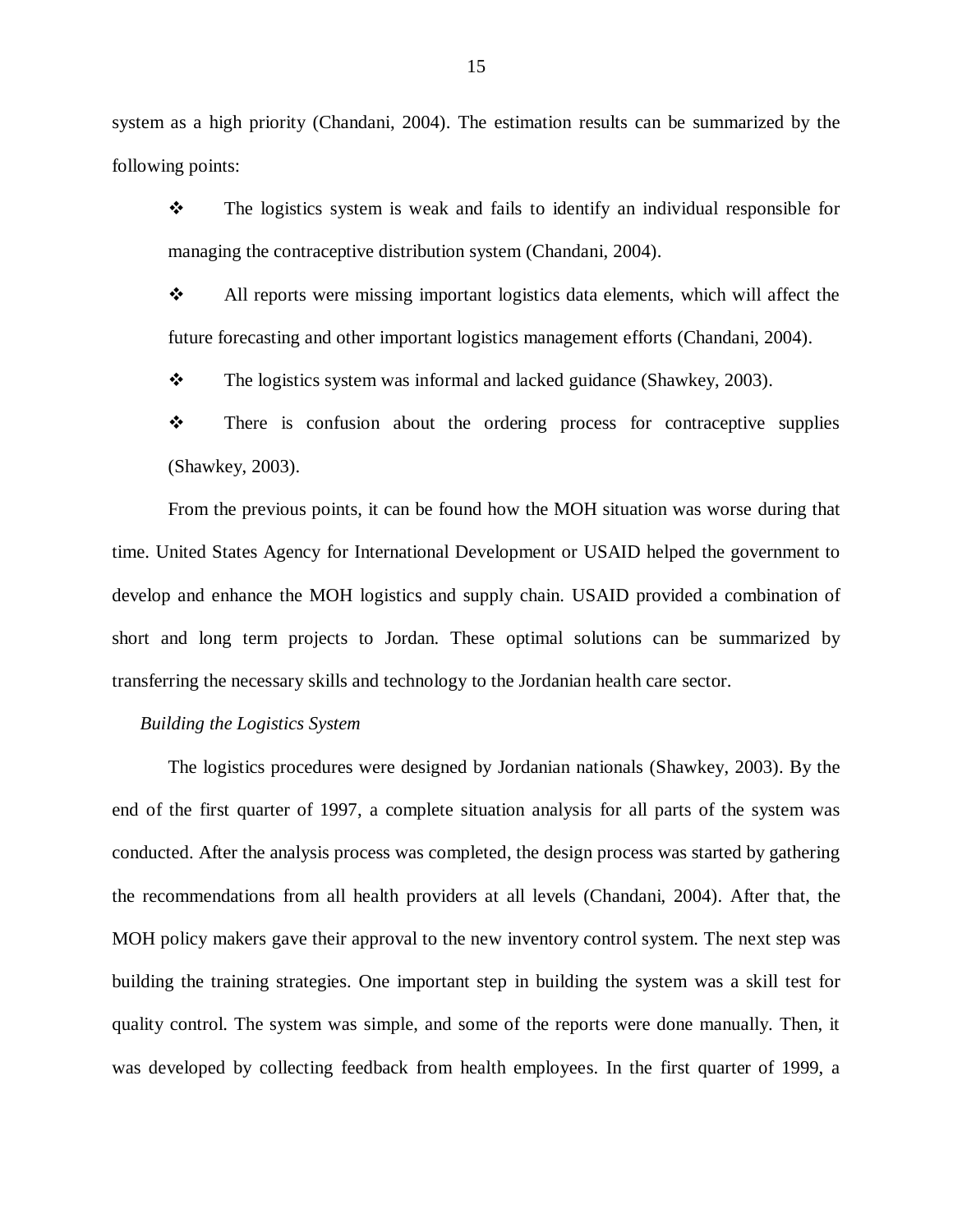system as a high priority (Chandani, 2004). The estimation results can be summarized by the following points:

- The logistics system is weak and fails to identify an individual responsible for managing the contraceptive distribution system (Chandani, 2004).
- All reports were missing important logistics data elements, which will affect the future forecasting and other important logistics management efforts (Chandani, 2004).
- The logistics system was informal and lacked guidance (Shawkey, 2003).
- There is confusion about the ordering process for contraceptive supplies (Shawkey, 2003).

From the previous points, it can be found how the MOH situation was worse during that time. United States Agency for International Development or USAID helped the government to develop and enhance the MOH logistics and supply chain. USAID provided a combination of short and long term projects to Jordan. These optimal solutions can be summarized by transferring the necessary skills and technology to the Jordanian health care sector.

*Building the Logistics System*

The logistics procedures were designed by Jordanian nationals (Shawkey, 2003). By the end of the first quarter of 1997, a complete situation analysis for all parts of the system was conducted. After the analysis process was completed, the design process was started by gathering the recommendations from all health providers at all levels (Chandani, 2004). After that, the MOH policy makers gave their approval to the new inventory control system. The next step was building the training strategies. One important step in building the system was a skill test for quality control. The system was simple, and some of the reports were done manually. Then, it was developed by collecting feedback from health employees. In the first quarter of 1999, a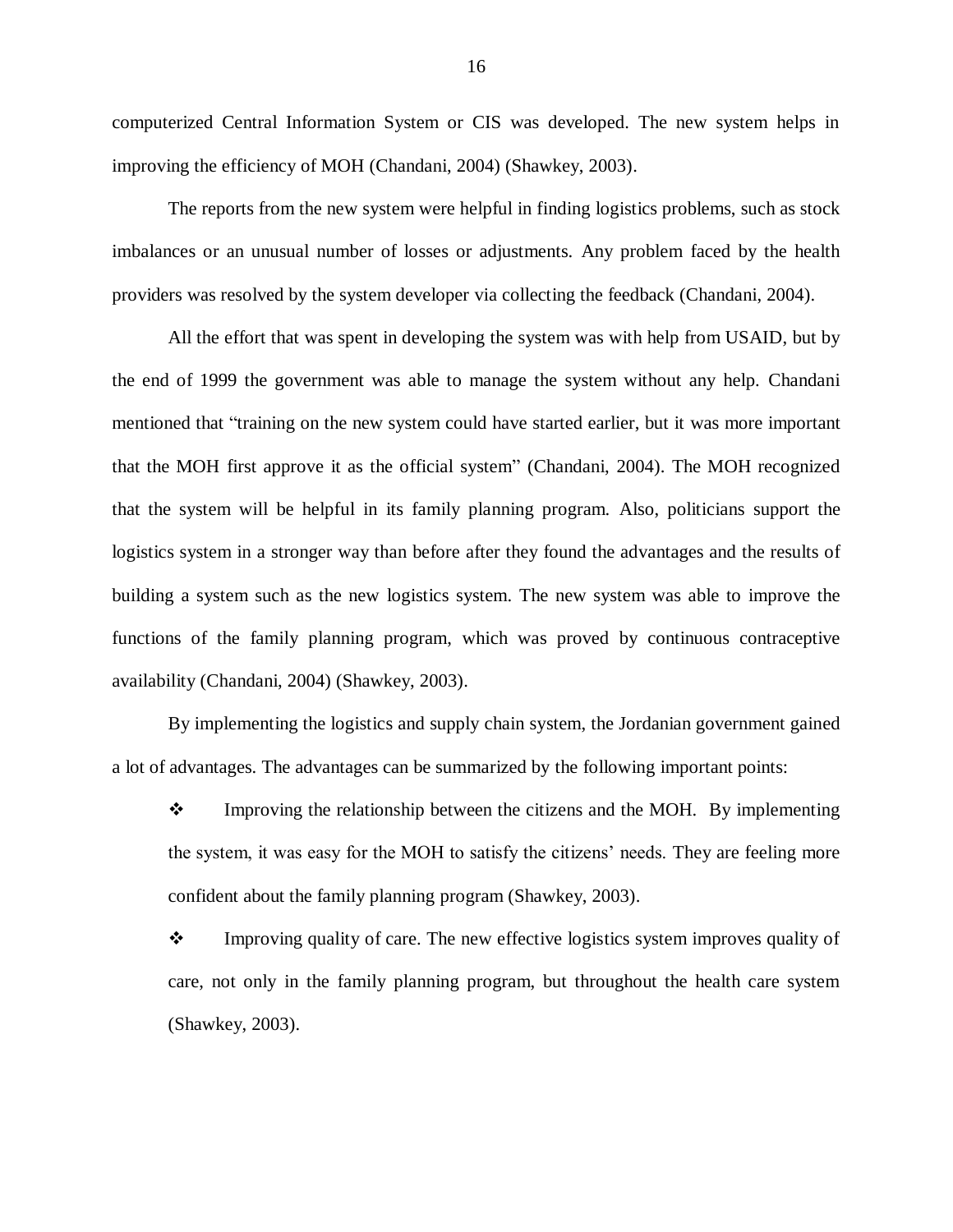computerized Central Information System or CIS was developed. The new system helps in improving the efficiency of MOH (Chandani, 2004) (Shawkey, 2003).

The reports from the new system were helpful in finding logistics problems, such as stock imbalances or an unusual number of losses or adjustments. Any problem faced by the health providers was resolved by the system developer via collecting the feedback (Chandani, 2004).

All the effort that was spent in developing the system was with help from USAID, but by the end of 1999 the government was able to manage the system without any help. Chandani mentioned that "training on the new system could have started earlier, but it was more important that the MOH first approve it as the official system" (Chandani, 2004). The MOH recognized that the system will be helpful in its family planning program. Also, politicians support the logistics system in a stronger way than before after they found the advantages and the results of building a system such as the new logistics system. The new system was able to improve the functions of the family planning program, which was proved by continuous contraceptive availability (Chandani, 2004) (Shawkey, 2003).

By implementing the logistics and supply chain system, the Jordanian government gained a lot of advantages. The advantages can be summarized by the following important points:

- Improving the relationship between the citizens and the MOH. By implementing the system, it was easy for the MOH to satisfy the citizens' needs. They are feeling more confident about the family planning program (Shawkey, 2003).
- Improving quality of care. The new effective logistics system improves quality of care, not only in the family planning program, but throughout the health care system (Shawkey, 2003).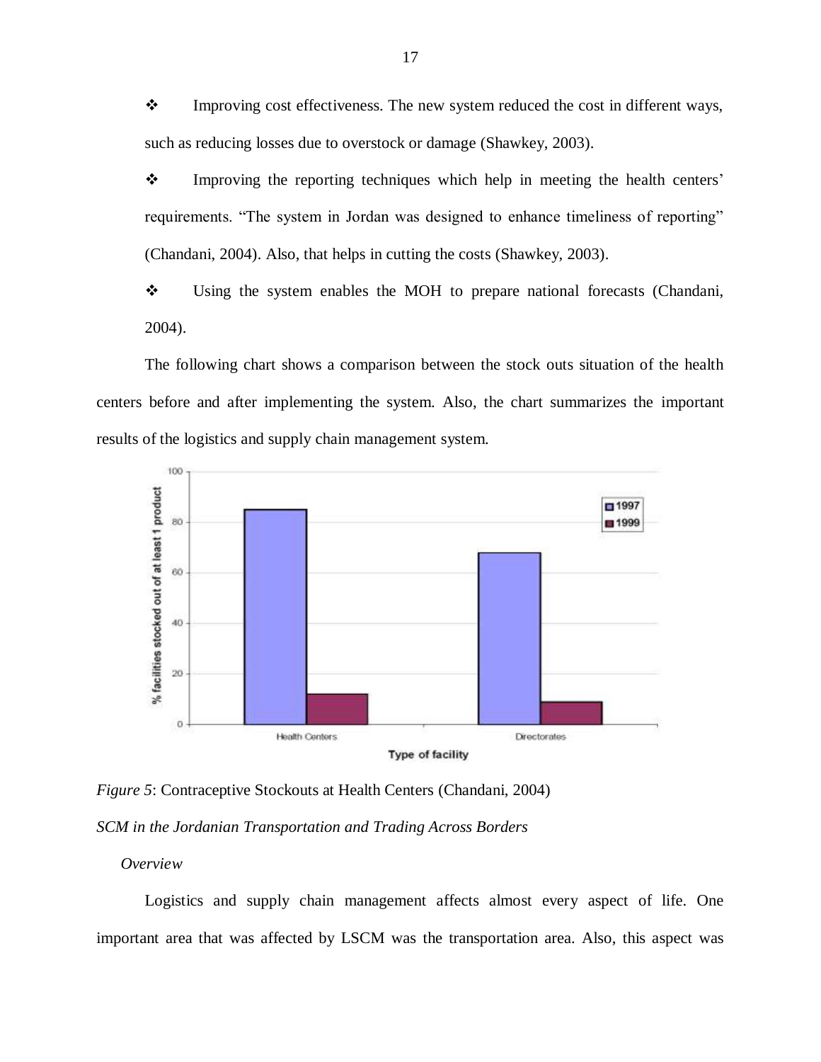- Improving cost effectiveness. The new system reduced the cost in different ways, such as reducing losses due to overstock or damage (Shawkey, 2003).
- Improving the reporting techniques which help in meeting the health centers' requirements. "The system in Jordan was designed to enhance timeliness of reporting" (Chandani, 2004). Also, that helps in cutting the costs (Shawkey, 2003).
- Using the system enables the MOH to prepare national forecasts (Chandani, 2004).

The following chart shows a comparison between the stock outs situation of the health centers before and after implementing the system. Also, the chart summarizes the important results of the logistics and supply chain management system.

*Figure 5*: Contraceptive Stockouts at Health Centers (Chandani, 2004)

## *SCM in the Jordanian Transportation and Trading Across Borders*

### *Overview*

Logistics and supply chain management affects almost every aspect of life. One important area that was affected by LSCM was the transportation area. Also, this aspect was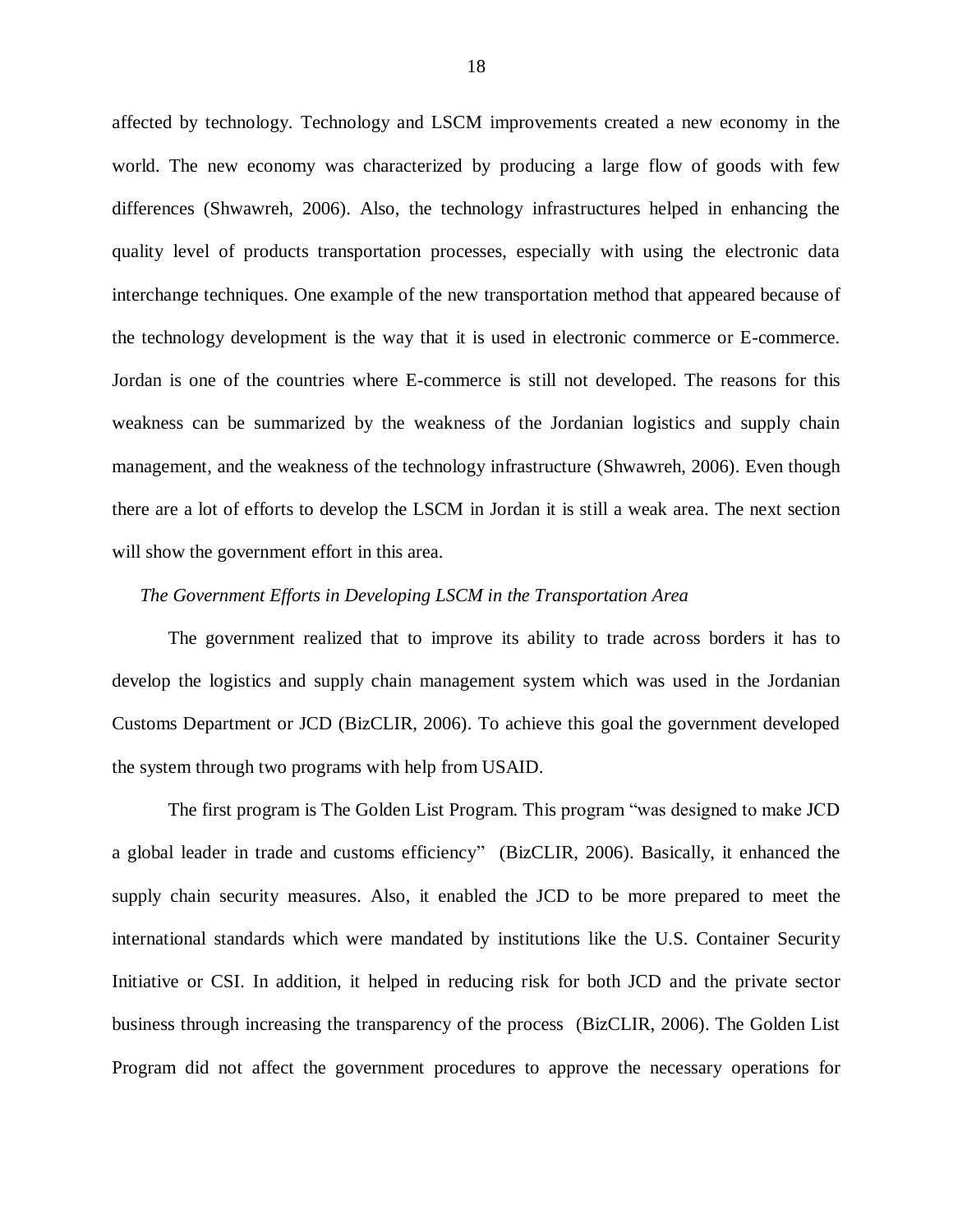affected by technology. Technology and LSCM improvements created a new economy in the world. The new economy was characterized by producing a large flow of goods with few differences (Shwawreh, 2006). Also, the technology infrastructures helped in enhancing the quality level of products transportation processes, especially with using the electronic data interchange techniques. One example of the new transportation method that appeared because of the technology development is the way that it is used in electronic commerce or E-commerce. Jordan is one of the countries where E-commerce is still not developed. The reasons for this weakness can be summarized by the weakness of the Jordanian logistics and supply chain management, and the weakness of the technology infrastructure (Shwawreh, 2006). Even though there are a lot of efforts to develop the LSCM in Jordan it is still a weak area. The next section will show the government effort in this area.

### *The Government Efforts in Developing LSCM in the Transportation Area*

The government realized that to improve its ability to trade across borders it has to develop the logistics and supply chain management system which was used in the Jordanian Customs Department or JCD (BizCLIR, 2006). To achieve this goal the government developed the system through two programs with help from USAID.

The first program is The Golden List Program. This program "was designed to make JCD a global leader in trade and customs efficiency" (BizCLIR, 2006). Basically, it enhanced the supply chain security measures. Also, it enabled the JCD to be more prepared to meet the international standards which were mandated by institutions like the U.S. Container Security Initiative or CSI. In addition, it helped in reducing risk for both JCD and the private sector business through increasing the transparency of the process (BizCLIR, 2006). The Golden List Program did not affect the government procedures to approve the necessary operations for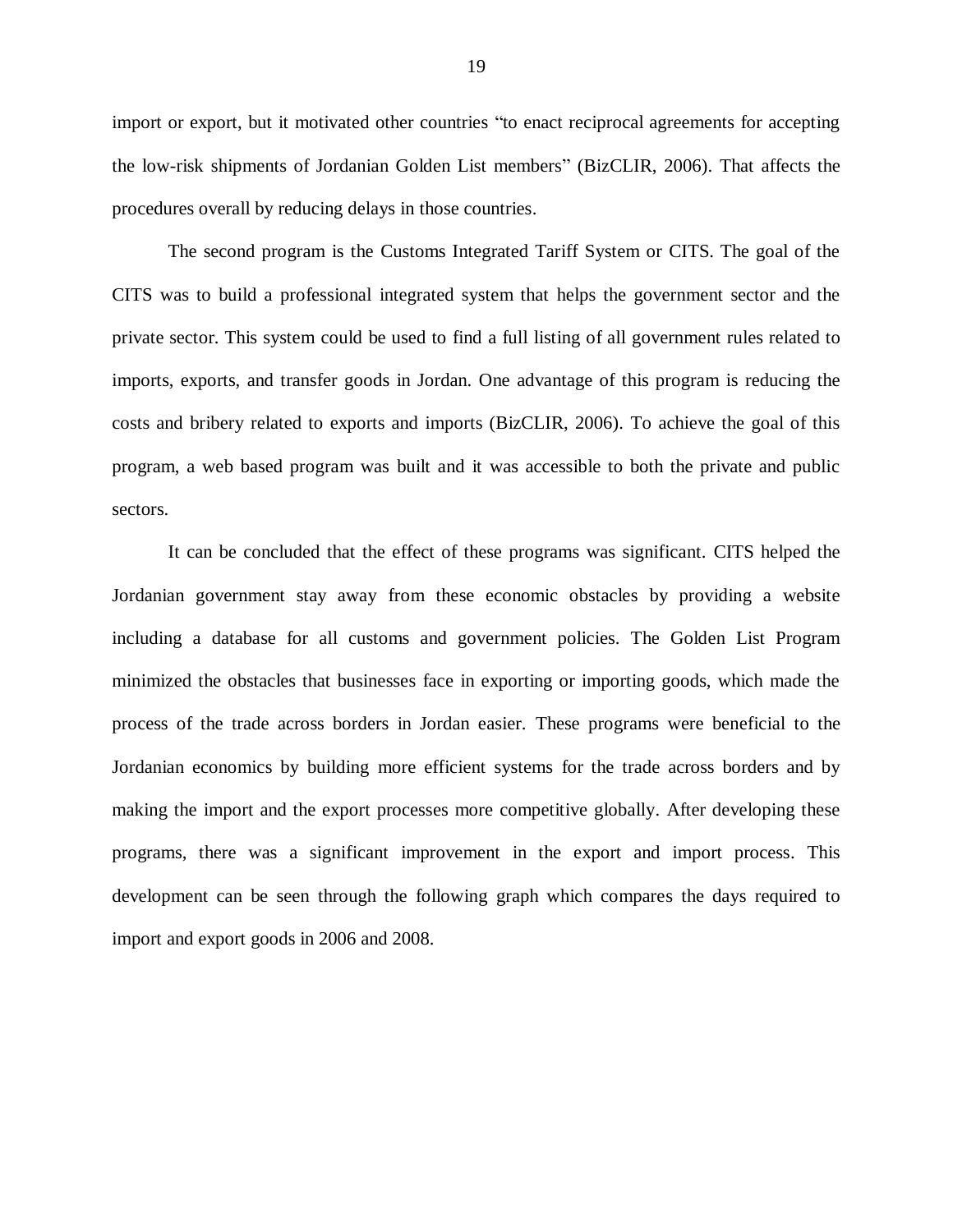import or export, but it motivated other countries "to enact reciprocal agreements for accepting the low-risk shipments of Jordanian Golden List members" (BizCLIR, 2006). That affects the procedures overall by reducing delays in those countries.

The second program is the Customs Integrated Tariff System or CITS. The goal of the CITS was to build a professional integrated system that helps the government sector and the private sector. This system could be used to find a full listing of all government rules related to imports, exports, and transfer goods in Jordan. One advantage of this program is reducing the costs and bribery related to exports and imports (BizCLIR, 2006). To achieve the goal of this program, a web based program was built and it was accessible to both the private and public sectors.

It can be concluded that the effect of these programs was significant. CITS helped the Jordanian government stay away from these economic obstacles by providing a website including a database for all customs and government policies. The Golden List Program minimized the obstacles that businesses face in exporting or importing goods, which made the process of the trade across borders in Jordan easier. These programs were beneficial to the Jordanian economics by building more efficient systems for the trade across borders and by making the import and the export processes more competitive globally. After developing these programs, there was a significant improvement in the export and import process. This development can be seen through the following graph which compares the days required to import and export goods in 2006 and 2008.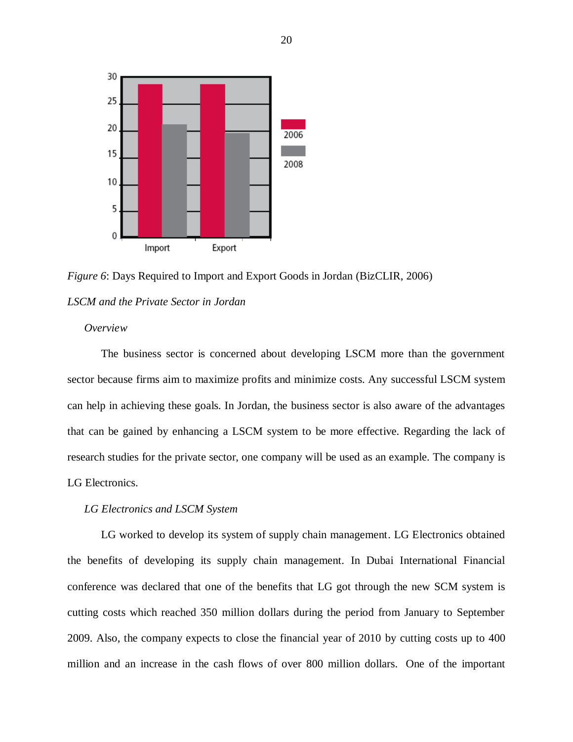*Figure 6*: Days Required to Import and Export Goods in Jordan (BizCLIR, 2006)

### *LSCM and the Private Sector in Jordan*

#### *Overview*

The business sector is concerned about developing LSCM more than the government sector because firms aim to maximize profits and minimize costs. Any successful LSCM system can help in achieving these goals. In Jordan, the business sector is also aware of the advantages that can be gained by enhancing a LSCM system to be more effective. Regarding the lack of research studies for the private sector, one company will be used as an example. The company is LG Electronics.

#### *LG Electronics and LSCM System*

LG worked to develop its system of supply chain management. LG Electronics obtained the benefits of developing its supply chain management. In Dubai International Financial conference was declared that one of the benefits that LG got through the new SCM system is cutting costs which reached 350 million dollars during the period from January to September 2009. Also, the company expects to close the financial year of 2010 by cutting costs up to 400 million and an increase in the cash flows of over 800 million dollars. One of the important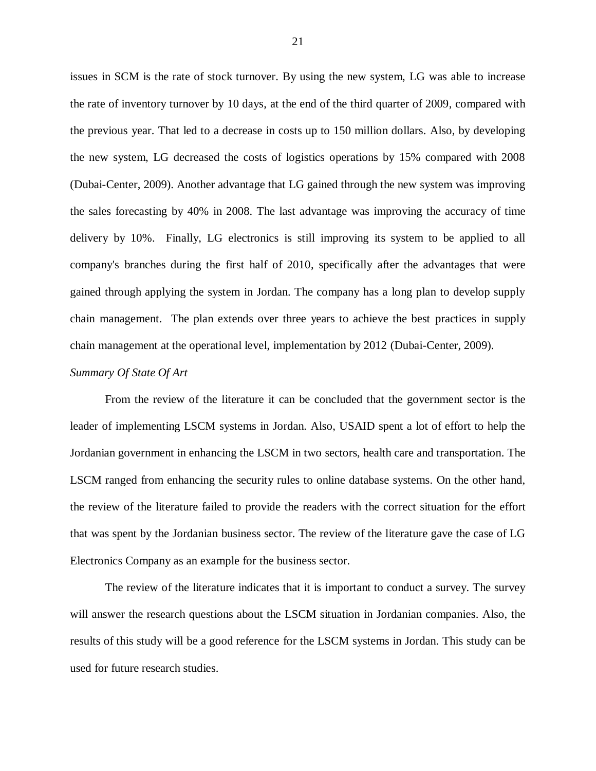issues in SCM is the rate of stock turnover. By using the new system, LG was able to increase the rate of inventory turnover by 10 days, at the end of the third quarter of 2009, compared with the previous year. That led to a decrease in costs up to 150 million dollars. Also, by developing the new system, LG decreased the costs of logistics operations by 15% compared with 2008 (Dubai-Center, 2009). Another advantage that LG gained through the new system was improving the sales forecasting by 40% in 2008. The last advantage was improving the accuracy of time delivery by 10%. Finally, LG electronics is still improving its system to be applied to all company's branches during the first half of 2010, specifically after the advantages that were gained through applying the system in Jordan. The company has a long plan to develop supply chain management. The plan extends over three years to achieve the best practices in supply chain management at the operational level, implementation by 2012 (Dubai-Center, 2009).

*Summary Of State Of Art*

From the review of the literature it can be concluded that the government sector is the leader of implementing LSCM systems in Jordan. Also, USAID spent a lot of effort to help the Jordanian government in enhancing the LSCM in two sectors, health care and transportation. The LSCM ranged from enhancing the security rules to online database systems. On the other hand, the review of the literature failed to provide the readers with the correct situation for the effort that was spent by the Jordanian business sector. The review of the literature gave the case of LG Electronics Company as an example for the business sector.

The review of the literature indicates that it is important to conduct a survey. The survey will answer the research questions about the LSCM situation in Jordanian companies. Also, the results of this study will be a good reference for the LSCM systems in Jordan. This study can be used for future research studies.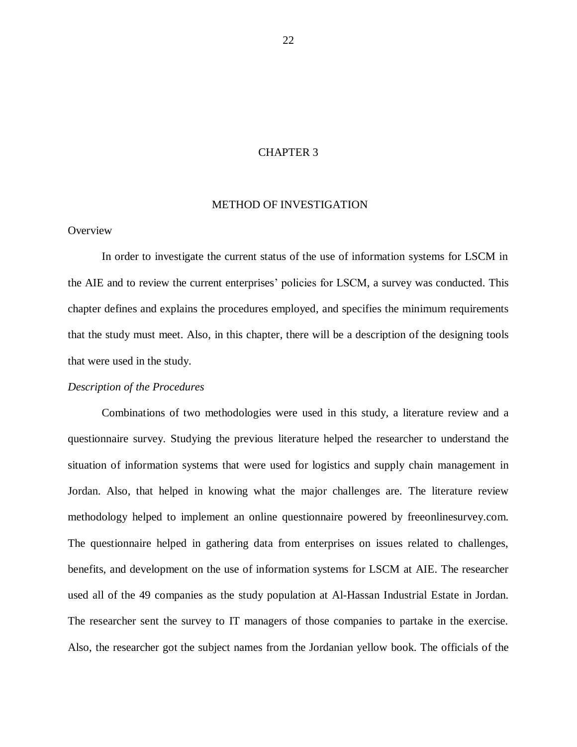# CHAPTER 3

## METHOD OF INVESTIGATION

### Overview

In order to investigate the current status of the use of information systems for LSCM in the AIE and to review the current enterprises' policies for LSCM, a survey was conducted. This chapter defines and explains the procedures employed, and specifies the minimum requirements that the study must meet. Also, in this chapter, there will be a description of the designing tools that were used in the study.

#### *Description of the Procedures*

Combinations of two methodologies were used in this study, a literature review and a questionnaire survey. Studying the previous literature helped the researcher to understand the situation of information systems that were used for logistics and supply chain management in Jordan. Also, that helped in knowing what the major challenges are. The literature review methodology helped to implement an online questionnaire powered by freeonlinesurvey.com. The questionnaire helped in gathering data from enterprises on issues related to challenges, benefits, and development on the use of information systems for LSCM at AIE. The researcher used all of the 49 companies as the study population at Al-Hassan Industrial Estate in Jordan. The researcher sent the survey to IT managers of those companies to partake in the exercise. Also, the researcher got the subject names from the Jordanian yellow book. The officials of the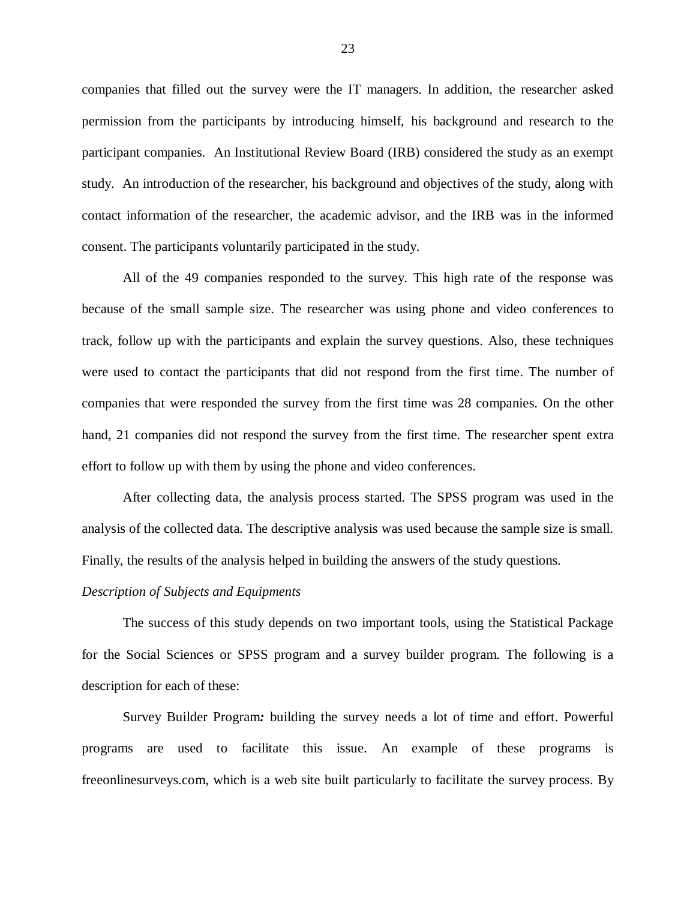companies that filled out the survey were the IT managers. In addition, the researcher asked permission from the participants by introducing himself, his background and research to the participant companies. An Institutional Review Board (IRB) considered the study as an exempt study. An introduction of the researcher, his background and objectives of the study, along with contact information of the researcher, the academic advisor, and the IRB was in the informed consent. The participants voluntarily participated in the study.

All of the 49 companies responded to the survey. This high rate of the response was because of the small sample size. The researcher was using phone and video conferences to track, follow up with the participants and explain the survey questions. Also, these techniques were used to contact the participants that did not respond from the first time. The number of companies that were responded the survey from the first time was 28 companies. On the other hand, 21 companies did not respond the survey from the first time. The researcher spent extra effort to follow up with them by using the phone and video conferences.

After collecting data, the analysis process started. The SPSS program was used in the analysis of the collected data. The descriptive analysis was used because the sample size is small. Finally, the results of the analysis helped in building the answers of the study questions.

*Description of Subjects and Equipments*

The success of this study depends on two important tools, using the Statistical Package for the Social Sciences or SPSS program and a survey builder program. The following is a description for each of these:

Survey Builder Program***:*** building the survey needs a lot of time and effort. Powerful programs are used to facilitate this issue. An example of these programs is freeonlinesurveys.com, which is a web site built particularly to facilitate the survey process. By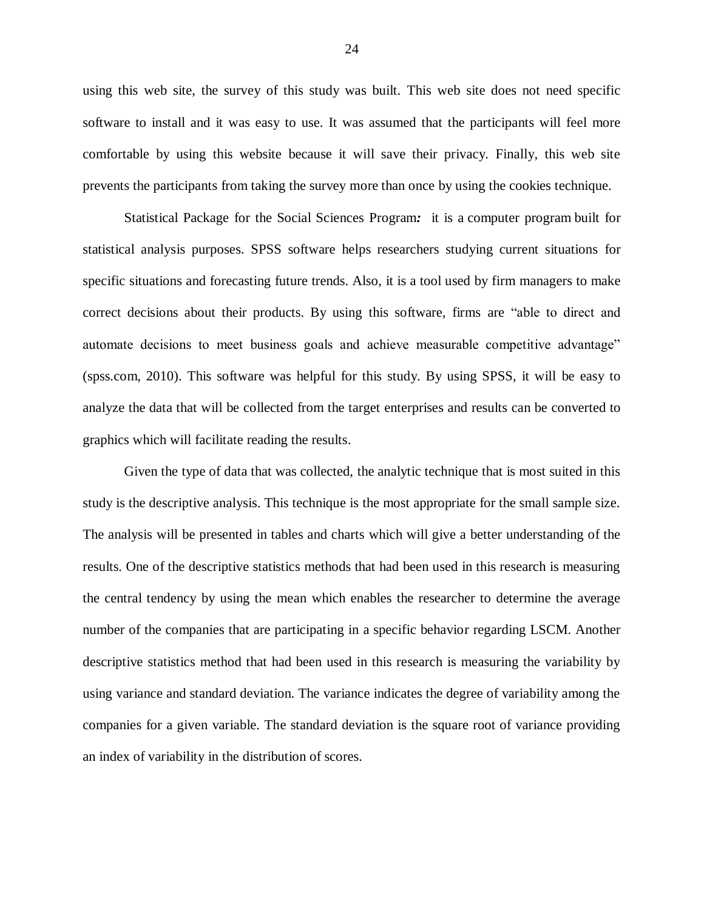using this web site, the survey of this study was built. This web site does not need specific software to install and it was easy to use. It was assumed that the participants will feel more comfortable by using this website because it will save their privacy. Finally, this web site prevents the participants from taking the survey more than once by using the cookies technique.

Statistical Package for the Social Sciences Program***:*** it is a computer program built for statistical analysis purposes. SPSS software helps researchers studying current situations for specific situations and forecasting future trends. Also, it is a tool used by firm managers to make correct decisions about their products. By using this software, firms are "able to direct and automate decisions to meet business goals and achieve measurable competitive advantage" (spss.com, 2010). This software was helpful for this study. By using SPSS, it will be easy to analyze the data that will be collected from the target enterprises and results can be converted to graphics which will facilitate reading the results.

Given the type of data that was collected, the analytic technique that is most suited in this study is the descriptive analysis. This technique is the most appropriate for the small sample size. The analysis will be presented in tables and charts which will give a better understanding of the results. One of the descriptive statistics methods that had been used in this research is measuring the central tendency by using the mean which enables the researcher to determine the average number of the companies that are participating in a specific behavior regarding LSCM. Another descriptive statistics method that had been used in this research is measuring the variability by using variance and standard deviation. The variance indicates the degree of variability among the companies for a given variable. The standard deviation is the square root of variance providing an index of variability in the distribution of scores.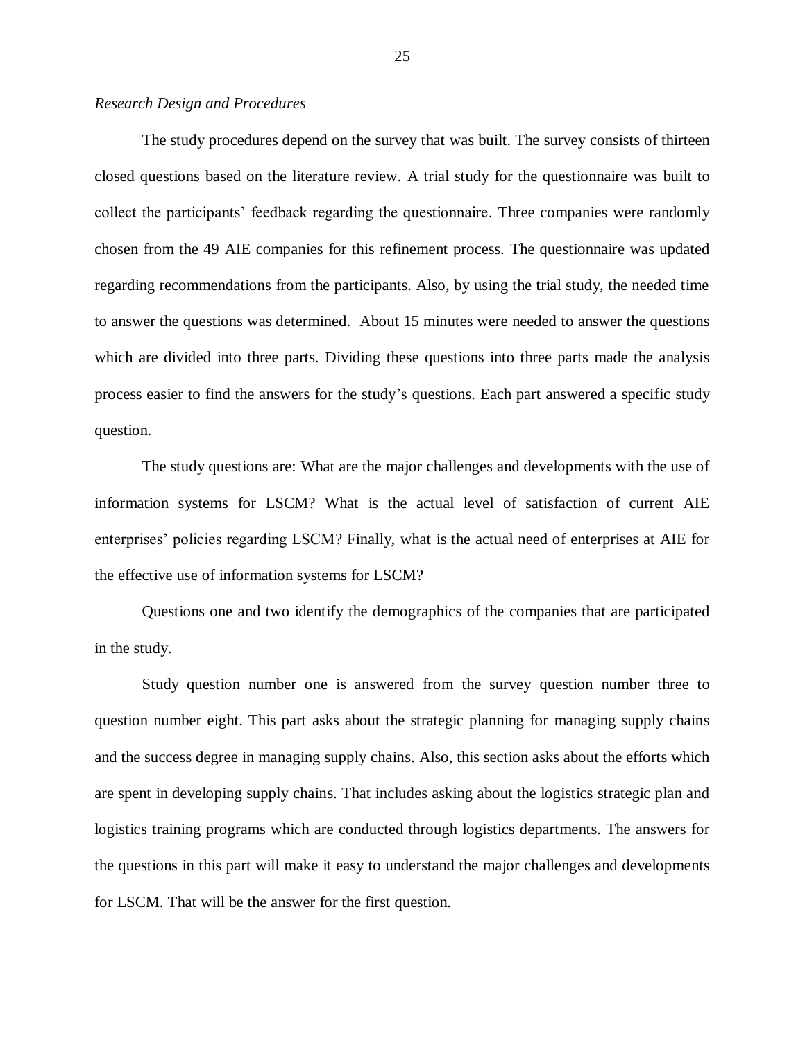*Research Design and Procedures*

The study procedures depend on the survey that was built. The survey consists of thirteen closed questions based on the literature review. A trial study for the questionnaire was built to collect the participants' feedback regarding the questionnaire. Three companies were randomly chosen from the 49 AIE companies for this refinement process. The questionnaire was updated regarding recommendations from the participants. Also, by using the trial study, the needed time to answer the questions was determined. About 15 minutes were needed to answer the questions which are divided into three parts. Dividing these questions into three parts made the analysis process easier to find the answers for the study's questions. Each part answered a specific study question.

The study questions are: What are the major challenges and developments with the use of information systems for LSCM? What is the actual level of satisfaction of current AIE enterprises' policies regarding LSCM? Finally, what is the actual need of enterprises at AIE for the effective use of information systems for LSCM?

Questions one and two identify the demographics of the companies that are participated in the study.

Study question number one is answered from the survey question number three to question number eight. This part asks about the strategic planning for managing supply chains and the success degree in managing supply chains. Also, this section asks about the efforts which are spent in developing supply chains. That includes asking about the logistics strategic plan and logistics training programs which are conducted through logistics departments. The answers for the questions in this part will make it easy to understand the major challenges and developments for LSCM. That will be the answer for the first question.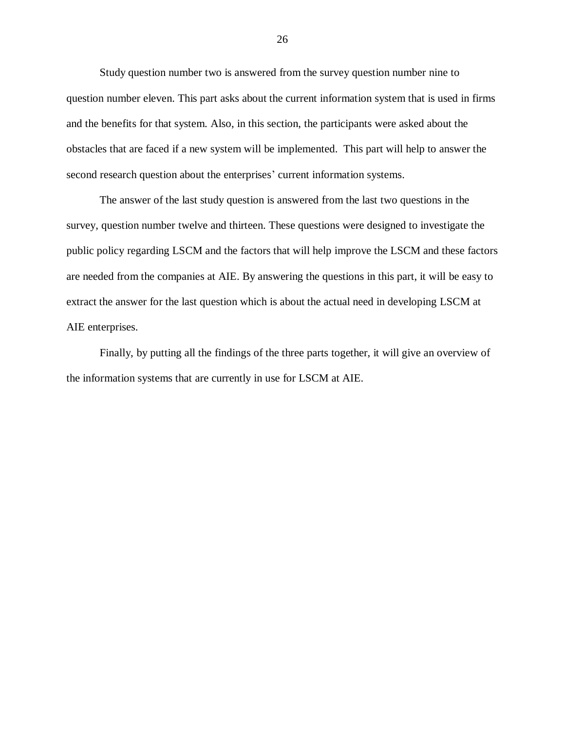Study question number two is answered from the survey question number nine to question number eleven. This part asks about the current information system that is used in firms and the benefits for that system. Also, in this section, the participants were asked about the obstacles that are faced if a new system will be implemented. This part will help to answer the second research question about the enterprises' current information systems.

The answer of the last study question is answered from the last two questions in the survey, question number twelve and thirteen. These questions were designed to investigate the public policy regarding LSCM and the factors that will help improve the LSCM and these factors are needed from the companies at AIE. By answering the questions in this part, it will be easy to extract the answer for the last question which is about the actual need in developing LSCM at AIE enterprises.

Finally, by putting all the findings of the three parts together, it will give an overview of the information systems that are currently in use for LSCM at AIE.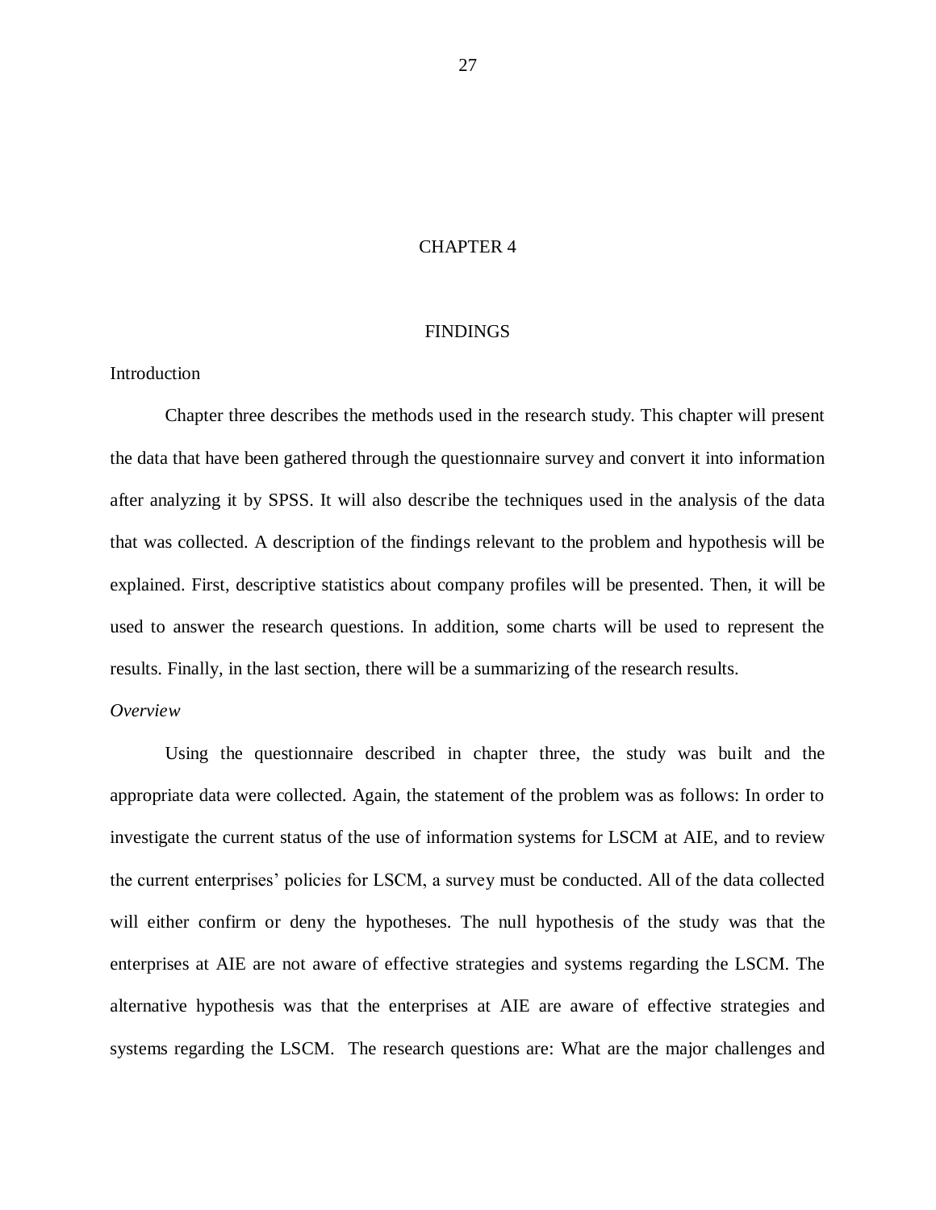# CHAPTER 4

# FINDINGS

## Introduction

Chapter three describes the methods used in the research study. This chapter will present the data that have been gathered through the questionnaire survey and convert it into information after analyzing it by SPSS. It will also describe the techniques used in the analysis of the data that was collected. A description of the findings relevant to the problem and hypothesis will be explained. First, descriptive statistics about company profiles will be presented. Then, it will be used to answer the research questions. In addition, some charts will be used to represent the results. Finally, in the last section, there will be a summarizing of the research results.

### *Overview*

Using the questionnaire described in chapter three, the study was built and the appropriate data were collected. Again, the statement of the problem was as follows: In order to investigate the current status of the use of information systems for LSCM at AIE, and to review the current enterprises' policies for LSCM, a survey must be conducted. All of the data collected will either confirm or deny the hypotheses. The null hypothesis of the study was that the enterprises at AIE are not aware of effective strategies and systems regarding the LSCM. The alternative hypothesis was that the enterprises at AIE are aware of effective strategies and systems regarding the LSCM. The research questions are: What are the major challenges and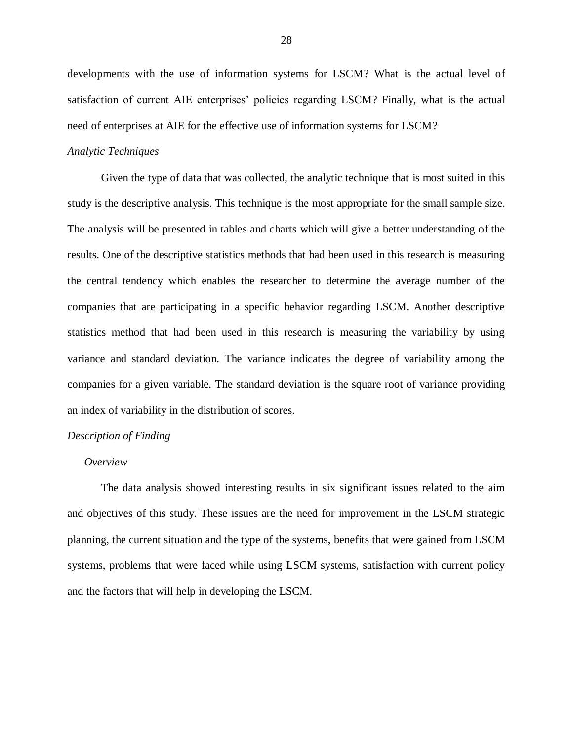developments with the use of information systems for LSCM? What is the actual level of satisfaction of current AIE enterprises' policies regarding LSCM? Finally, what is the actual need of enterprises at AIE for the effective use of information systems for LSCM?

### *Analytic Techniques*

Given the type of data that was collected, the analytic technique that is most suited in this study is the descriptive analysis. This technique is the most appropriate for the small sample size. The analysis will be presented in tables and charts which will give a better understanding of the results. One of the descriptive statistics methods that had been used in this research is measuring the central tendency which enables the researcher to determine the average number of the companies that are participating in a specific behavior regarding LSCM. Another descriptive statistics method that had been used in this research is measuring the variability by using variance and standard deviation. The variance indicates the degree of variability among the companies for a given variable. The standard deviation is the square root of variance providing an index of variability in the distribution of scores.

### *Description of Finding*

#### *Overview*

The data analysis showed interesting results in six significant issues related to the aim and objectives of this study. These issues are the need for improvement in the LSCM strategic planning, the current situation and the type of the systems, benefits that were gained from LSCM systems, problems that were faced while using LSCM systems, satisfaction with current policy and the factors that will help in developing the LSCM.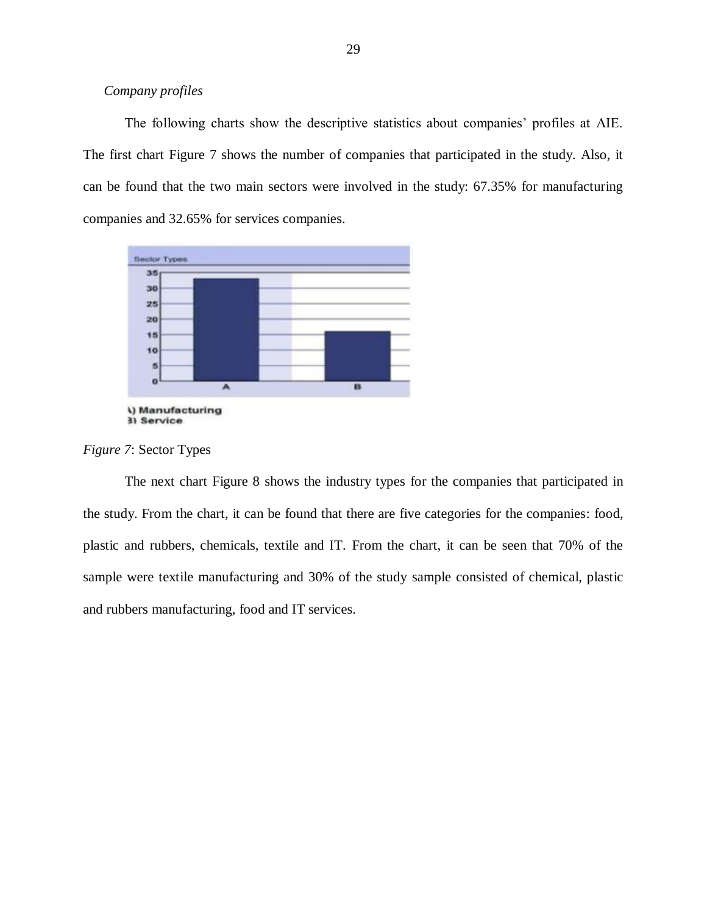*Company profiles*

The following charts show the descriptive statistics about companies' profiles at AIE. The first chart Figure 7 shows the number of companies that participated in the study. Also, it can be found that the two main sectors were involved in the study: 67.35% for manufacturing companies and 32.65% for services companies.

*Figure 7*: Sector Types

The next chart Figure 8 shows the industry types for the companies that participated in the study. From the chart, it can be found that there are five categories for the companies: food, plastic and rubbers, chemicals, textile and IT. From the chart, it can be seen that 70% of the sample were textile manufacturing and 30% of the study sample consisted of chemical, plastic and rubbers manufacturing, food and IT services.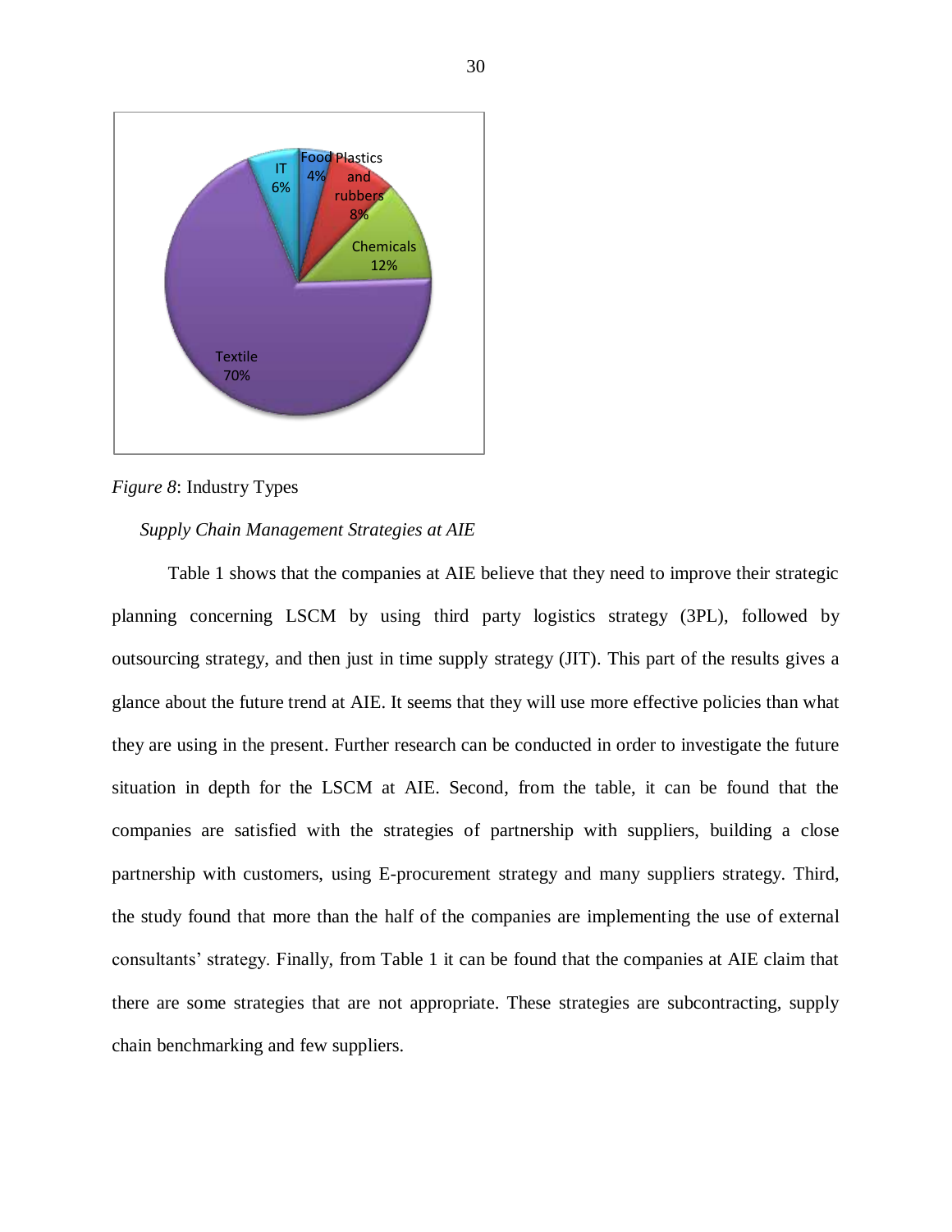*Figure 8*: Industry Types

*Supply Chain Management Strategies at AIE*

Table 1 shows that the companies at AIE believe that they need to improve their strategic planning concerning LSCM by using third party logistics strategy (3PL), followed by outsourcing strategy, and then just in time supply strategy (JIT). This part of the results gives a glance about the future trend at AIE. It seems that they will use more effective policies than what they are using in the present. Further research can be conducted in order to investigate the future situation in depth for the LSCM at AIE. Second, from the table, it can be found that the companies are satisfied with the strategies of partnership with suppliers, building a close partnership with customers, using E-procurement strategy and many suppliers strategy. Third, the study found that more than the half of the companies are implementing the use of external consultants' strategy. Finally, from Table 1 it can be found that the companies at AIE claim that there are some strategies that are not appropriate. These strategies are subcontracting, supply chain benchmarking and few suppliers.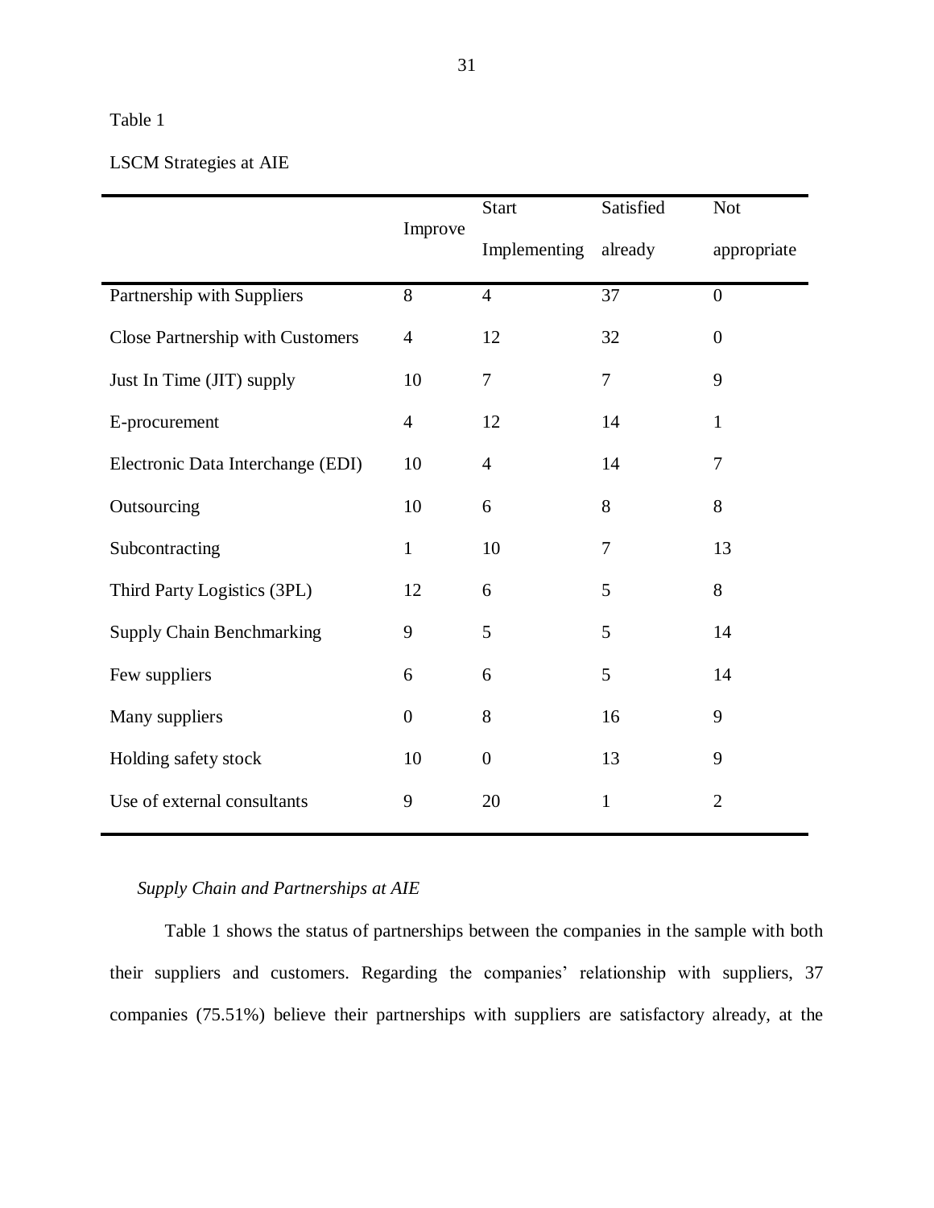Table 1

LSCM Strategies at AIE

| | Improve | Start Implementing | Satisfied already | Not appropriate |
|---|---|---|---|---|
| Partnership with Suppliers | 8 | 4 | 37 | 0 |
| Close Partnership with Customers | 4 | 12 | 32 | 0 |
| Just In Time (JIT) supply | 10 | 7 | 7 | 9 |
| E-procurement | 4 | 12 | 14 | 1 |
| Electronic Data Interchange (EDI) | 10 | 4 | 14 | 7 |
| Outsourcing | 10 | 6 | 8 | 8 |
| Subcontracting | 1 | 10 | 7 | 13 |
| Third Party Logistics (3PL) | 12 | 6 | 5 | 8 |
| Supply Chain Benchmarking | 9 | 5 | 5 | 14 |
| Few suppliers | 6 | 6 | 5 | 14 |
| Many suppliers | 0 | 8 | 16 | 9 |
| Holding safety stock | 10 | 0 | 13 | 9 |
| Use of external consultants | 9 | 20 | 1 | 2 |

*Supply Chain and Partnerships at AIE*

Table 1 shows the status of partnerships between the companies in the sample with both their suppliers and customers. Regarding the companies' relationship with suppliers, 37 companies (75.51%) believe their partnerships with suppliers are satisfactory already, at the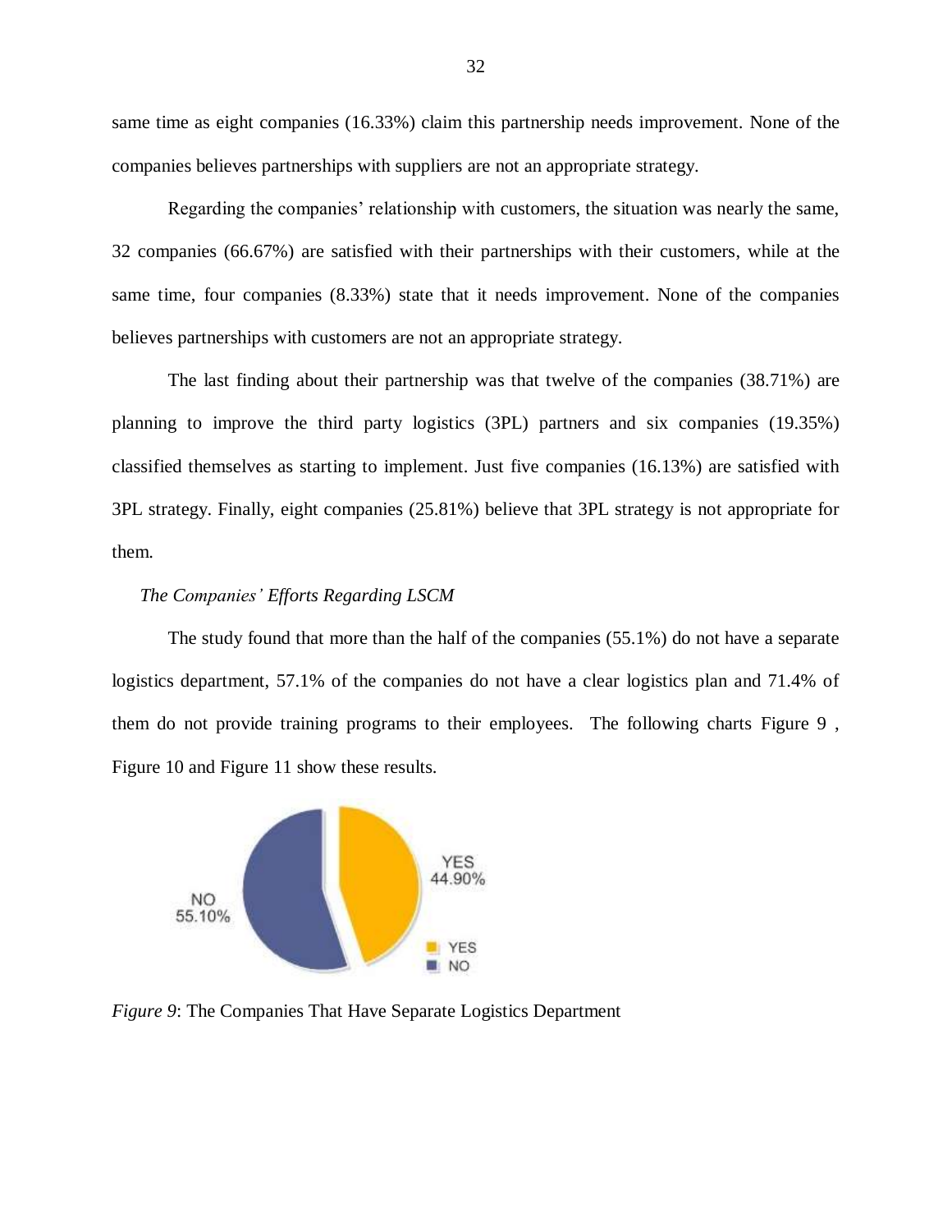same time as eight companies (16.33%) claim this partnership needs improvement. None of the companies believes partnerships with suppliers are not an appropriate strategy.

Regarding the companies' relationship with customers, the situation was nearly the same, 32 companies (66.67%) are satisfied with their partnerships with their customers, while at the same time, four companies (8.33%) state that it needs improvement. None of the companies believes partnerships with customers are not an appropriate strategy.

The last finding about their partnership was that twelve of the companies (38.71%) are planning to improve the third party logistics (3PL) partners and six companies (19.35%) classified themselves as starting to implement. Just five companies (16.13%) are satisfied with 3PL strategy. Finally, eight companies (25.81%) believe that 3PL strategy is not appropriate for them.

### *The Companies' Efforts Regarding LSCM*

The study found that more than the half of the companies (55.1%) do not have a separate logistics department, 57.1% of the companies do not have a clear logistics plan and 71.4% of them do not provide training programs to their employees. The following charts Figure 9 , Figure 10 and Figure 11 show these results.

*Figure 9*: The Companies That Have Separate Logistics Department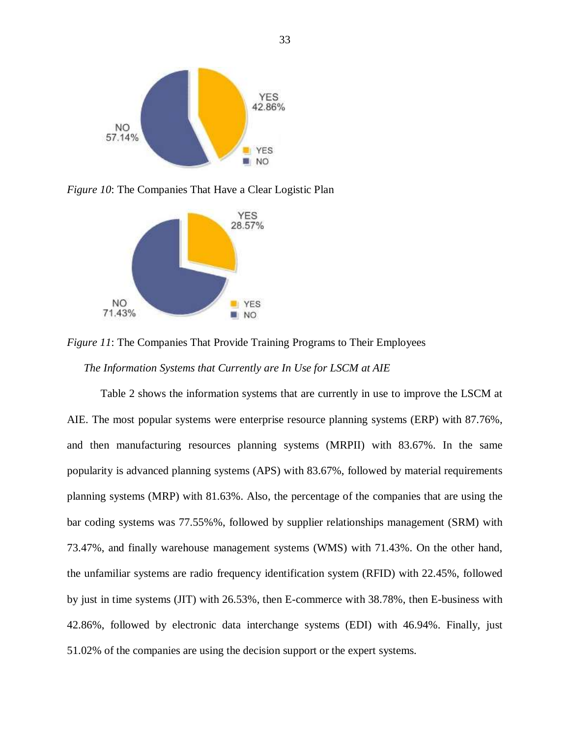*Figure 10*: The Companies That Have a Clear Logistic Plan

*Figure 11*: The Companies That Provide Training Programs to Their Employees

*The Information Systems that Currently are In Use for LSCM at AIE*

Table 2 shows the information systems that are currently in use to improve the LSCM at AIE. The most popular systems were enterprise resource planning systems (ERP) with 87.76%, and then manufacturing resources planning systems (MRPII) with 83.67%. In the same popularity is advanced planning systems (APS) with 83.67%, followed by material requirements planning systems (MRP) with 81.63%. Also, the percentage of the companies that are using the bar coding systems was 77.55%%, followed by supplier relationships management (SRM) with 73.47%, and finally warehouse management systems (WMS) with 71.43%. On the other hand, the unfamiliar systems are radio frequency identification system (RFID) with 22.45%, followed by just in time systems (JIT) with 26.53%, then E-commerce with 38.78%, then E-business with 42.86%, followed by electronic data interchange systems (EDI) with 46.94%. Finally, just 51.02% of the companies are using the decision support or the expert systems.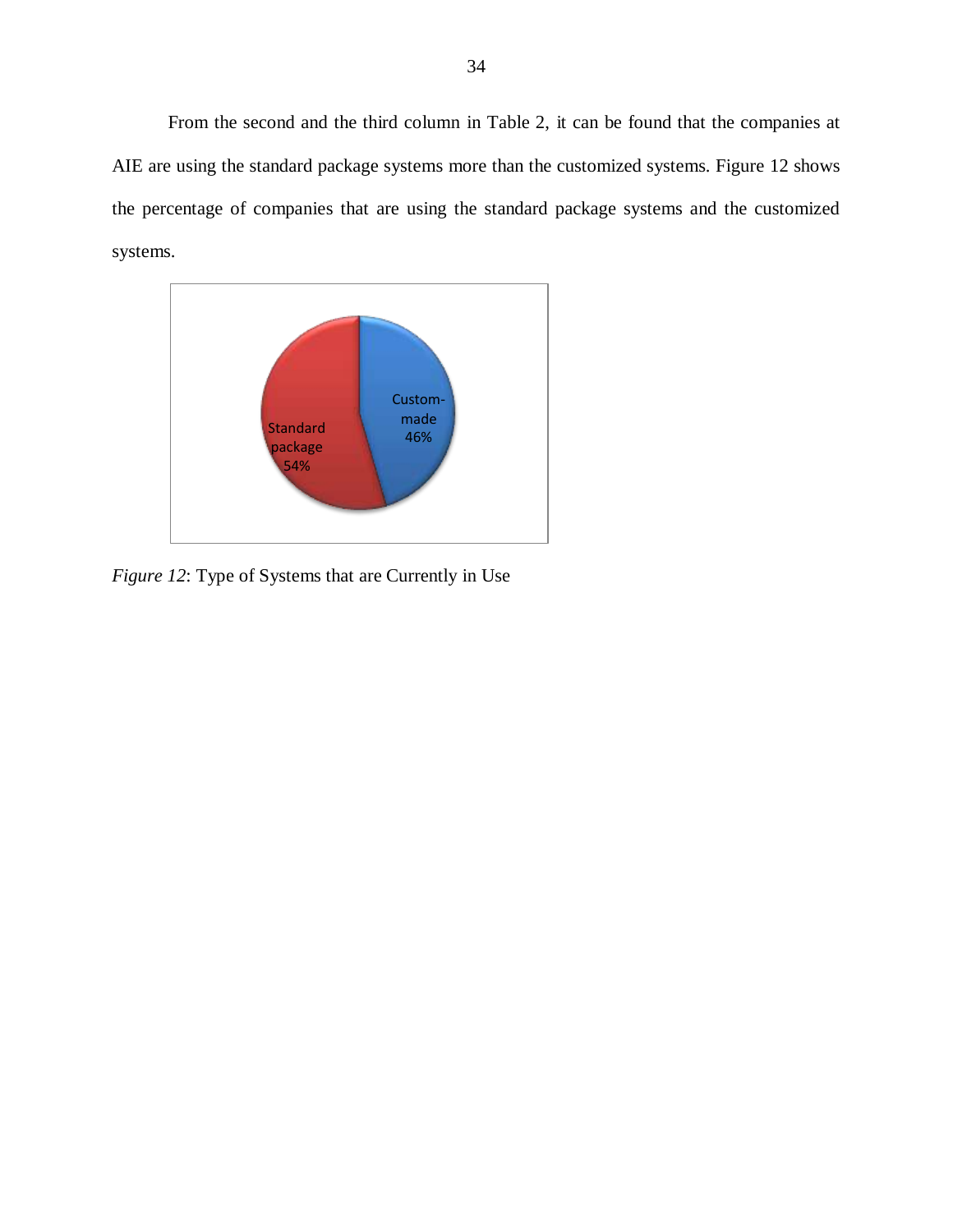From the second and the third column in Table 2, it can be found that the companies at AIE are using the standard package systems more than the customized systems. Figure 12 shows the percentage of companies that are using the standard package systems and the customized systems.

*Figure 12*: Type of Systems that are Currently in Use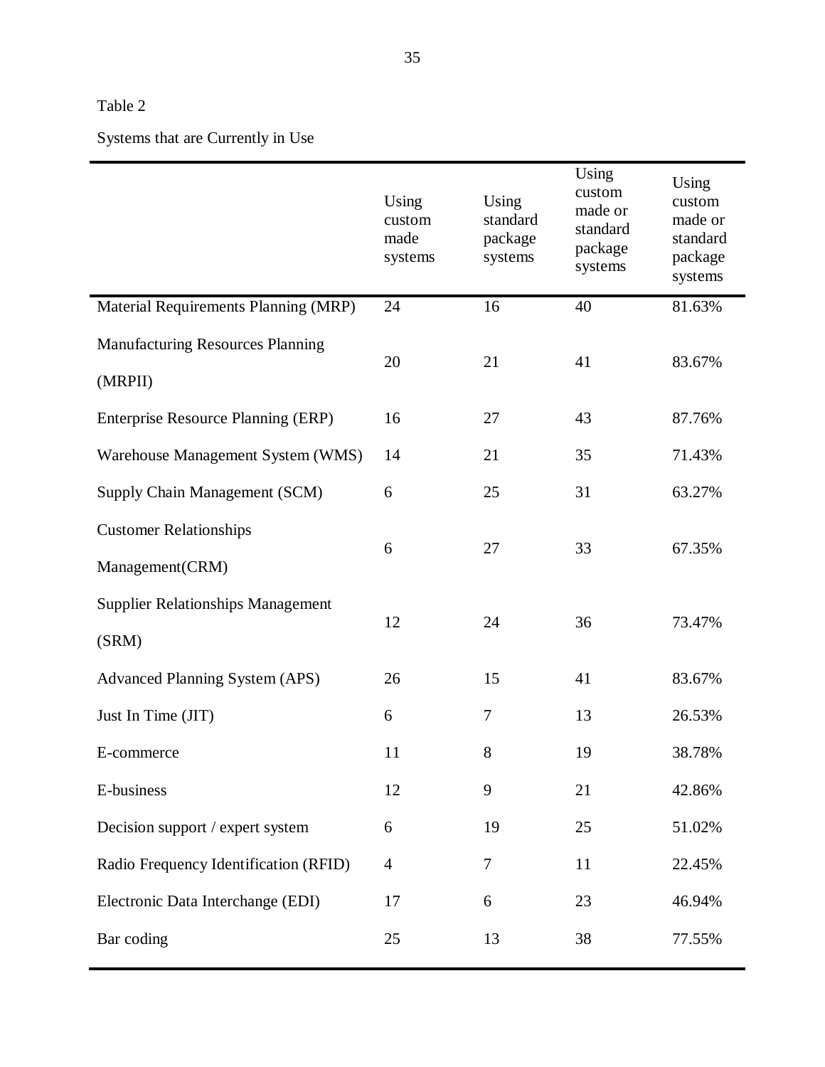Table 2

Systems that are Currently in Use

| | Using custom made systems | Using standard package systems | Using custom made or standard package systems | Using custom made or standard package systems |
|---|---|---|---|---|
| Material Requirements Planning (MRP) | 24 | 16 | 40 | 81.63% |
| Manufacturing Resources Planning (MRPII) | 20 | 21 | 41 | 83.67% |
| Enterprise Resource Planning (ERP) | 16 | 27 | 43 | 87.76% |
| Warehouse Management System (WMS) | 14 | 21 | 35 | 71.43% |
| Supply Chain Management (SCM) | 6 | 25 | 31 | 63.27% |
| Customer Relationships Management(CRM) | 6 | 27 | 33 | 67.35% |
| Supplier Relationships Management (SRM) | 12 | 24 | 36 | 73.47% |
| Advanced Planning System (APS) | 26 | 15 | 41 | 83.67% |
| Just In Time (JIT) | 6 | 7 | 13 | 26.53% |
| E-commerce | 11 | 8 | 19 | 38.78% |
| E-business | 12 | 9 | 21 | 42.86% |
| Decision support / expert system | 6 | 19 | 25 | 51.02% |
| Radio Frequency Identification (RFID) | 4 | 7 | 11 | 22.45% |
| Electronic Data Interchange (EDI) | 17 | 6 | 23 | 46.94% |
| Bar coding | 25 | 13 | 38 | 77.55% |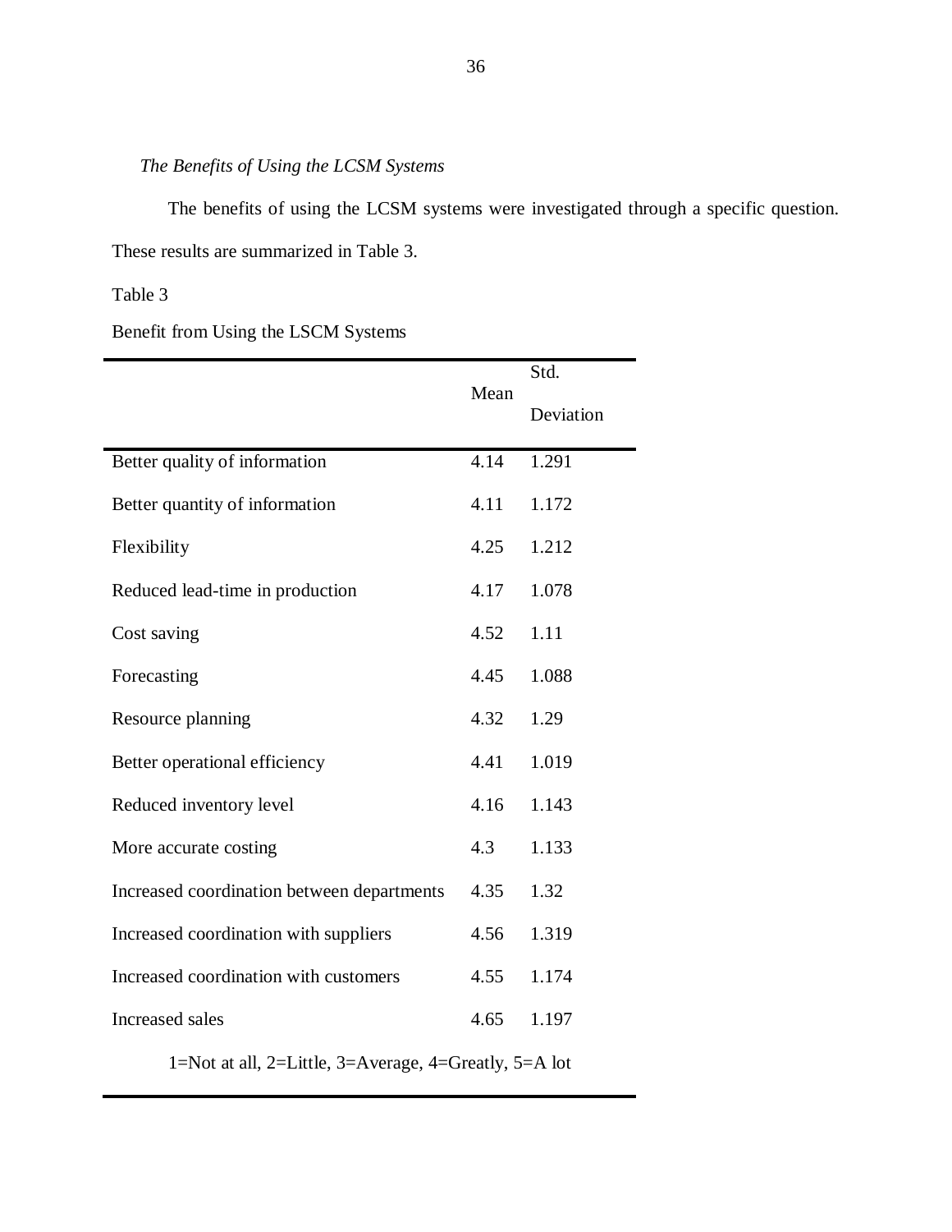*The Benefits of Using the LCSM Systems*

The benefits of using the LCSM systems were investigated through a specific question. These results are summarized in Table 3.

Table 3

Benefit from Using the LSCM Systems

| | Mean | Std. Deviation |
|---|---|---|
| Better quality of information | 4.14 | 1.291 |
| Better quantity of information | 4.11 | 1.172 |
| Flexibility | 4.25 | 1.212 |
| Reduced lead-time in production | 4.17 | 1.078 |
| Cost saving | 4.52 | 1.11 |
| Forecasting | 4.45 | 1.088 |
| Resource planning | 4.32 | 1.29 |
| Better operational efficiency | 4.41 | 1.019 |
| Reduced inventory level | 4.16 | 1.143 |
| More accurate costing | 4.3 | 1.133 |
| Increased coordination between departments | 4.35 | 1.32 |
| Increased coordination with suppliers | 4.56 | 1.319 |
| Increased coordination with customers | 4.55 | 1.174 |
| Increased sales | 4.65 | 1.197 |

1=Not at all, 2=Little, 3=Average, 4=Greatly, 5=A lot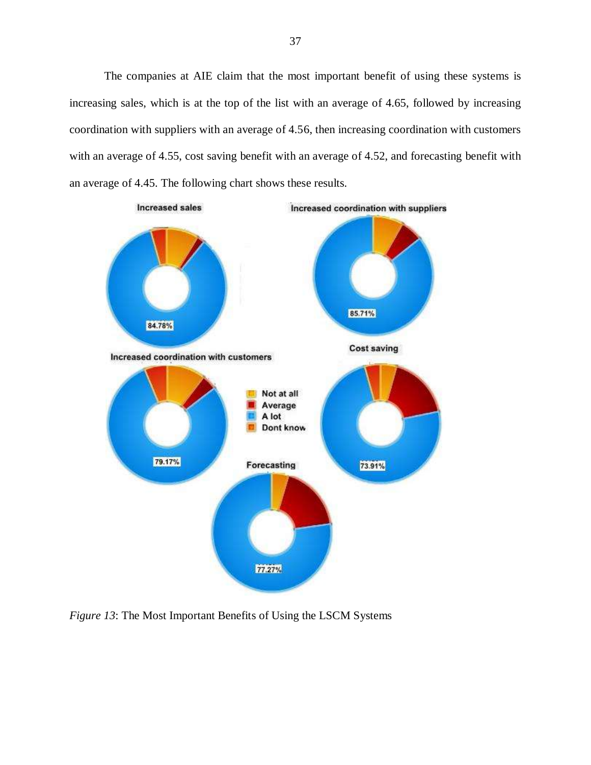The companies at AIE claim that the most important benefit of using these systems is increasing sales, which is at the top of the list with an average of 4.65, followed by increasing coordination with suppliers with an average of 4.56, then increasing coordination with customers with an average of 4.55, cost saving benefit with an average of 4.52, and forecasting benefit with an average of 4.45. The following chart shows these results.

*Figure 13*: The Most Important Benefits of Using the LSCM Systems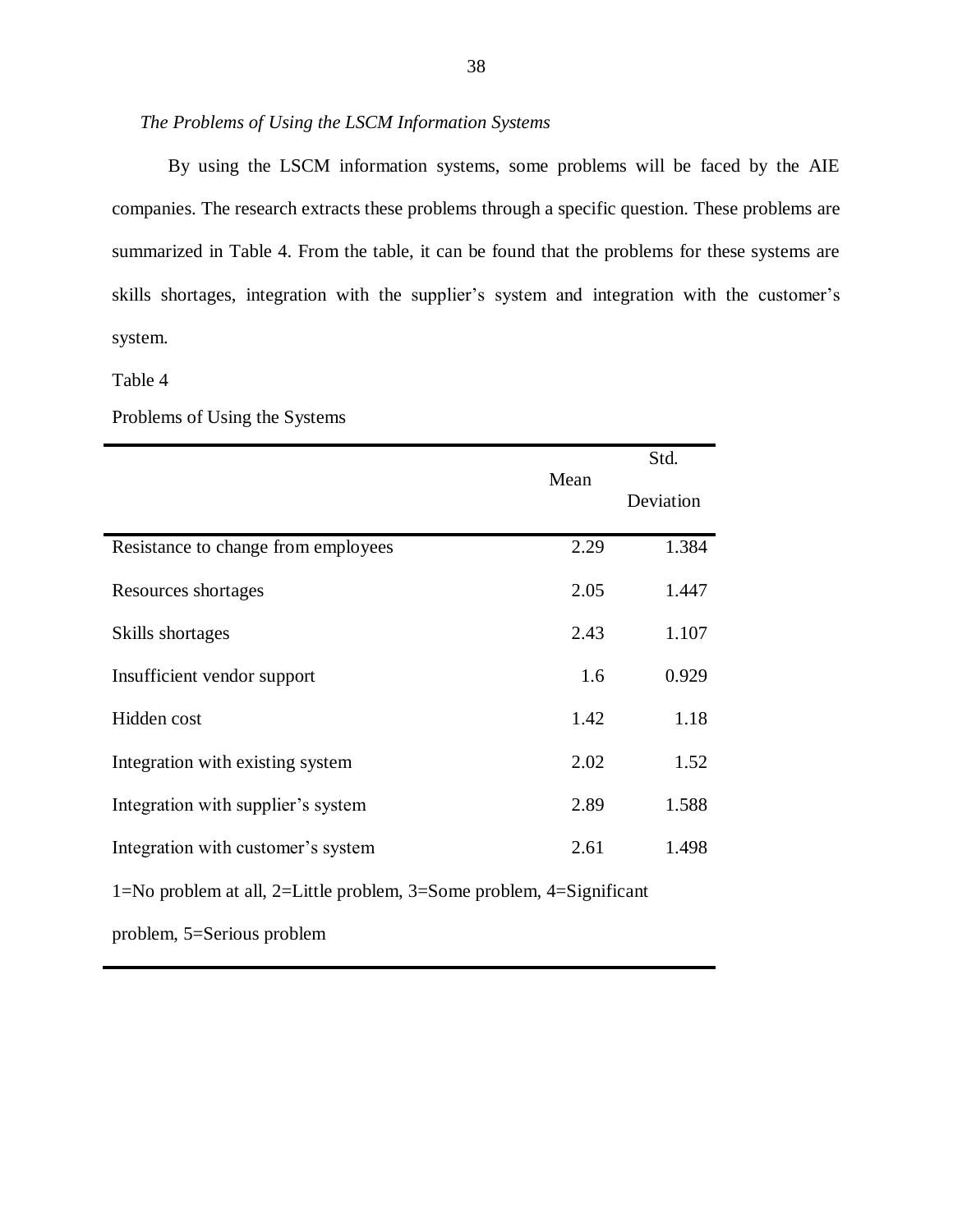*The Problems of Using the LSCM Information Systems*

By using the LSCM information systems, some problems will be faced by the AIE companies. The research extracts these problems through a specific question. These problems are summarized in Table 4. From the table, it can be found that the problems for these systems are skills shortages, integration with the supplier's system and integration with the customer's system.

Table 4

Problems of Using the Systems

| | Mean | Std. Deviation |
|---|---|---|
| Resistance to change from employees | 2.29 | 1.384 |
| Resources shortages | 2.05 | 1.447 |
| Skills shortages | 2.43 | 1.107 |
| Insufficient vendor support | 1.6 | 0.929 |
| Hidden cost | 1.42 | 1.18 |
| Integration with existing system | 2.02 | 1.52 |
| Integration with supplier's system | 2.89 | 1.588 |
| Integration with customer's system | 2.61 | 1.498 |

1=No problem at all, 2=Little problem, 3=Some problem, 4=Significant problem, 5=Serious problem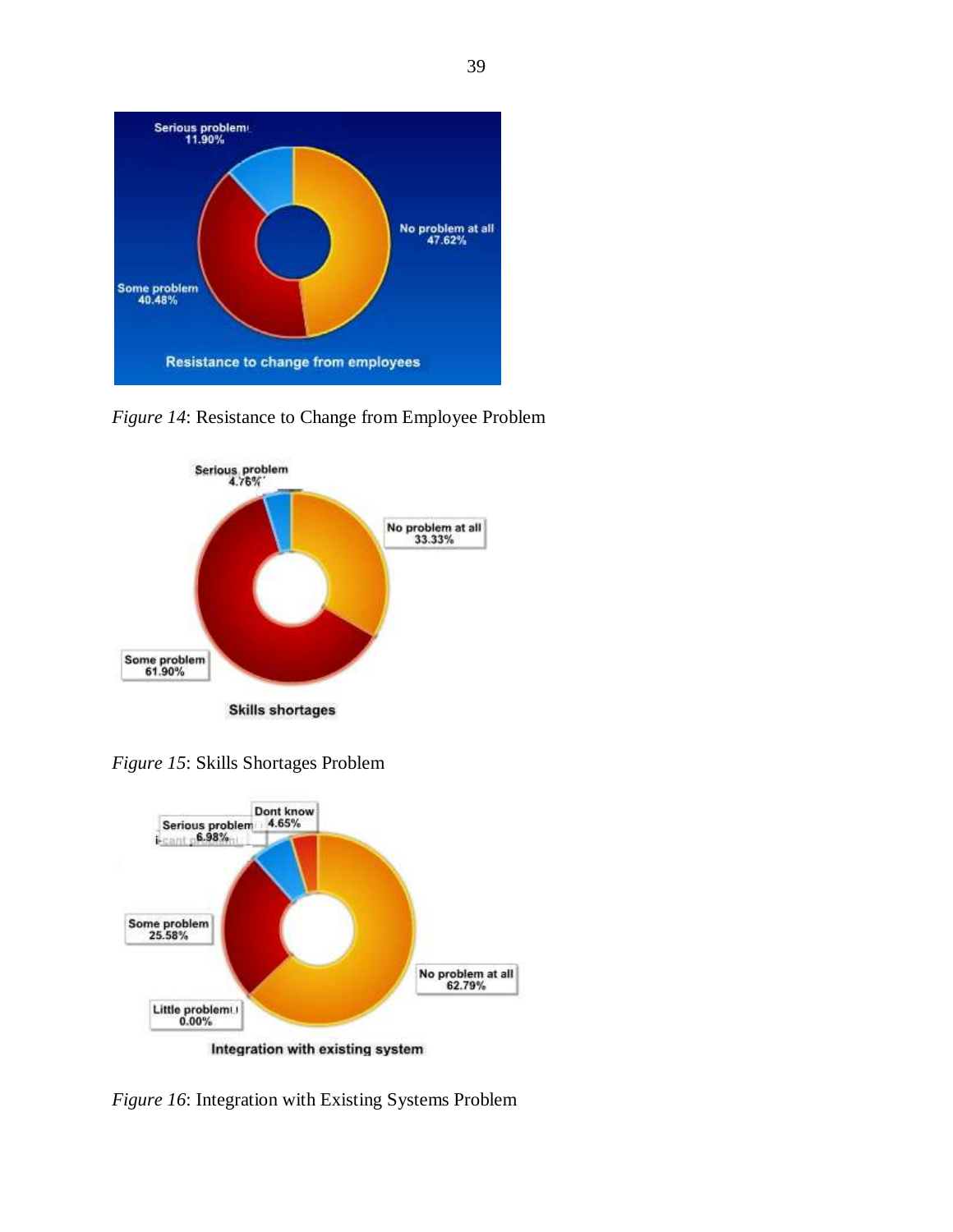*Figure 14*: Resistance to Change from Employee Problem

*Figure 15*: Skills Shortages Problem

*Figure 16*: Integration with Existing Systems Problem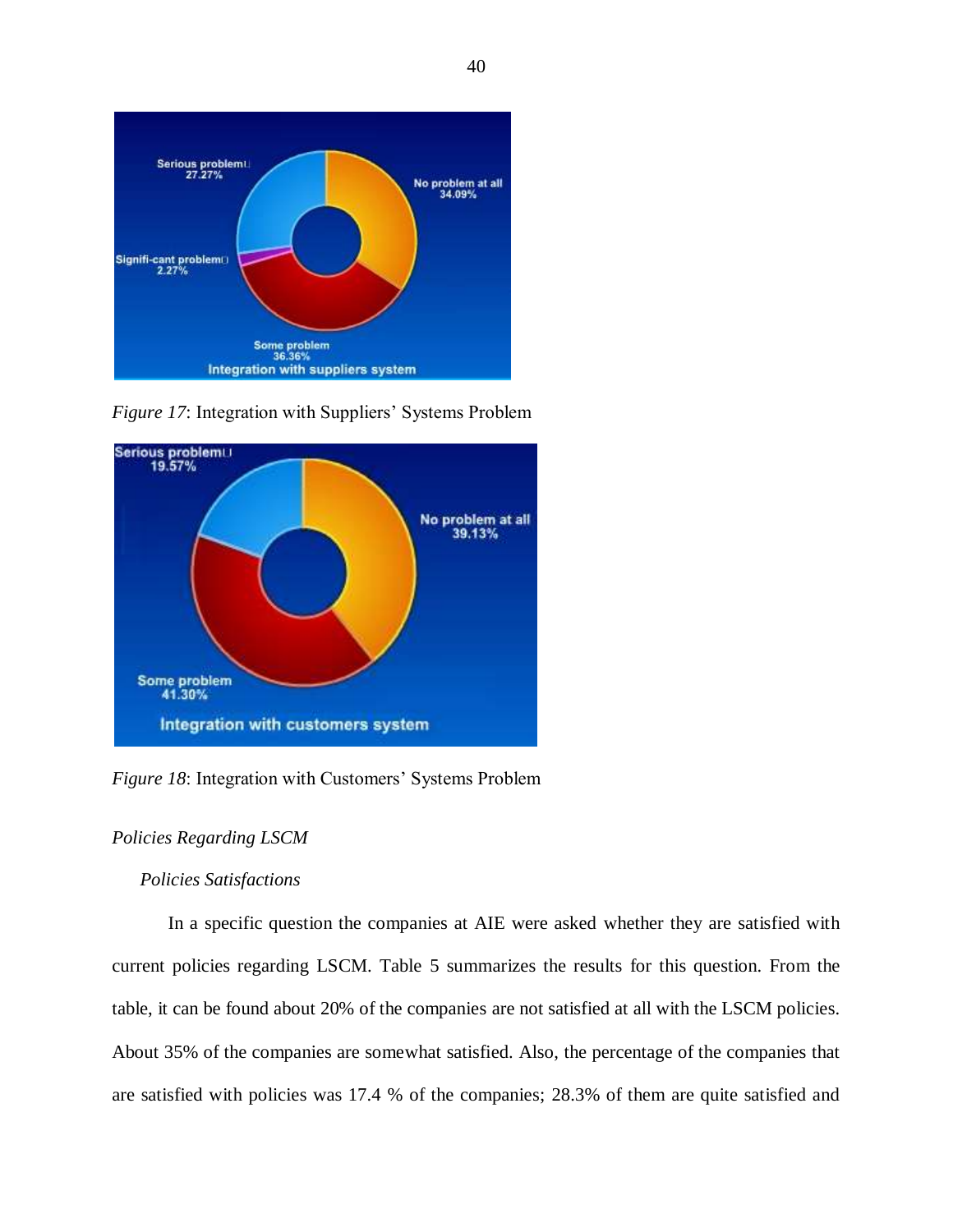*Figure 17*: Integration with Suppliers' Systems Problem

*Figure 18*: Integration with Customers' Systems Problem

*Policies Regarding LSCM*

*Policies Satisfactions*

In a specific question the companies at AIE were asked whether they are satisfied with current policies regarding LSCM. Table 5 summarizes the results for this question. From the table, it can be found about 20% of the companies are not satisfied at all with the LSCM policies. About 35% of the companies are somewhat satisfied. Also, the percentage of the companies that are satisfied with policies was 17.4 % of the companies; 28.3% of them are quite satisfied and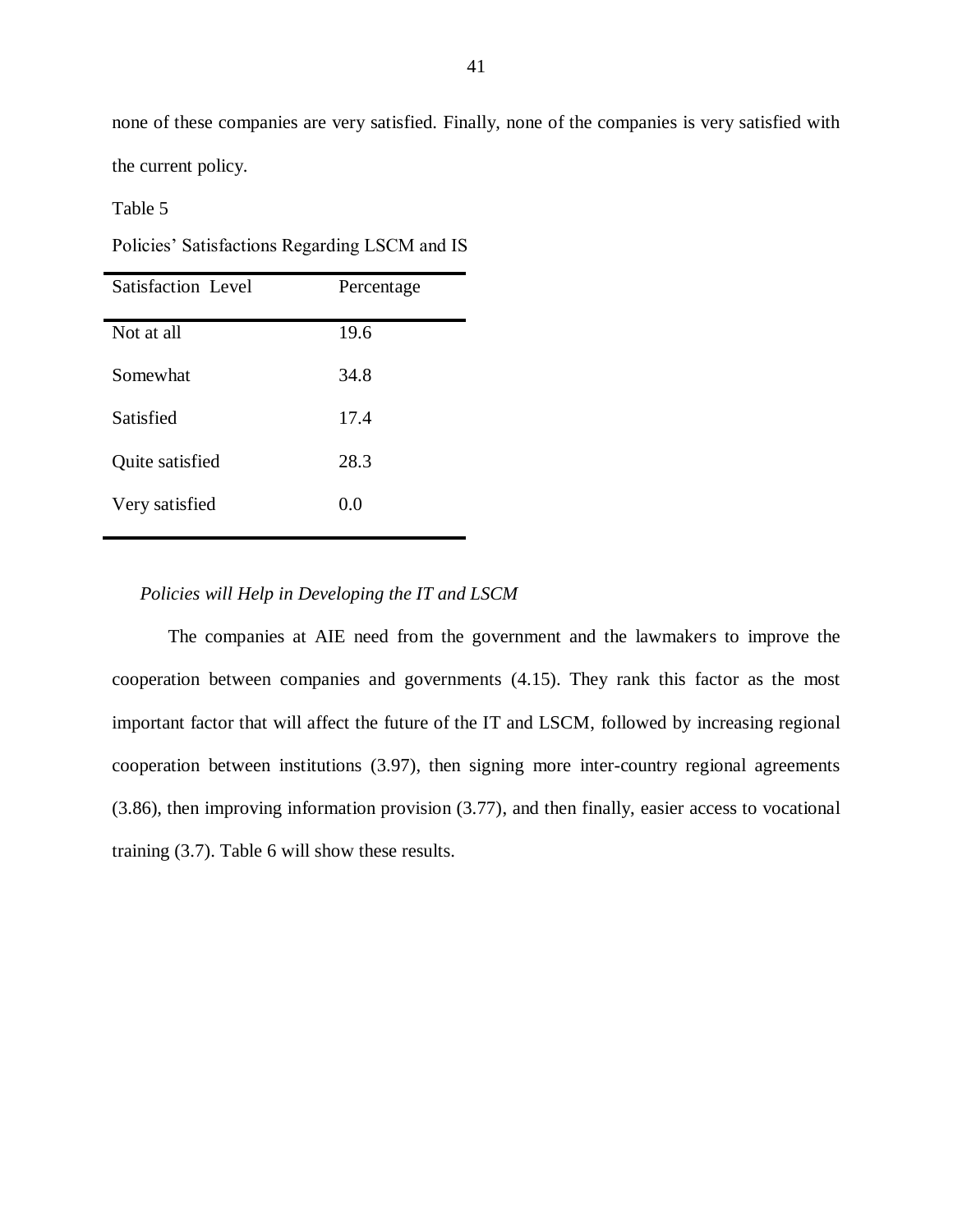none of these companies are very satisfied. Finally, none of the companies is very satisfied with the current policy.

Table 5

Policies' Satisfactions Regarding LSCM and IS

| Satisfaction Level | Percentage |
|---|---|
| Not at all | 19.6 |
| Somewhat | 34.8 |
| Satisfied | 17.4 |
| Quite satisfied | 28.3 |
| Very satisfied | 0.0 |

*Policies will Help in Developing the IT and LSCM*

The companies at AIE need from the government and the lawmakers to improve the cooperation between companies and governments (4.15). They rank this factor as the most important factor that will affect the future of the IT and LSCM, followed by increasing regional cooperation between institutions (3.97), then signing more inter-country regional agreements (3.86), then improving information provision (3.77), and then finally, easier access to vocational training (3.7). Table 6 will show these results.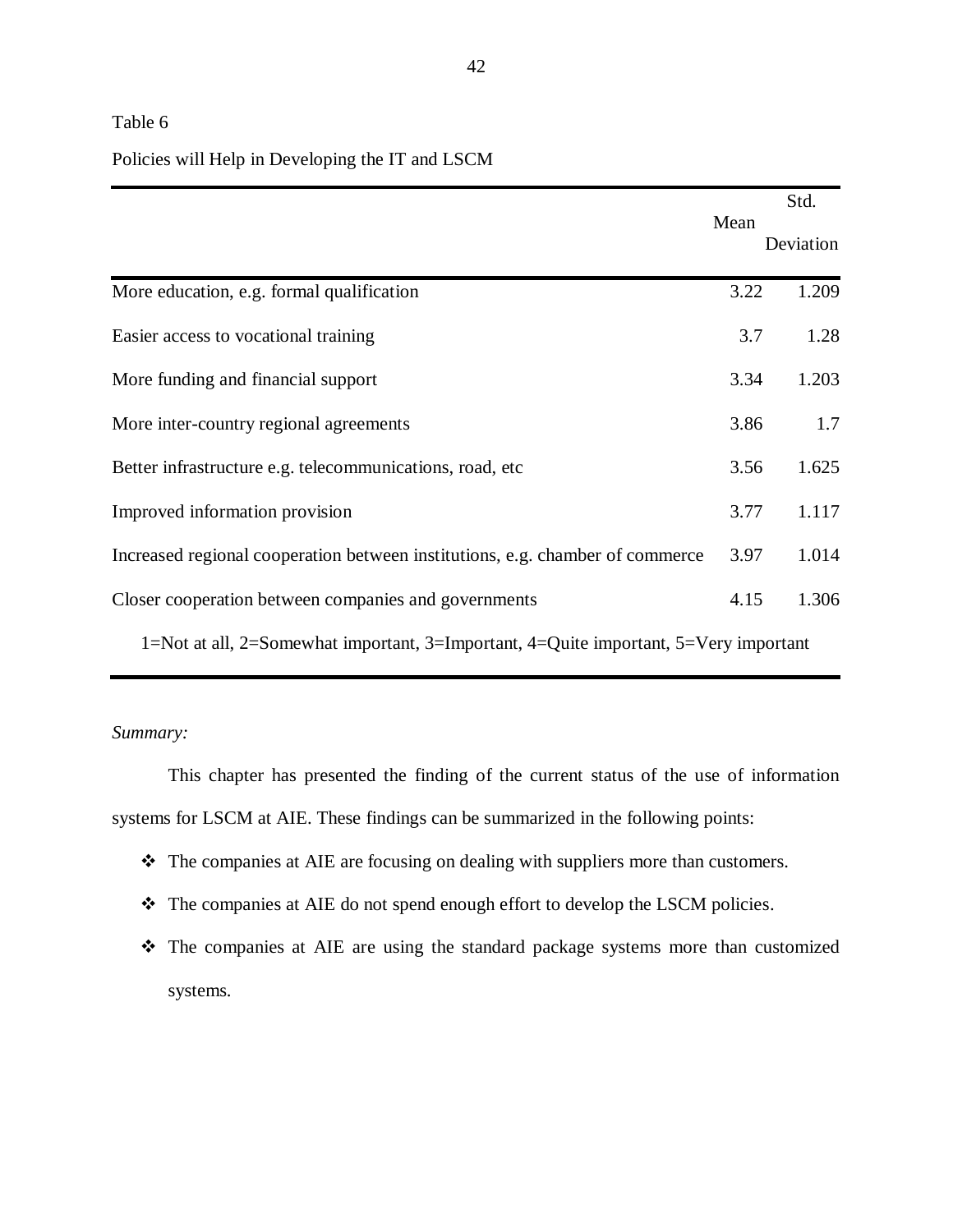Table 6

Policies will Help in Developing the IT and LSCM

| | Mean | Std. Deviation |
|---|---|---|
| More education, e.g. formal qualification | 3.22 | 1.209 |
| Easier access to vocational training | 3.7 | 1.28 |
| More funding and financial support | 3.34 | 1.203 |
| More inter-country regional agreements | 3.86 | 1.7 |
| Better infrastructure e.g. telecommunications, road, etc | 3.56 | 1.625 |
| Improved information provision | 3.77 | 1.117 |
| Increased regional cooperation between institutions, e.g. chamber of commerce | 3.97 | 1.014 |
| Closer cooperation between companies and governments | 4.15 | 1.306 |
| 1=Not at all, 2=Somewhat important, 3=Important, 4=Quite important, 5=Very important | | |

*Summary:*

This chapter has presented the finding of the current status of the use of information systems for LSCM at AIE. These findings can be summarized in the following points:

- The companies at AIE are focusing on dealing with suppliers more than customers.
- The companies at AIE do not spend enough effort to develop the LSCM policies.
- The companies at AIE are using the standard package systems more than customized systems.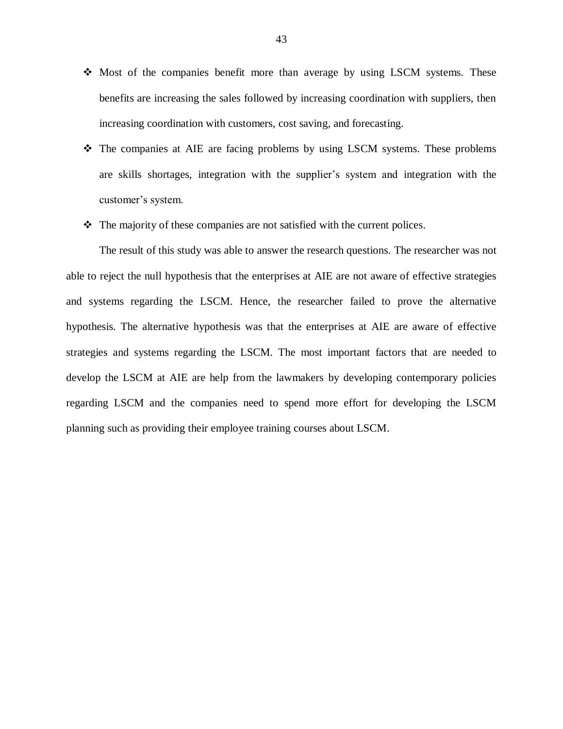- Most of the companies benefit more than average by using LSCM systems. These benefits are increasing the sales followed by increasing coordination with suppliers, then increasing coordination with customers, cost saving, and forecasting.
- The companies at AIE are facing problems by using LSCM systems. These problems are skills shortages, integration with the supplier's system and integration with the customer's system.
- The majority of these companies are not satisfied with the current polices.

The result of this study was able to answer the research questions. The researcher was not able to reject the null hypothesis that the enterprises at AIE are not aware of effective strategies and systems regarding the LSCM. Hence, the researcher failed to prove the alternative hypothesis. The alternative hypothesis was that the enterprises at AIE are aware of effective strategies and systems regarding the LSCM. The most important factors that are needed to develop the LSCM at AIE are help from the lawmakers by developing contemporary policies regarding LSCM and the companies need to spend more effort for developing the LSCM planning such as providing their employee training courses about LSCM.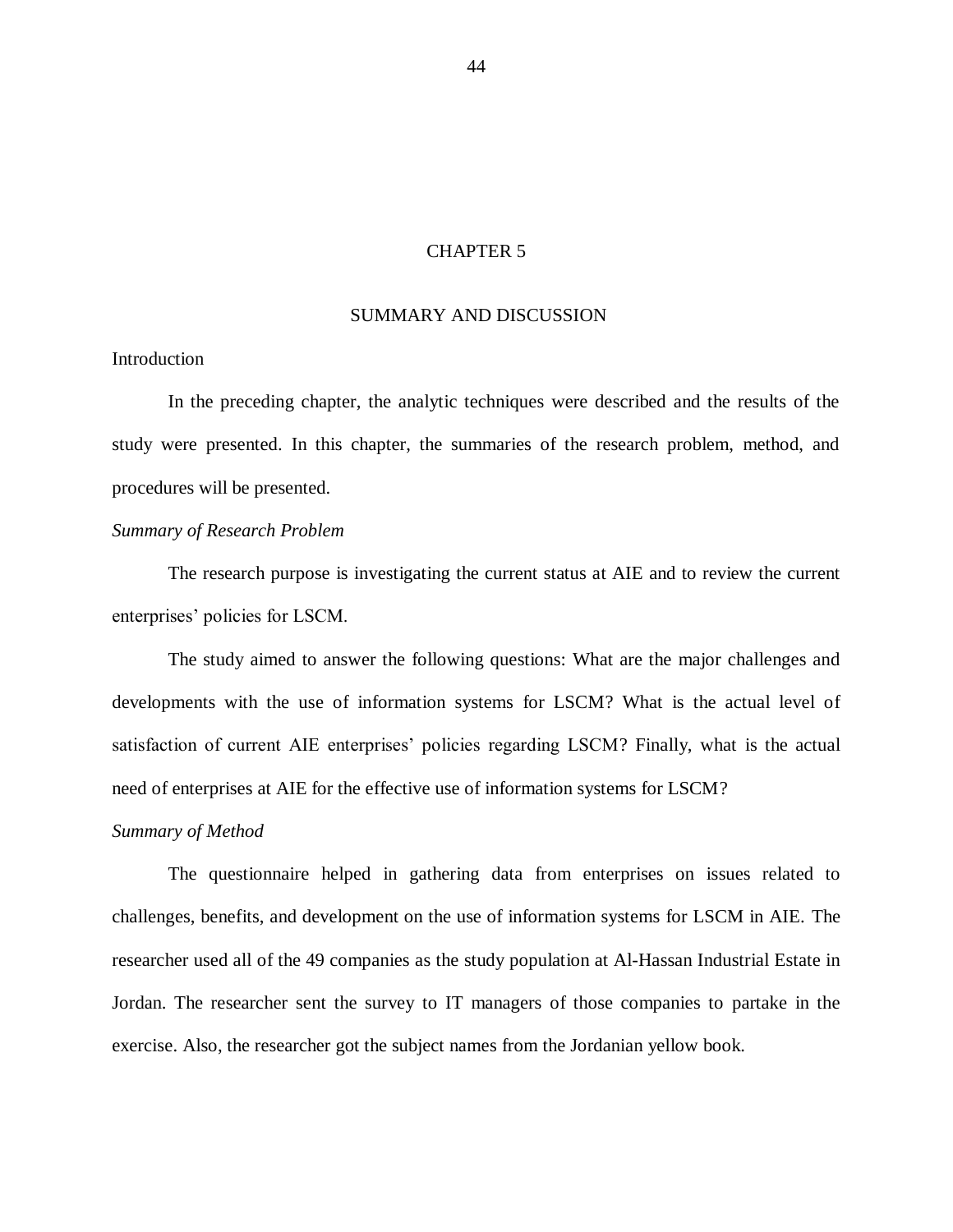# CHAPTER 5

## SUMMARY AND DISCUSSION

### Introduction

In the preceding chapter, the analytic techniques were described and the results of the study were presented. In this chapter, the summaries of the research problem, method, and procedures will be presented.

#### *Summary of Research Problem*

The research purpose is investigating the current status at AIE and to review the current enterprises' policies for LSCM.

The study aimed to answer the following questions: What are the major challenges and developments with the use of information systems for LSCM? What is the actual level of satisfaction of current AIE enterprises' policies regarding LSCM? Finally, what is the actual need of enterprises at AIE for the effective use of information systems for LSCM?

#### *Summary of Method*

The questionnaire helped in gathering data from enterprises on issues related to challenges, benefits, and development on the use of information systems for LSCM in AIE. The researcher used all of the 49 companies as the study population at Al-Hassan Industrial Estate in Jordan. The researcher sent the survey to IT managers of those companies to partake in the exercise. Also, the researcher got the subject names from the Jordanian yellow book.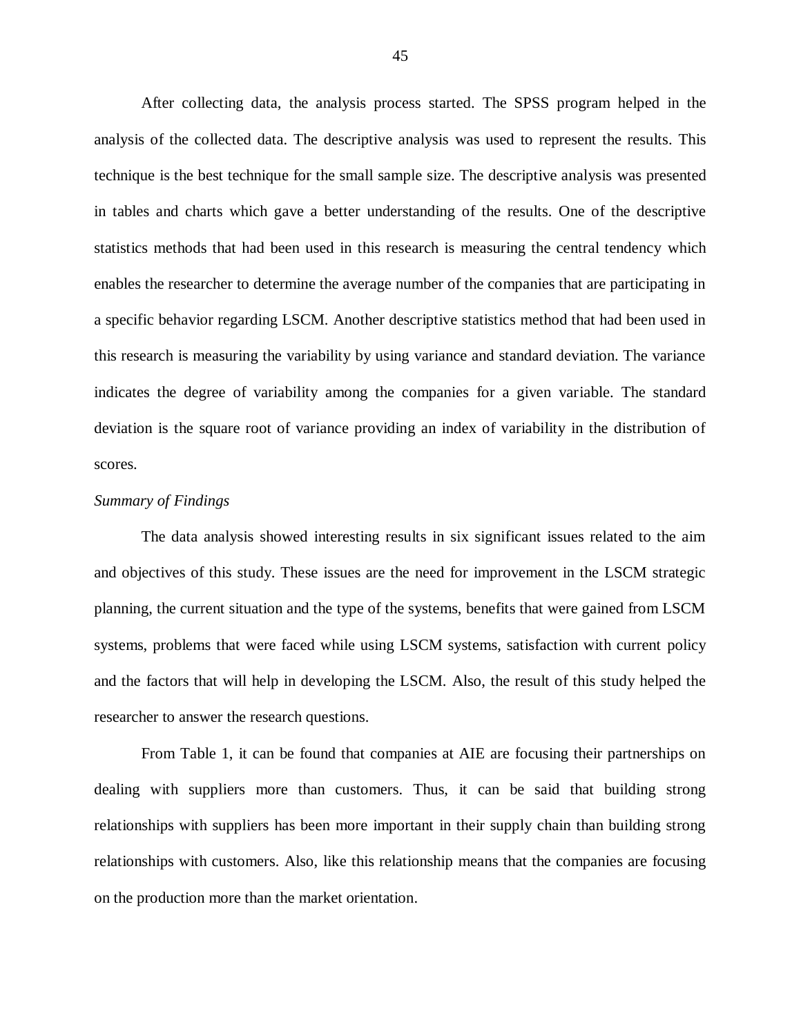After collecting data, the analysis process started. The SPSS program helped in the analysis of the collected data. The descriptive analysis was used to represent the results. This technique is the best technique for the small sample size. The descriptive analysis was presented in tables and charts which gave a better understanding of the results. One of the descriptive statistics methods that had been used in this research is measuring the central tendency which enables the researcher to determine the average number of the companies that are participating in a specific behavior regarding LSCM. Another descriptive statistics method that had been used in this research is measuring the variability by using variance and standard deviation. The variance indicates the degree of variability among the companies for a given variable. The standard deviation is the square root of variance providing an index of variability in the distribution of scores.

*Summary of Findings*

The data analysis showed interesting results in six significant issues related to the aim and objectives of this study. These issues are the need for improvement in the LSCM strategic planning, the current situation and the type of the systems, benefits that were gained from LSCM systems, problems that were faced while using LSCM systems, satisfaction with current policy and the factors that will help in developing the LSCM. Also, the result of this study helped the researcher to answer the research questions.

From Table 1, it can be found that companies at AIE are focusing their partnerships on dealing with suppliers more than customers. Thus, it can be said that building strong relationships with suppliers has been more important in their supply chain than building strong relationships with customers. Also, like this relationship means that the companies are focusing on the production more than the market orientation.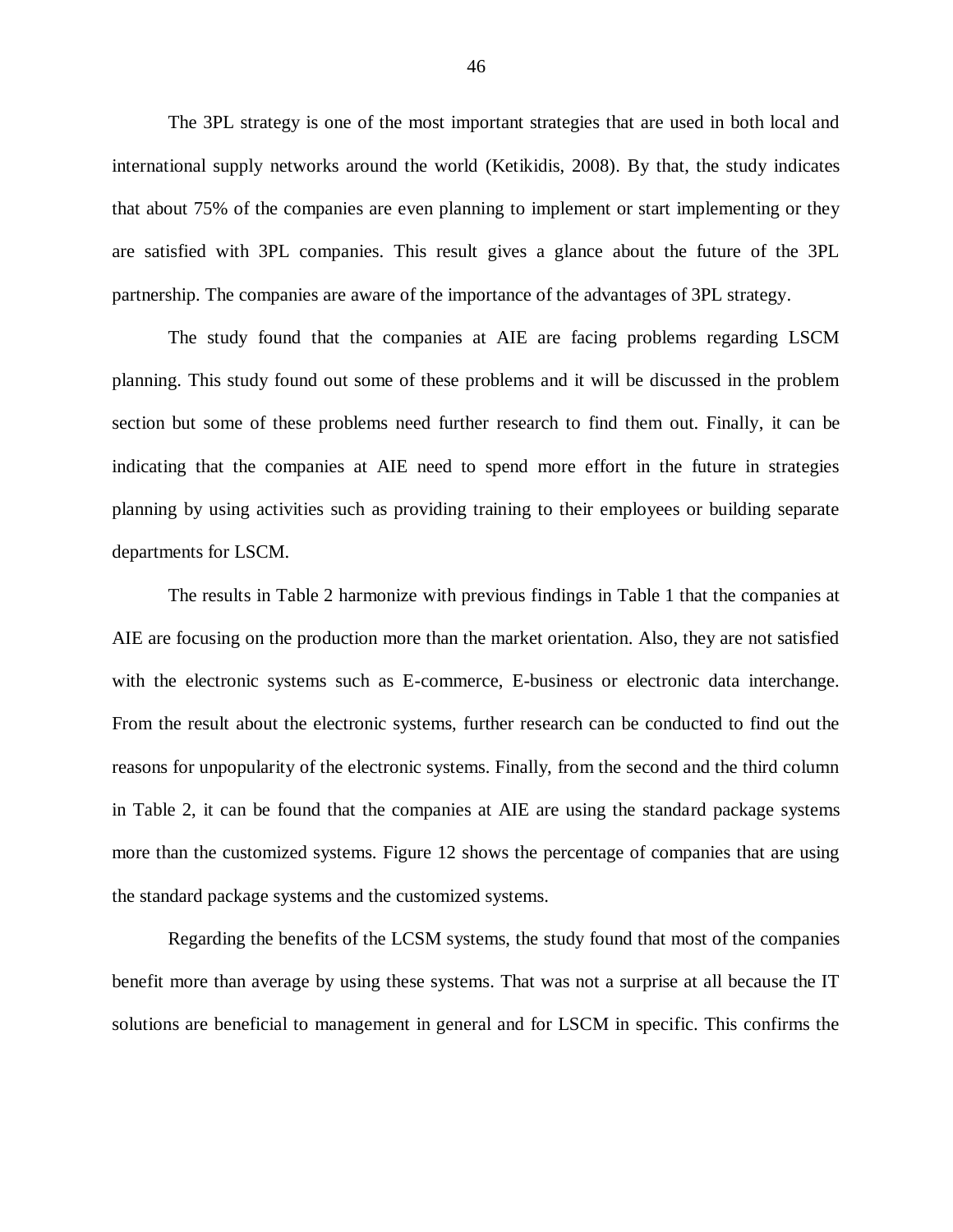The 3PL strategy is one of the most important strategies that are used in both local and international supply networks around the world (Ketikidis, 2008). By that, the study indicates that about 75% of the companies are even planning to implement or start implementing or they are satisfied with 3PL companies. This result gives a glance about the future of the 3PL partnership. The companies are aware of the importance of the advantages of 3PL strategy.

The study found that the companies at AIE are facing problems regarding LSCM planning. This study found out some of these problems and it will be discussed in the problem section but some of these problems need further research to find them out. Finally, it can be indicating that the companies at AIE need to spend more effort in the future in strategies planning by using activities such as providing training to their employees or building separate departments for LSCM.

The results in Table 2 harmonize with previous findings in Table 1 that the companies at AIE are focusing on the production more than the market orientation. Also, they are not satisfied with the electronic systems such as E-commerce, E-business or electronic data interchange. From the result about the electronic systems, further research can be conducted to find out the reasons for unpopularity of the electronic systems. Finally, from the second and the third column in Table 2, it can be found that the companies at AIE are using the standard package systems more than the customized systems. Figure 12 shows the percentage of companies that are using the standard package systems and the customized systems.

Regarding the benefits of the LCSM systems, the study found that most of the companies benefit more than average by using these systems. That was not a surprise at all because the IT solutions are beneficial to management in general and for LSCM in specific. This confirms the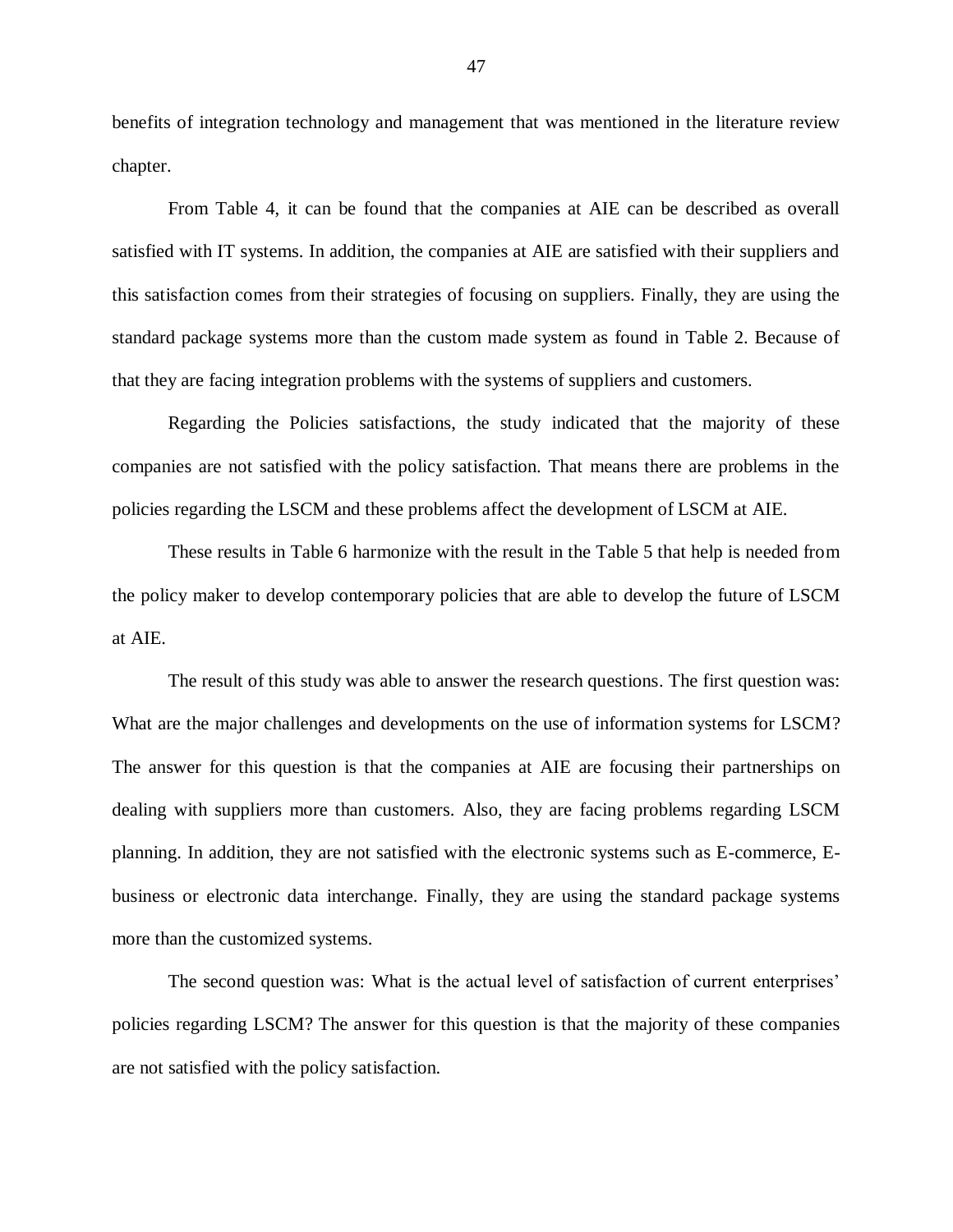benefits of integration technology and management that was mentioned in the literature review chapter.

From Table 4, it can be found that the companies at AIE can be described as overall satisfied with IT systems. In addition, the companies at AIE are satisfied with their suppliers and this satisfaction comes from their strategies of focusing on suppliers. Finally, they are using the standard package systems more than the custom made system as found in Table 2. Because of that they are facing integration problems with the systems of suppliers and customers.

Regarding the Policies satisfactions, the study indicated that the majority of these companies are not satisfied with the policy satisfaction. That means there are problems in the policies regarding the LSCM and these problems affect the development of LSCM at AIE.

These results in Table 6 harmonize with the result in the Table 5 that help is needed from the policy maker to develop contemporary policies that are able to develop the future of LSCM at AIE.

The result of this study was able to answer the research questions. The first question was: What are the major challenges and developments on the use of information systems for LSCM? The answer for this question is that the companies at AIE are focusing their partnerships on dealing with suppliers more than customers. Also, they are facing problems regarding LSCM planning. In addition, they are not satisfied with the electronic systems such as E-commerce, E-business or electronic data interchange. Finally, they are using the standard package systems more than the customized systems.

The second question was: What is the actual level of satisfaction of current enterprises' policies regarding LSCM? The answer for this question is that the majority of these companies are not satisfied with the policy satisfaction.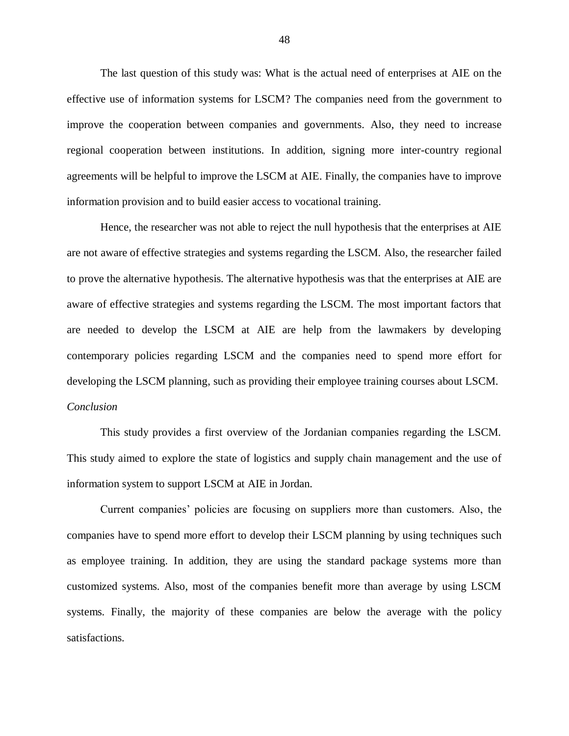The last question of this study was: What is the actual need of enterprises at AIE on the effective use of information systems for LSCM? The companies need from the government to improve the cooperation between companies and governments. Also, they need to increase regional cooperation between institutions. In addition, signing more inter-country regional agreements will be helpful to improve the LSCM at AIE. Finally, the companies have to improve information provision and to build easier access to vocational training.

Hence, the researcher was not able to reject the null hypothesis that the enterprises at AIE are not aware of effective strategies and systems regarding the LSCM. Also, the researcher failed to prove the alternative hypothesis. The alternative hypothesis was that the enterprises at AIE are aware of effective strategies and systems regarding the LSCM. The most important factors that are needed to develop the LSCM at AIE are help from the lawmakers by developing contemporary policies regarding LSCM and the companies need to spend more effort for developing the LSCM planning, such as providing their employee training courses about LSCM.

*Conclusion*

This study provides a first overview of the Jordanian companies regarding the LSCM. This study aimed to explore the state of logistics and supply chain management and the use of information system to support LSCM at AIE in Jordan.

Current companies' policies are focusing on suppliers more than customers. Also, the companies have to spend more effort to develop their LSCM planning by using techniques such as employee training. In addition, they are using the standard package systems more than customized systems. Also, most of the companies benefit more than average by using LSCM systems. Finally, the majority of these companies are below the average with the policy satisfactions.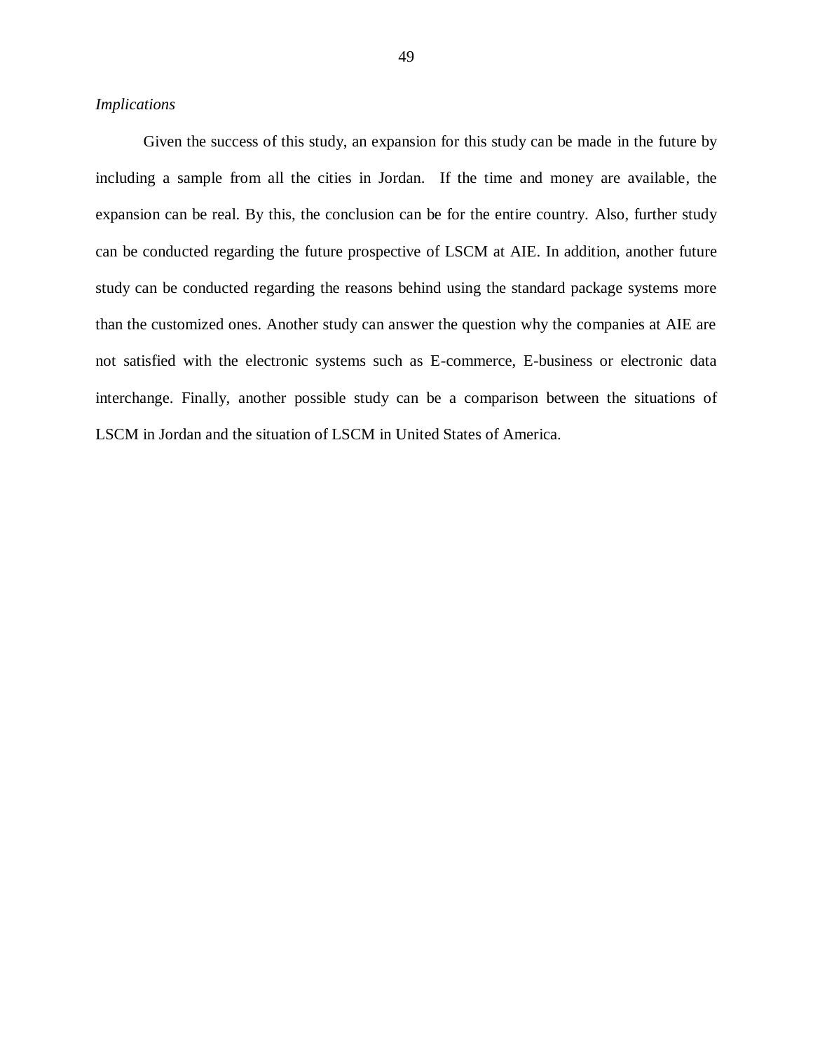*Implications*

Given the success of this study, an expansion for this study can be made in the future by including a sample from all the cities in Jordan. If the time and money are available, the expansion can be real. By this, the conclusion can be for the entire country. Also, further study can be conducted regarding the future prospective of LSCM at AIE. In addition, another future study can be conducted regarding the reasons behind using the standard package systems more than the customized ones. Another study can answer the question why the companies at AIE are not satisfied with the electronic systems such as E-commerce, E-business or electronic data interchange. Finally, another possible study can be a comparison between the situations of LSCM in Jordan and the situation of LSCM in United States of America.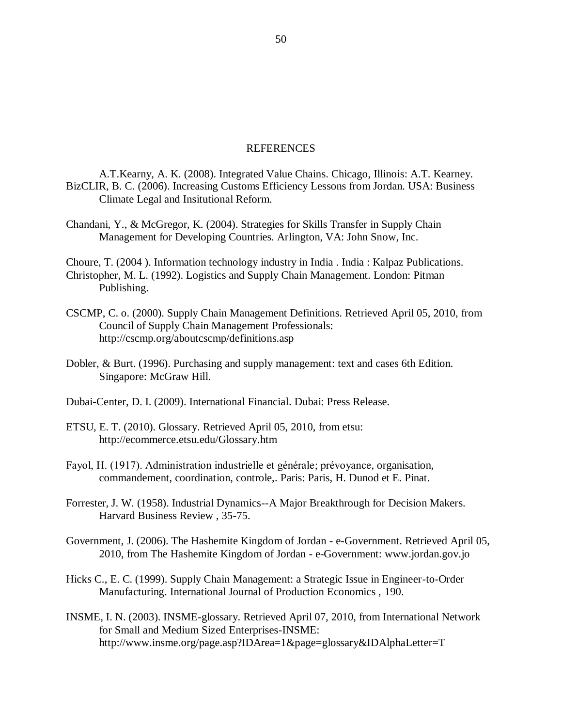# REFERENCES

A.T.Kearny, A. K. (2008). Integrated Value Chains. Chicago, Illinois: A.T. Kearney.

BizCLIR, B. C. (2006). Increasing Customs Efficiency Lessons from Jordan. USA: Business Climate Legal and Insitutional Reform.

Chandani, Y., & McGregor, K. (2004). Strategies for Skills Transfer in Supply Chain Management for Developing Countries. Arlington, VA: John Snow, Inc.

Choure, T. (2004 ). Information technology industry in India . India : Kalpaz Publications.

Christopher, M. L. (1992). Logistics and Supply Chain Management. London: Pitman Publishing.

CSCMP, C. o. (2000). Supply Chain Management Definitions. Retrieved April 05, 2010, from Council of Supply Chain Management Professionals: http://cscmp.org/aboutcscmp/definitions.asp

Dobler, & Burt. (1996). Purchasing and supply management: text and cases 6th Edition. Singapore: McGraw Hill.

Dubai-Center, D. I. (2009). International Financial. Dubai: Press Release.

ETSU, E. T. (2010). Glossary. Retrieved April 05, 2010, from etsu: http://ecommerce.etsu.edu/Glossary.htm

Fayol, H. (1917). Administration industrielle et générale; prévoyance, organisation, commandement, coordination, controle,. Paris: Paris, H. Dunod et E. Pinat.

Forrester, J. W. (1958). Industrial Dynamics--A Major Breakthrough for Decision Makers. Harvard Business Review , 35-75.

Government, J. (2006). The Hashemite Kingdom of Jordan - e-Government. Retrieved April 05, 2010, from The Hashemite Kingdom of Jordan - e-Government: www.jordan.gov.jo

Hicks C., E. C. (1999). Supply Chain Management: a Strategic Issue in Engineer-to-Order Manufacturing. International Journal of Production Economics , 190.

INSME, I. N. (2003). INSME-glossary. Retrieved April 07, 2010, from International Network for Small and Medium Sized Enterprises-INSME: http://www.insme.org/page.asp?IDArea=1&page=glossary&IDAlphaLetter=T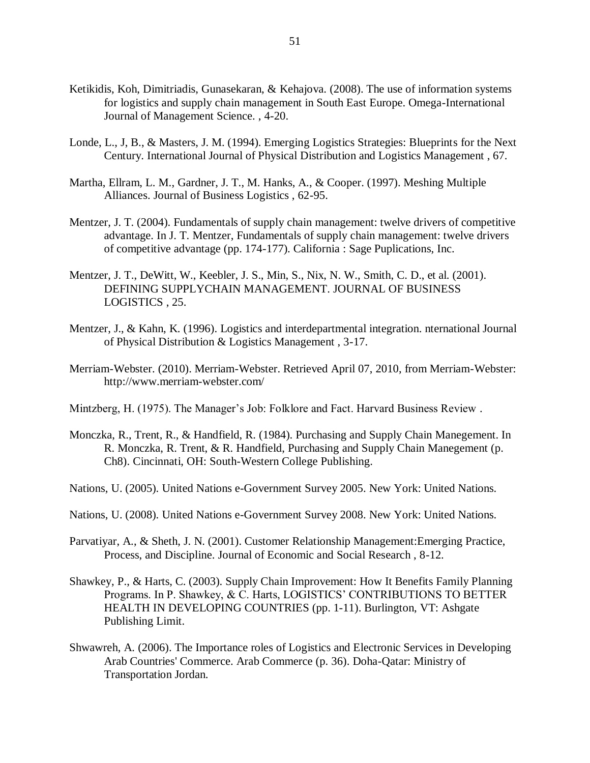Ketikidis, Koh, Dimitriadis, Gunasekaran, & Kehajova. (2008). The use of information systems for logistics and supply chain management in South East Europe. Omega-International Journal of Management Science. , 4-20.

Londe, L., J, B., & Masters, J. M. (1994). Emerging Logistics Strategies: Blueprints for the Next Century. International Journal of Physical Distribution and Logistics Management , 67.

Martha, Ellram, L. M., Gardner, J. T., M. Hanks, A., & Cooper. (1997). Meshing Multiple Alliances. Journal of Business Logistics , 62-95.

Mentzer, J. T. (2004). Fundamentals of supply chain management: twelve drivers of competitive advantage. In J. T. Mentzer, Fundamentals of supply chain management: twelve drivers of competitive advantage (pp. 174-177). California : Sage Puplications, Inc.

Mentzer, J. T., DeWitt, W., Keebler, J. S., Min, S., Nix, N. W., Smith, C. D., et al. (2001). DEFINING SUPPLYCHAIN MANAGEMENT. JOURNAL OF BUSINESS LOGISTICS , 25.

Mentzer, J., & Kahn, K. (1996). Logistics and interdepartmental integration. nternational Journal of Physical Distribution & Logistics Management , 3-17.

Merriam-Webster. (2010). Merriam-Webster. Retrieved April 07, 2010, from Merriam-Webster: http://www.merriam-webster.com/

Mintzberg, H. (1975). The Manager's Job: Folklore and Fact. Harvard Business Review .

Monczka, R., Trent, R., & Handfield, R. (1984). Purchasing and Supply Chain Manegement. In R. Monczka, R. Trent, & R. Handfield, Purchasing and Supply Chain Manegement (p. Ch8). Cincinnati, OH: South-Western College Publishing.

Nations, U. (2005). United Nations e-Government Survey 2005. New York: United Nations.

Nations, U. (2008). United Nations e-Government Survey 2008. New York: United Nations.

Parvatiyar, A., & Sheth, J. N. (2001). Customer Relationship Management:Emerging Practice, Process, and Discipline. Journal of Economic and Social Research , 8-12.

Shawkey, P., & Harts, C. (2003). Supply Chain Improvement: How It Benefits Family Planning Programs. In P. Shawkey, & C. Harts, LOGISTICS' CONTRIBUTIONS TO BETTER HEALTH IN DEVELOPING COUNTRIES (pp. 1-11). Burlington, VT: Ashgate Publishing Limit.

Shwawreh, A. (2006). The Importance roles of Logistics and Electronic Services in Developing Arab Countries' Commerce. Arab Commerce (p. 36). Doha-Qatar: Ministry of Transportation Jordan.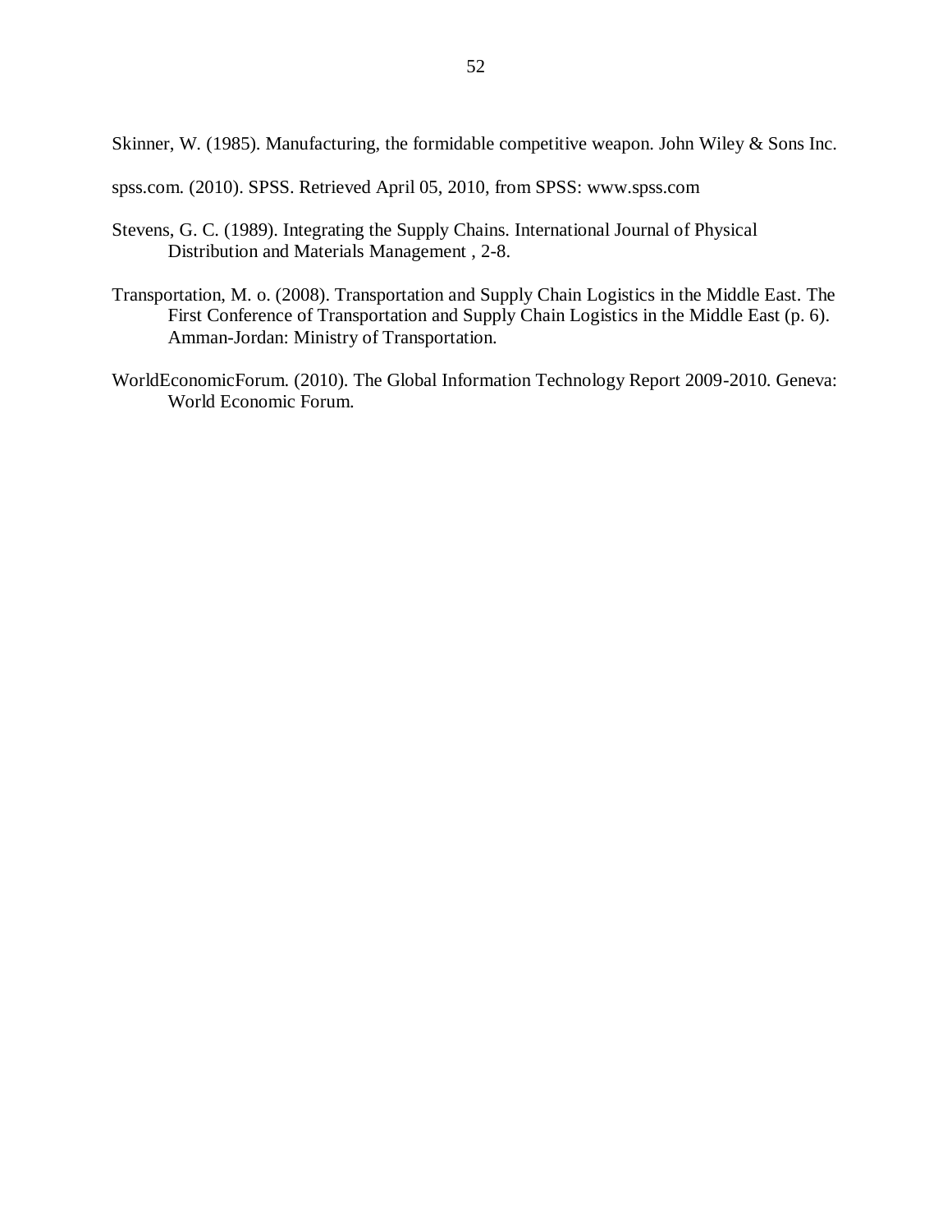Skinner, W. (1985). Manufacturing, the formidable competitive weapon. John Wiley & Sons Inc.

spss.com. (2010). SPSS. Retrieved April 05, 2010, from SPSS: www.spss.com

Stevens, G. C. (1989). Integrating the Supply Chains. International Journal of Physical Distribution and Materials Management , 2-8.

Transportation, M. o. (2008). Transportation and Supply Chain Logistics in the Middle East. The First Conference of Transportation and Supply Chain Logistics in the Middle East (p. 6). Amman-Jordan: Ministry of Transportation.

WorldEconomicForum. (2010). The Global Information Technology Report 2009-2010. Geneva: World Economic Forum.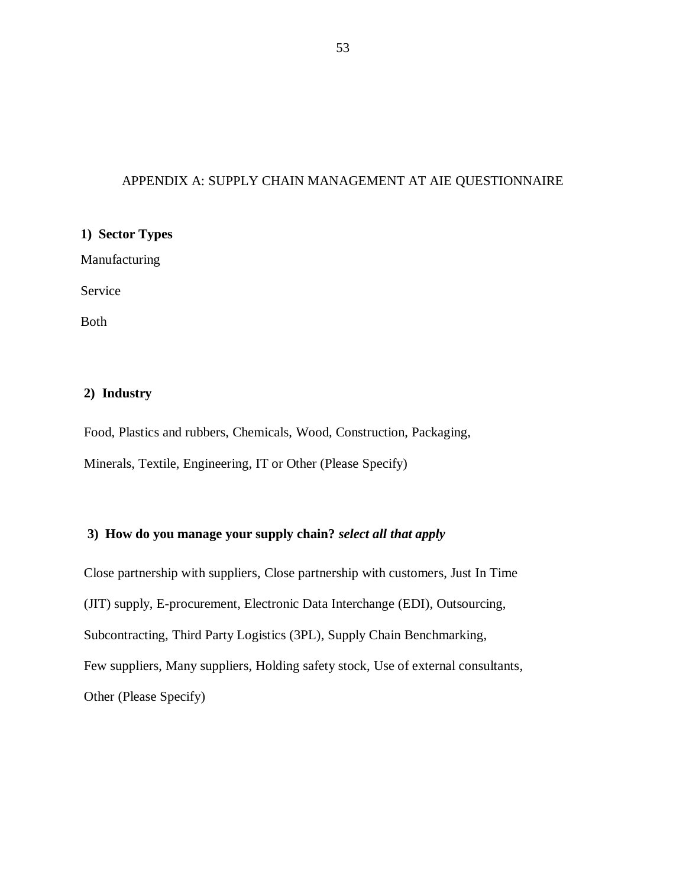# APPENDIX A: SUPPLY CHAIN MANAGEMENT AT AIE QUESTIONNAIRE

**1) Sector Types**

Manufacturing

Service

Both

**2) Industry**

Food, Plastics and rubbers, Chemicals, Wood, Construction, Packaging, Minerals, Textile, Engineering, IT or Other (Please Specify)

**3) How do you manage your supply chain?** ***select all that apply***

Close partnership with suppliers, Close partnership with customers, Just In Time (JIT) supply, E-procurement, Electronic Data Interchange (EDI), Outsourcing, Subcontracting, Third Party Logistics (3PL), Supply Chain Benchmarking, Few suppliers, Many suppliers, Holding safety stock, Use of external consultants, Other (Please Specify)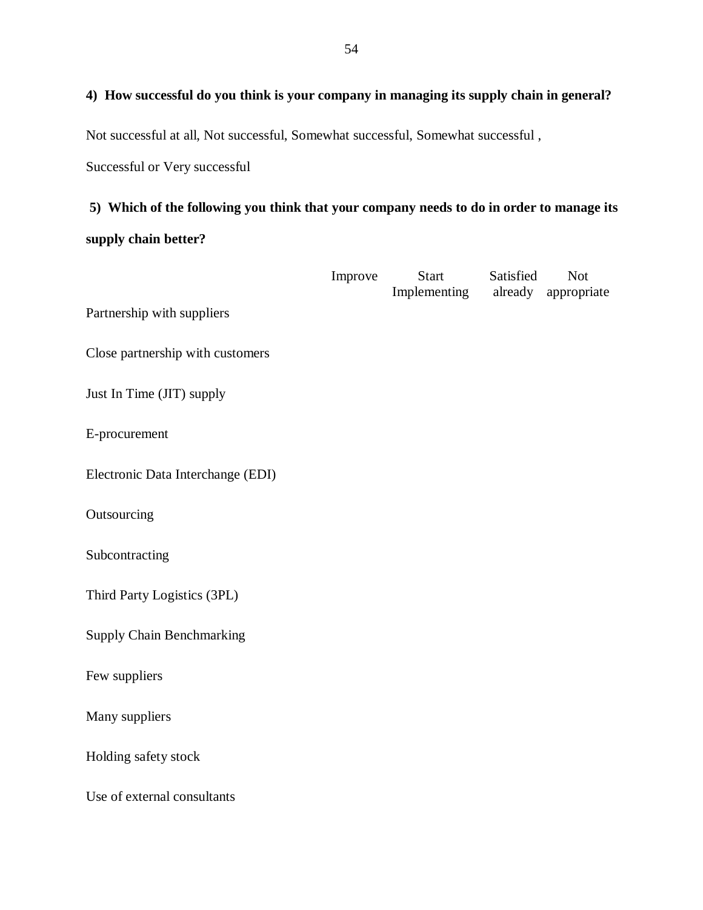**4) How successful do you think is your company in managing its supply chain in general?**

Not successful at all, Not successful, Somewhat successful, Somewhat successful ,

Successful or Very successful

**5) Which of the following you think that your company needs to do in order to manage its supply chain better?**

| | Improve | Start Implementing | Satisfied already | Not appropriate |
|---|---|---|---|---|
| Partnership with suppliers | | | | |
| Close partnership with customers | | | | |
| Just In Time (JIT) supply | | | | |
| E-procurement | | | | |
| Electronic Data Interchange (EDI) | | | | |
| Outsourcing | | | | |
| Subcontracting | | | | |
| Third Party Logistics (3PL) | | | | |
| Supply Chain Benchmarking | | | | |
| Few suppliers | | | | |
| Many suppliers | | | | |
| Holding safety stock | | | | |
| Use of external consultants | | | | |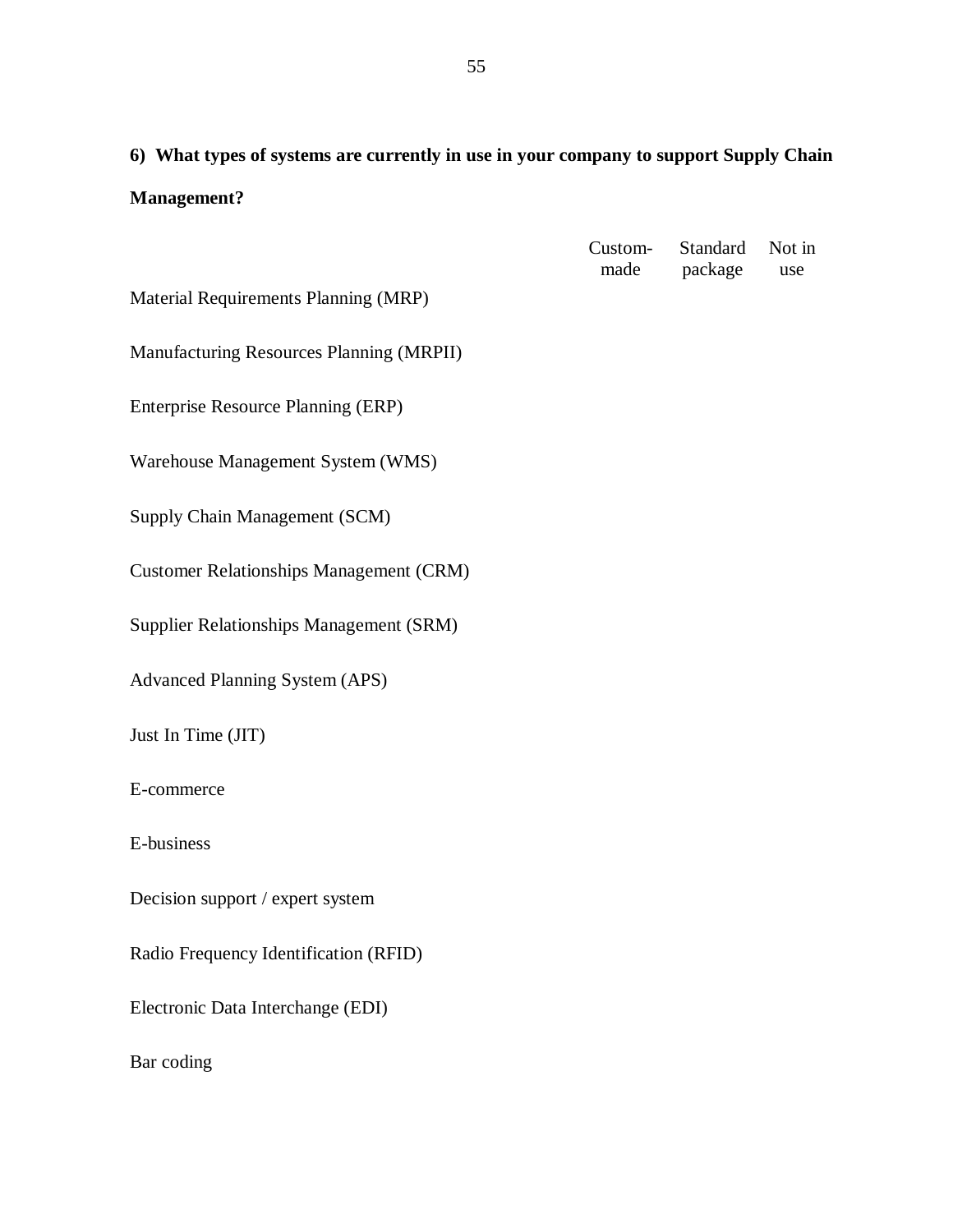**6) What types of systems are currently in use in your company to support Supply Chain Management?**

| | Custom-made | Standard package | Not in use |
|---|---|---|---|
| Material Requirements Planning (MRP) | | | |
| Manufacturing Resources Planning (MRPII) | | | |
| Enterprise Resource Planning (ERP) | | | |
| Warehouse Management System (WMS) | | | |
| Supply Chain Management (SCM) | | | |
| Customer Relationships Management (CRM) | | | |
| Supplier Relationships Management (SRM) | | | |
| Advanced Planning System (APS) | | | |
| Just In Time (JIT) | | | |
| E-commerce | | | |
| E-business | | | |
| Decision support / expert system | | | |
| Radio Frequency Identification (RFID) | | | |
| Electronic Data Interchange (EDI) | | | |
| Bar coding | | | |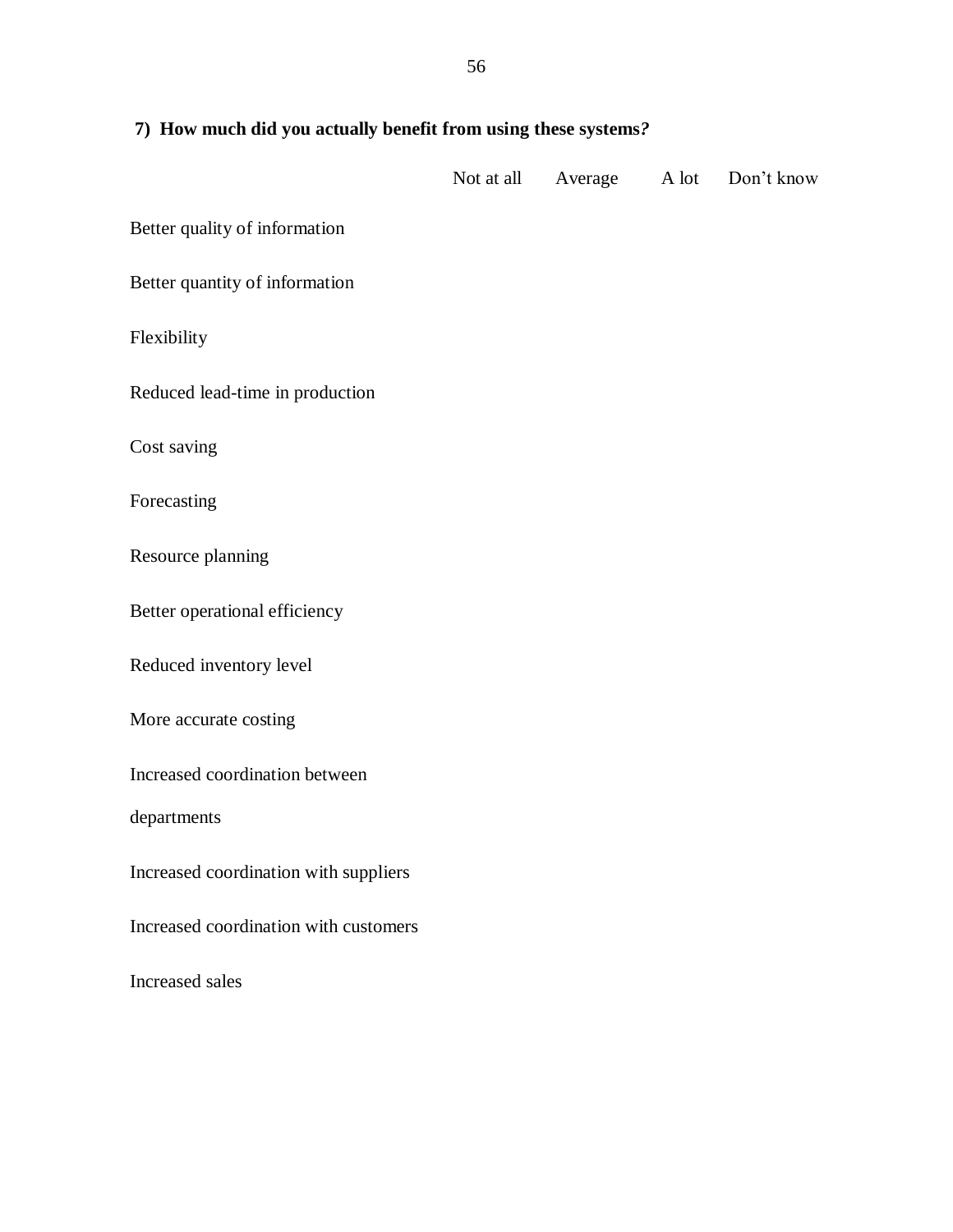**7) How much did you actually benefit from using these systems?**

| | Not at all | Average | A lot | Don't know |
|---|---|---|---|---|
| Better quality of information | | | | |
| Better quantity of information | | | | |
| Flexibility | | | | |
| Reduced lead-time in production | | | | |
| Cost saving | | | | |
| Forecasting | | | | |
| Resource planning | | | | |
| Better operational efficiency | | | | |
| Reduced inventory level | | | | |
| More accurate costing | | | | |
| Increased coordination between departments | | | | |
| Increased coordination with suppliers | | | | |
| Increased coordination with customers | | | | |
| Increased sales | | | | |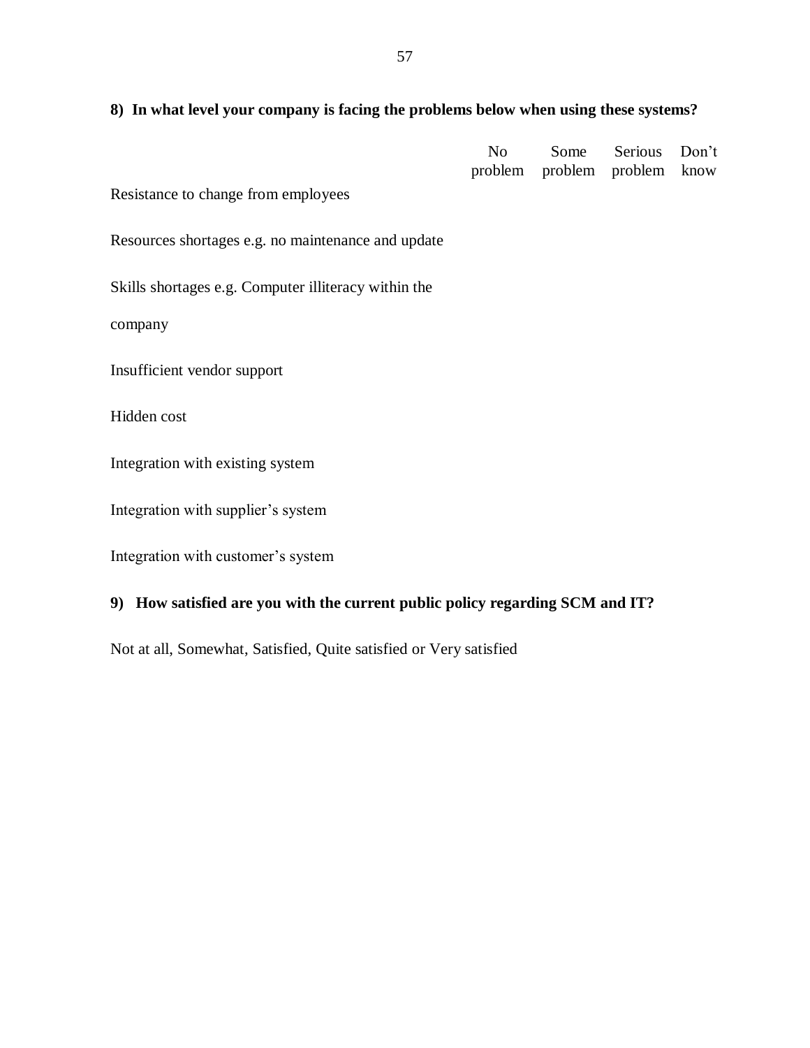**8) In what level your company is facing the problems below when using these systems?**

| | No problem | Some problem | Serious problem | Don't know |
|---|---|---|---|---|
| Resistance to change from employees | | | | |
| Resources shortages e.g. no maintenance and update | | | | |
| Skills shortages e.g. Computer illiteracy within the company | | | | |
| Insufficient vendor support | | | | |
| Hidden cost | | | | |
| Integration with existing system | | | | |
| Integration with supplier's system | | | | |
| Integration with customer's system | | | | |

**9) How satisfied are you with the current public policy regarding SCM and IT?**

Not at all, Somewhat, Satisfied, Quite satisfied or Very satisfied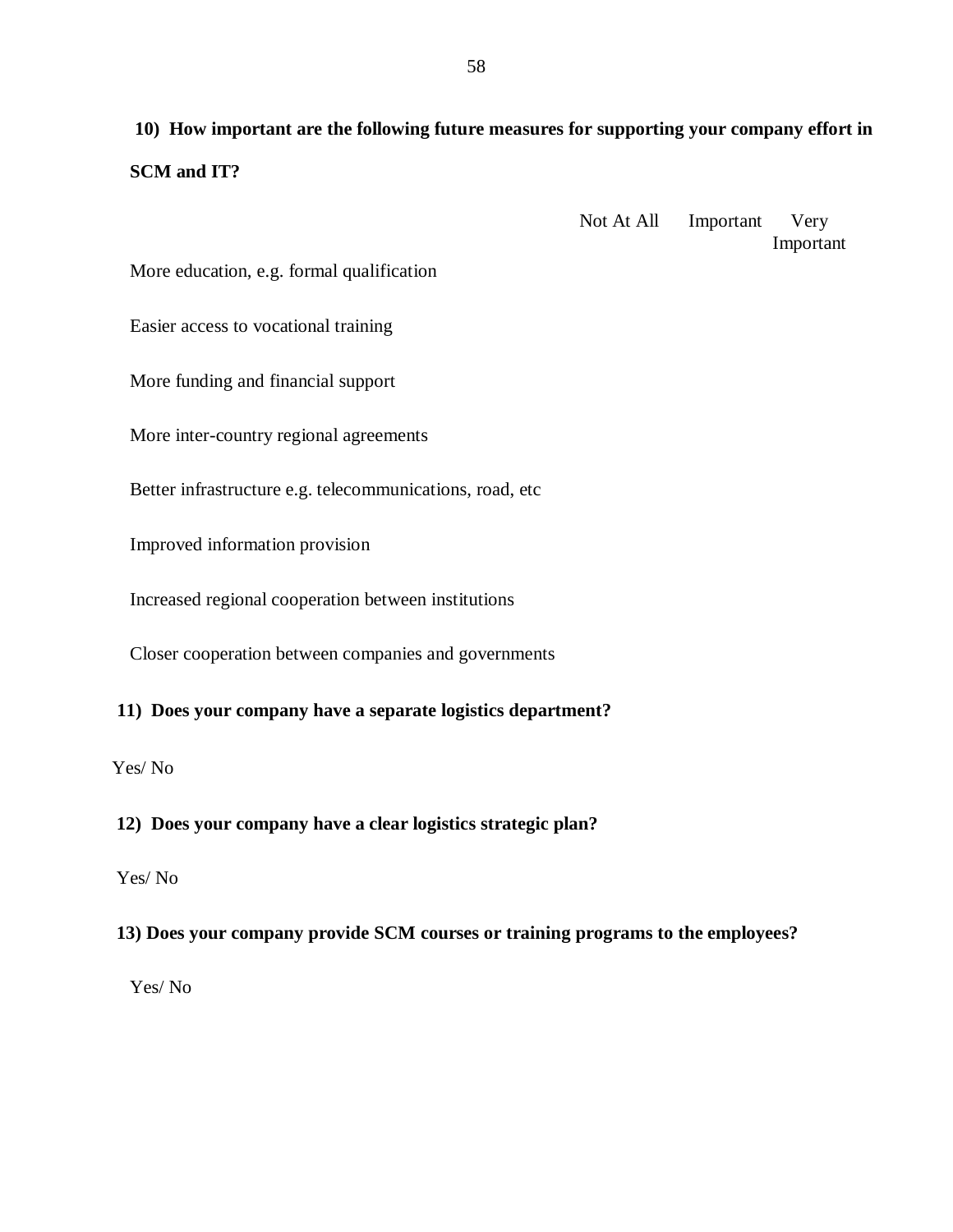**10) How important are the following future measures for supporting your company effort in SCM and IT?**

| | Not At All | Important | Very Important |
|---|---|---|---|
| More education, e.g. formal qualification | | | |
| Easier access to vocational training | | | |
| More funding and financial support | | | |
| More inter-country regional agreements | | | |
| Better infrastructure e.g. telecommunications, road, etc | | | |
| Improved information provision | | | |
| Increased regional cooperation between institutions | | | |
| Closer cooperation between companies and governments | | | |

**11) Does your company have a separate logistics department?**

Yes/ No

**12) Does your company have a clear logistics strategic plan?**

Yes/ No

**13) Does your company provide SCM courses or training programs to the employees?**

Yes/ No